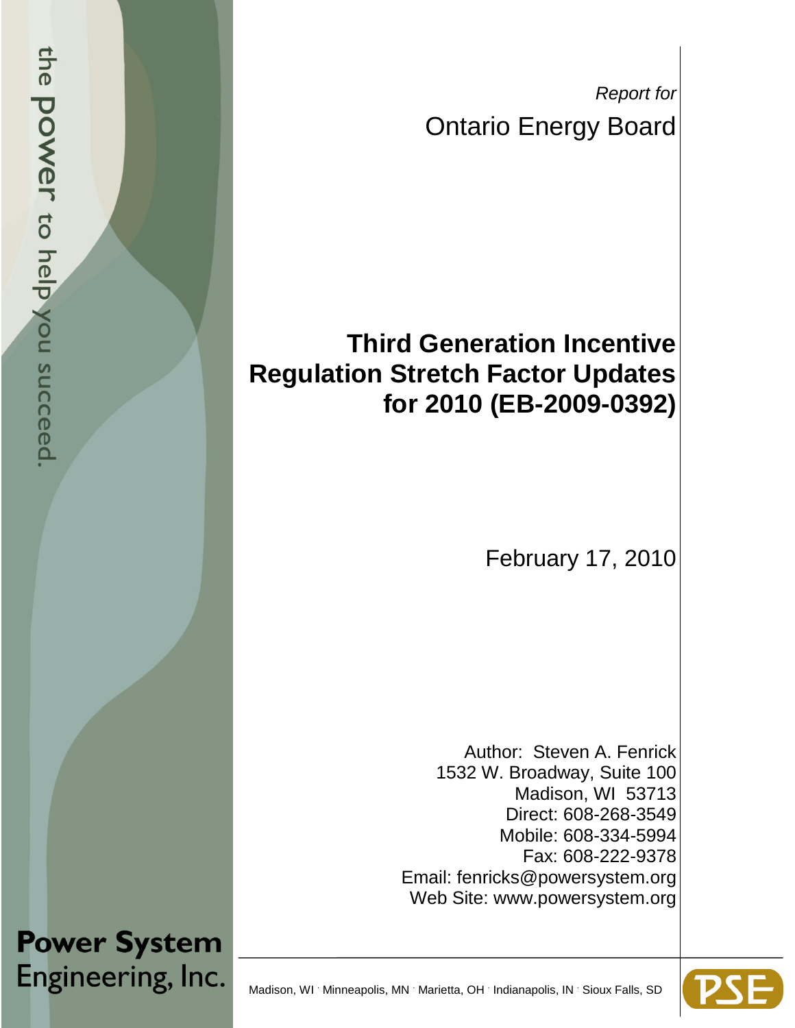*Report for*

Ontario Energy Board

# Third Generation Incentive Regulation Stretch Factor Updates for 2010 (EB-2009-0392)

February 17, 2010

Author: Steven A. Fenrick
1532 W. Broadway, Suite 100
Madison, WI 53713
Direct: 608-268-3549
Mobile: 608-334-5994
Fax: 608-222-9378
Email: fenricks@powersystem.org
Web Site: www.powersystem.org

the power to help you succeed.

**Power System Engineering, Inc.**

Madison, WI · Minneapolis, MN · Marietta, OH · Indianapolis, IN · Sioux Falls, SD

PSE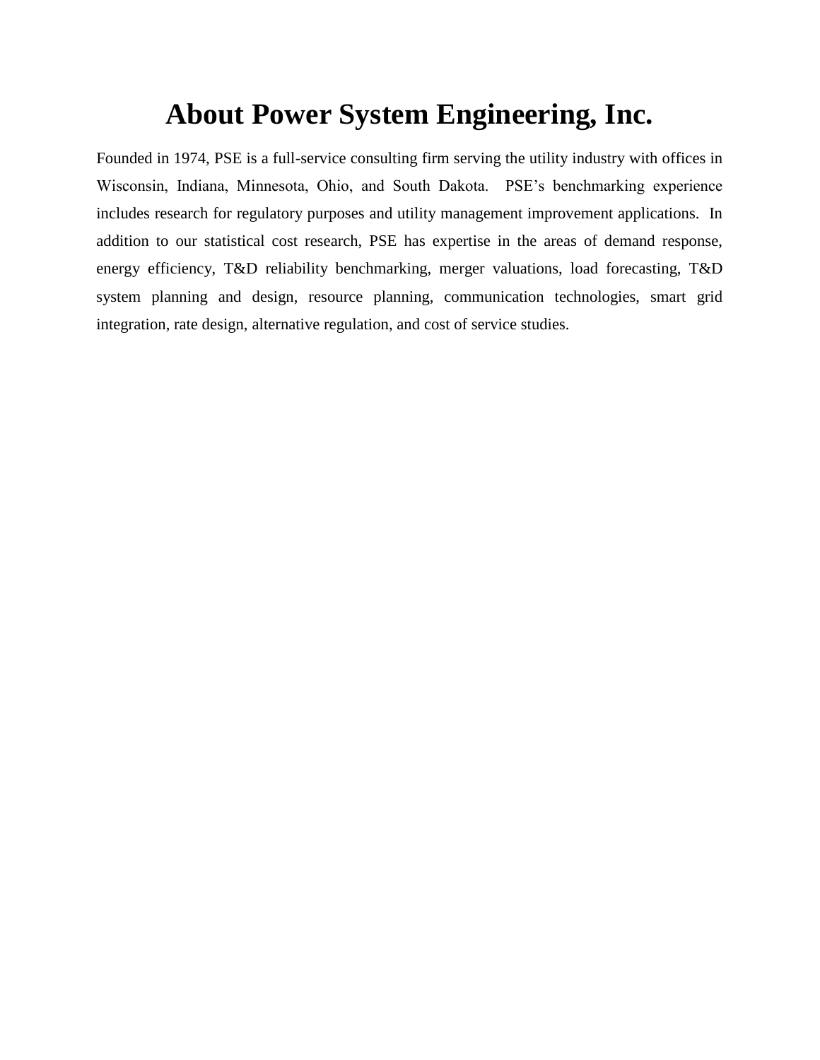# About Power System Engineering, Inc.

Founded in 1974, PSE is a full-service consulting firm serving the utility industry with offices in Wisconsin, Indiana, Minnesota, Ohio, and South Dakota. PSE's benchmarking experience includes research for regulatory purposes and utility management improvement applications. In addition to our statistical cost research, PSE has expertise in the areas of demand response, energy efficiency, T&D reliability benchmarking, merger valuations, load forecasting, T&D system planning and design, resource planning, communication technologies, smart grid integration, rate design, alternative regulation, and cost of service studies.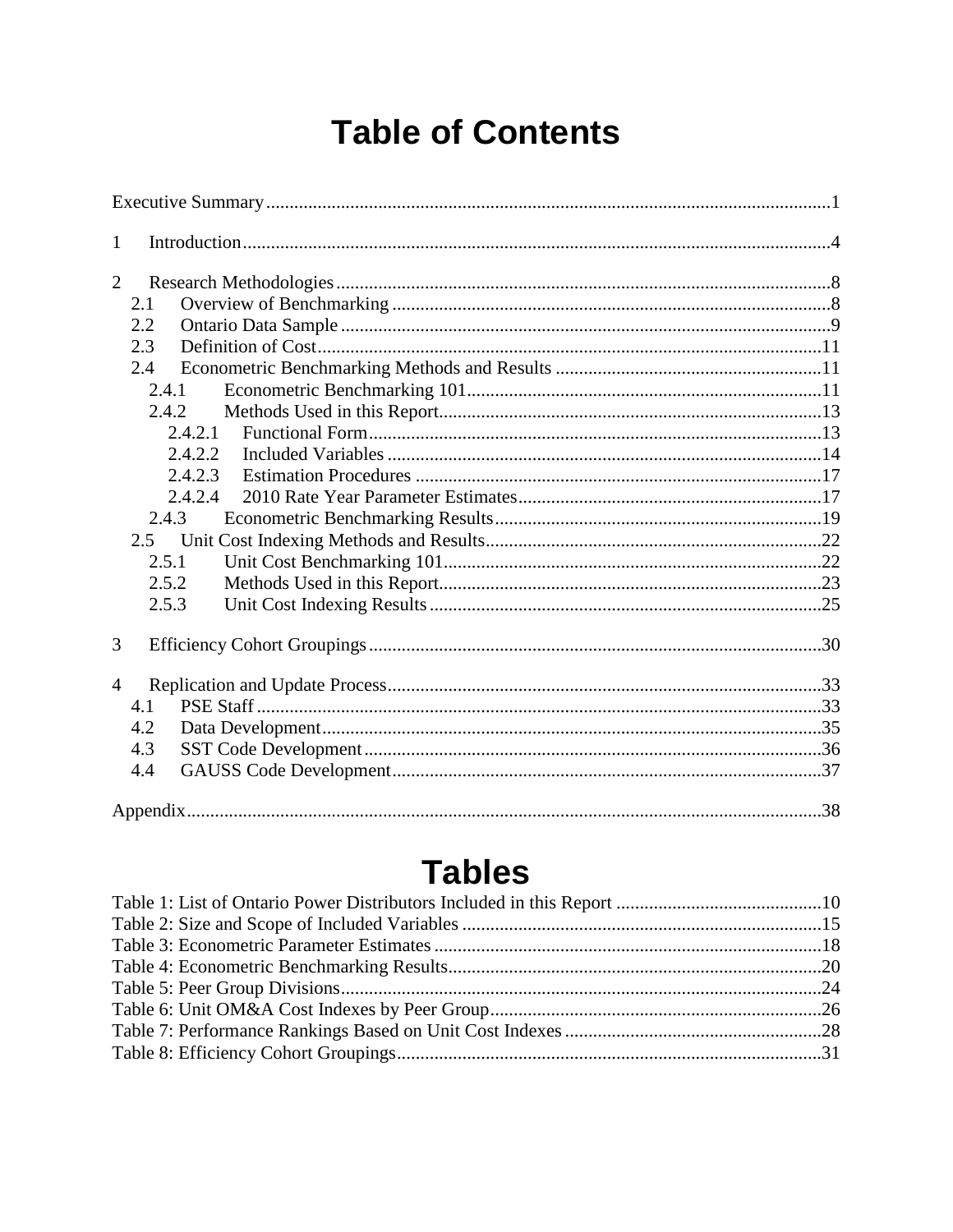# Table of Contents

Executive Summary ........................................................................................................ 1

1 Introduction ............................................................................................................. 4

2 Research Methodologies .......................................................................................... 8
- 2.1 Overview of Benchmarking .............................................................................. 8
- 2.2 Ontario Data Sample ........................................................................................ 9
- 2.3 Definition of Cost ........................................................................................... 11
- 2.4 Econometric Benchmarking Methods and Results ......................................... 11
  - 2.4.1 Econometric Benchmarking 101 ............................................................ 11
  - 2.4.2 Methods Used in this Report ................................................................. 13
    - 2.4.2.1 Functional Form ................................................................................ 13
    - 2.4.2.2 Included Variables ............................................................................ 14
    - 2.4.2.3 Estimation Procedures ...................................................................... 17
    - 2.4.2.4 2010 Rate Year Parameter Estimates ................................................ 17
  - 2.4.3 Econometric Benchmarking Results ..................................................... 19
- 2.5 Unit Cost Indexing Methods and Results ....................................................... 22
  - 2.5.1 Unit Cost Benchmarking 101 ................................................................ 22
  - 2.5.2 Methods Used in this Report ................................................................. 23
  - 2.5.3 Unit Cost Indexing Results ................................................................... 25

3 Efficiency Cohort Groupings ................................................................................ 30

4 Replication and Update Process ............................................................................ 33
- 4.1 PSE Staff ........................................................................................................ 33
- 4.2 Data Development .......................................................................................... 35
- 4.3 SST Code Development ................................................................................. 36
- 4.4 GAUSS Code Development ........................................................................... 37

Appendix ....................................................................................................................... 38

# Tables

Table 1: List of Ontario Power Distributors Included in this Report ............................ 10

Table 2: Size and Scope of Included Variables ............................................................ 15

Table 3: Econometric Parameter Estimates .................................................................. 18

Table 4: Econometric Benchmarking Results ............................................................... 20

Table 5: Peer Group Divisions ...................................................................................... 24

Table 6: Unit OM&A Cost Indexes by Peer Group ...................................................... 26

Table 7: Performance Rankings Based on Unit Cost Indexes ....................................... 28

Table 8: Efficiency Cohort Groupings ........................................................................... 31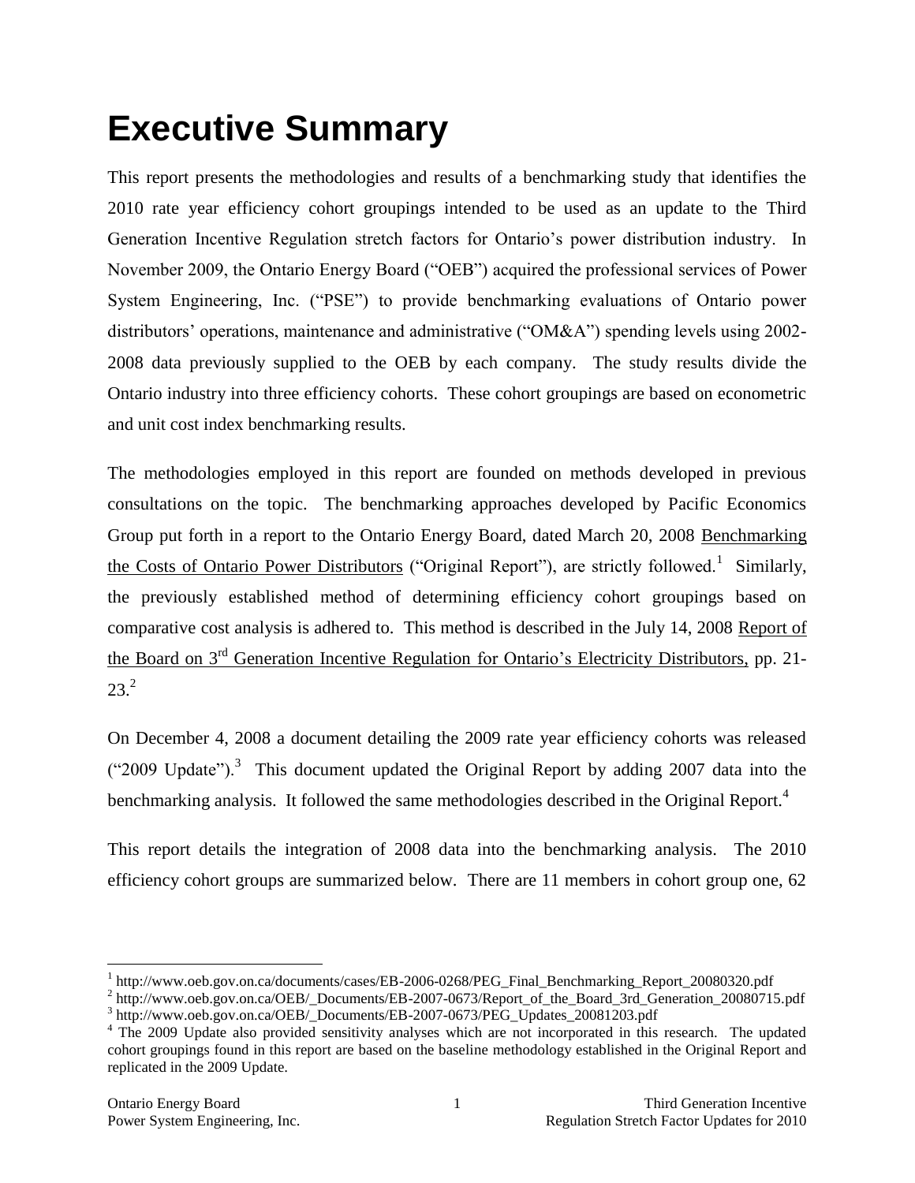# Executive Summary

This report presents the methodologies and results of a benchmarking study that identifies the 2010 rate year efficiency cohort groupings intended to be used as an update to the Third Generation Incentive Regulation stretch factors for Ontario's power distribution industry. In November 2009, the Ontario Energy Board ("OEB") acquired the professional services of Power System Engineering, Inc. ("PSE") to provide benchmarking evaluations of Ontario power distributors' operations, maintenance and administrative ("OM&A") spending levels using 2002-2008 data previously supplied to the OEB by each company. The study results divide the Ontario industry into three efficiency cohorts. These cohort groupings are based on econometric and unit cost index benchmarking results.

The methodologies employed in this report are founded on methods developed in previous consultations on the topic. The benchmarking approaches developed by Pacific Economics Group put forth in a report to the Ontario Energy Board, dated March 20, 2008 Benchmarking the Costs of Ontario Power Distributors ("Original Report"), are strictly followed.[1] Similarly, the previously established method of determining efficiency cohort groupings based on comparative cost analysis is adhered to. This method is described in the July 14, 2008 Report of the Board on 3rd Generation Incentive Regulation for Ontario's Electricity Distributors, pp. 21-23.[2]

On December 4, 2008 a document detailing the 2009 rate year efficiency cohorts was released ("2009 Update").[3] This document updated the Original Report by adding 2007 data into the benchmarking analysis. It followed the same methodologies described in the Original Report.[4]

This report details the integration of 2008 data into the benchmarking analysis. The 2010 efficiency cohort groups are summarized below. There are 11 members in cohort group one, 62

---

[1] http://www.oeb.gov.on.ca/documents/cases/EB-2006-0268/PEG_Final_Benchmarking_Report_20080320.pdf

[2] http://www.oeb.gov.on.ca/OEB/_Documents/EB-2007-0673/Report_of_the_Board_3rd_Generation_20080715.pdf

[3] http://www.oeb.gov.on.ca/OEB/_Documents/EB-2007-0673/PEG_Updates_20081203.pdf

[4] The 2009 Update also provided sensitivity analyses which are not incorporated in this research. The updated cohort groupings found in this report are based on the baseline methodology established in the Original Report and replicated in the 2009 Update.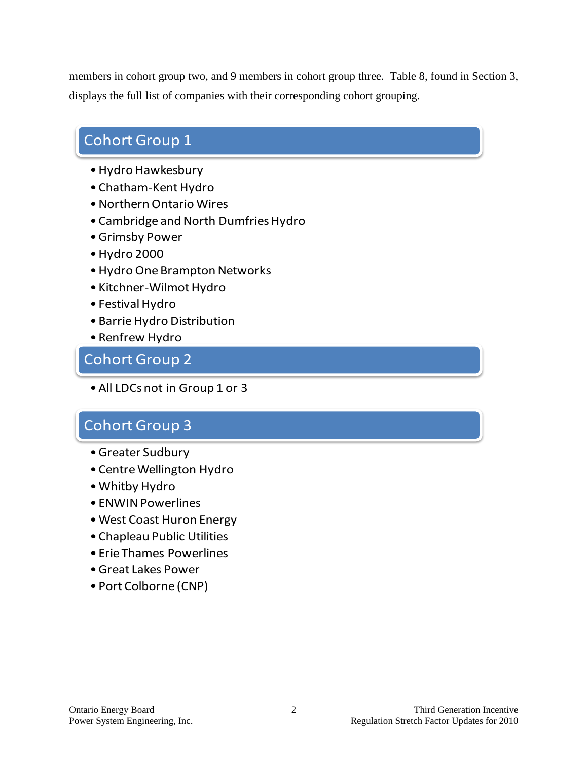members in cohort group two, and 9 members in cohort group three. Table 8, found in Section 3, displays the full list of companies with their corresponding cohort grouping.

## Cohort Group 1

- Hydro Hawkesbury
- Chatham-Kent Hydro
- Northern Ontario Wires
- Cambridge and North Dumfries Hydro
- Grimsby Power
- Hydro 2000
- Hydro One Brampton Networks
- Kitchner-Wilmot Hydro
- Festival Hydro
- Barrie Hydro Distribution
- Renfrew Hydro

## Cohort Group 2

- All LDCs not in Group 1 or 3

## Cohort Group 3

- Greater Sudbury
- Centre Wellington Hydro
- Whitby Hydro
- ENWIN Powerlines
- West Coast Huron Energy
- Chapleau Public Utilities
- Erie Thames Powerlines
- Great Lakes Power
- Port Colborne (CNP)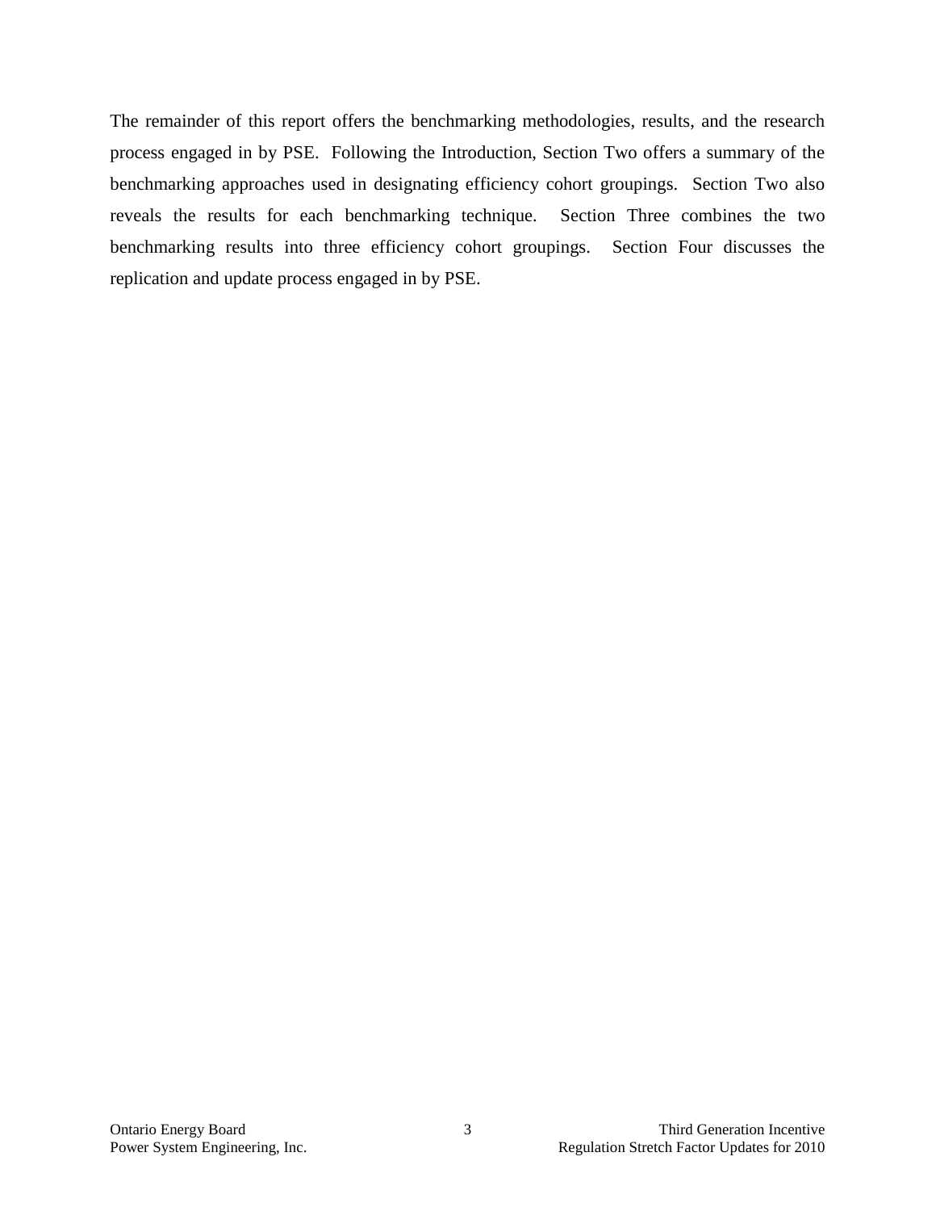The remainder of this report offers the benchmarking methodologies, results, and the research process engaged in by PSE. Following the Introduction, Section Two offers a summary of the benchmarking approaches used in designating efficiency cohort groupings. Section Two also reveals the results for each benchmarking technique. Section Three combines the two benchmarking results into three efficiency cohort groupings. Section Four discusses the replication and update process engaged in by PSE.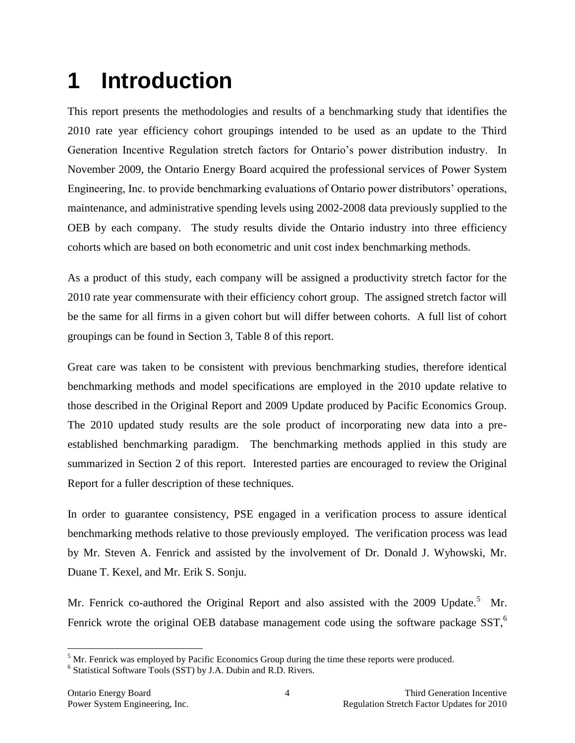# 1 Introduction

This report presents the methodologies and results of a benchmarking study that identifies the 2010 rate year efficiency cohort groupings intended to be used as an update to the Third Generation Incentive Regulation stretch factors for Ontario's power distribution industry. In November 2009, the Ontario Energy Board acquired the professional services of Power System Engineering, Inc. to provide benchmarking evaluations of Ontario power distributors' operations, maintenance, and administrative spending levels using 2002-2008 data previously supplied to the OEB by each company. The study results divide the Ontario industry into three efficiency cohorts which are based on both econometric and unit cost index benchmarking methods.

As a product of this study, each company will be assigned a productivity stretch factor for the 2010 rate year commensurate with their efficiency cohort group. The assigned stretch factor will be the same for all firms in a given cohort but will differ between cohorts. A full list of cohort groupings can be found in Section 3, Table 8 of this report.

Great care was taken to be consistent with previous benchmarking studies, therefore identical benchmarking methods and model specifications are employed in the 2010 update relative to those described in the Original Report and 2009 Update produced by Pacific Economics Group. The 2010 updated study results are the sole product of incorporating new data into a pre-established benchmarking paradigm. The benchmarking methods applied in this study are summarized in Section 2 of this report. Interested parties are encouraged to review the Original Report for a fuller description of these techniques.

In order to guarantee consistency, PSE engaged in a verification process to assure identical benchmarking methods relative to those previously employed. The verification process was lead by Mr. Steven A. Fenrick and assisted by the involvement of Dr. Donald J. Wyhowski, Mr. Duane T. Kexel, and Mr. Erik S. Sonju.

Mr. Fenrick co-authored the Original Report and also assisted with the 2009 Update.[5] Mr. Fenrick wrote the original OEB database management code using the software package SST,[6]

[5] Mr. Fenrick was employed by Pacific Economics Group during the time these reports were produced.

[6] Statistical Software Tools (SST) by J.A. Dubin and R.D. Rivers.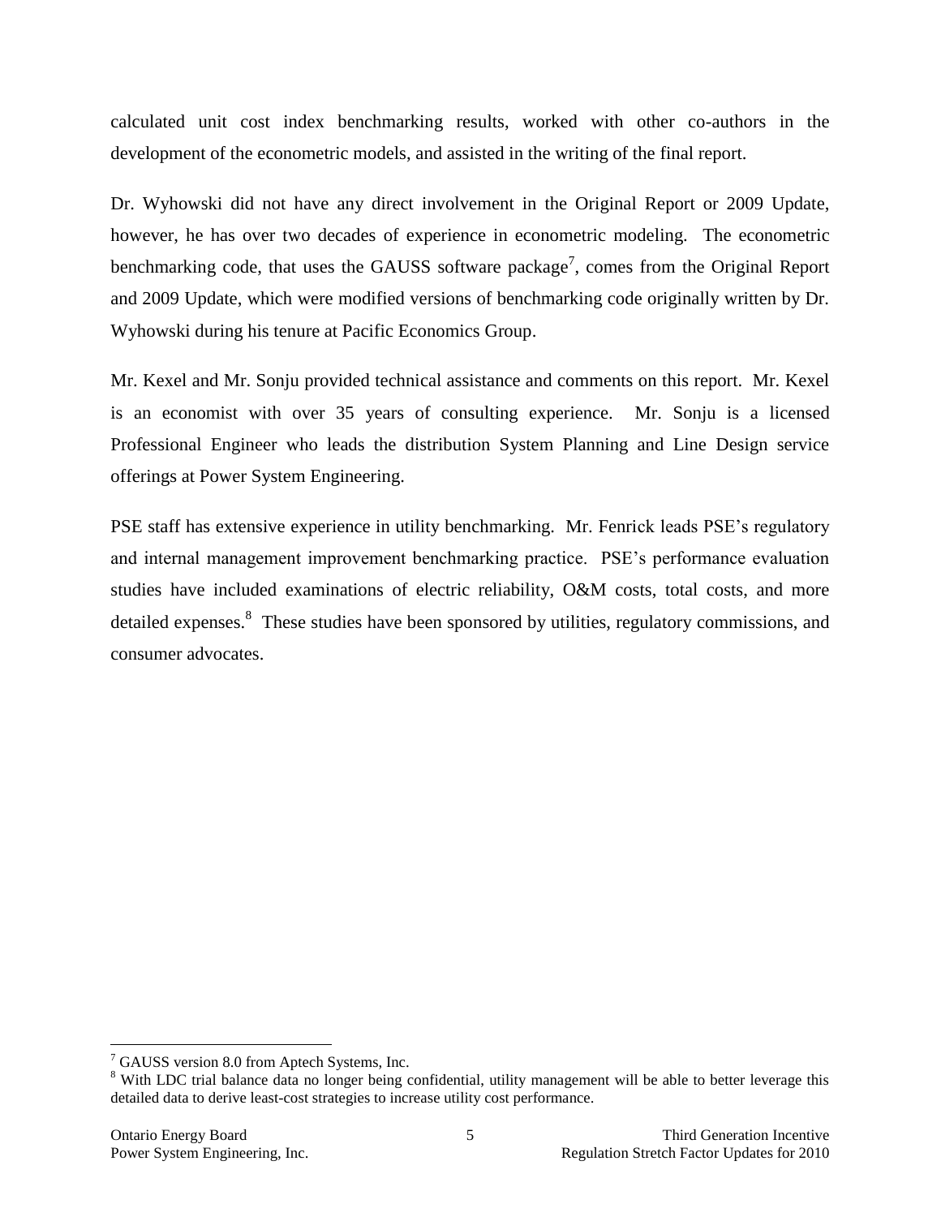calculated unit cost index benchmarking results, worked with other co-authors in the development of the econometric models, and assisted in the writing of the final report.

Dr. Wyhowski did not have any direct involvement in the Original Report or 2009 Update, however, he has over two decades of experience in econometric modeling. The econometric benchmarking code, that uses the GAUSS software package[7], comes from the Original Report and 2009 Update, which were modified versions of benchmarking code originally written by Dr. Wyhowski during his tenure at Pacific Economics Group.

Mr. Kexel and Mr. Sonju provided technical assistance and comments on this report. Mr. Kexel is an economist with over 35 years of consulting experience. Mr. Sonju is a licensed Professional Engineer who leads the distribution System Planning and Line Design service offerings at Power System Engineering.

PSE staff has extensive experience in utility benchmarking. Mr. Fenrick leads PSE's regulatory and internal management improvement benchmarking practice. PSE's performance evaluation studies have included examinations of electric reliability, O&M costs, total costs, and more detailed expenses.[8] These studies have been sponsored by utilities, regulatory commissions, and consumer advocates.

[7] GAUSS version 8.0 from Aptech Systems, Inc.

[8] With LDC trial balance data no longer being confidential, utility management will be able to better leverage this detailed data to derive least-cost strategies to increase utility cost performance.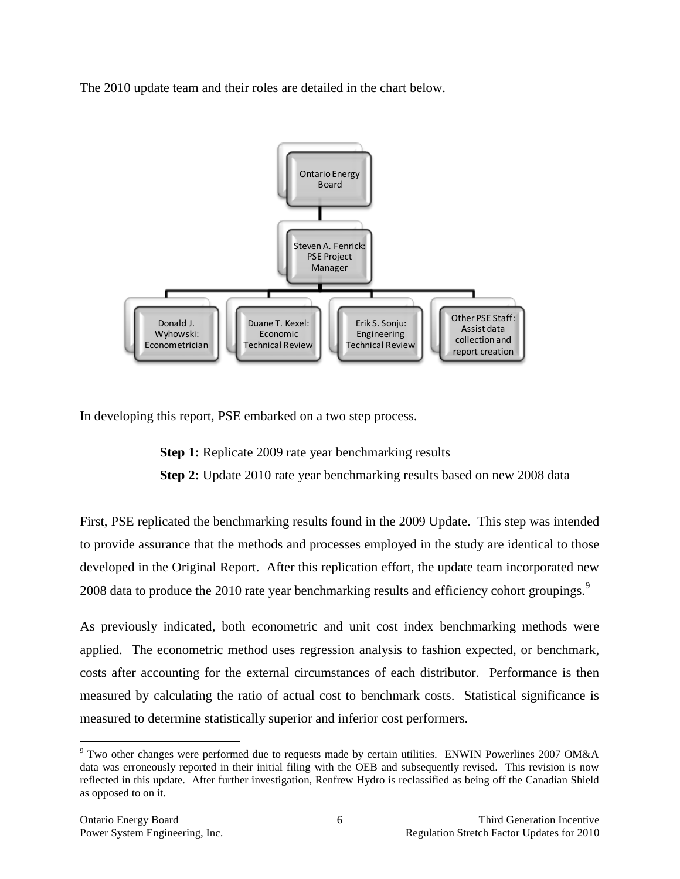The 2010 update team and their roles are detailed in the chart below.

Ontario Energy Board

Steven A. Fenrick: PSE Project Manager

Donald J. Wyhowski: Econometrician

Duane T. Kexel: Economic Technical Review

Erik S. Sonju: Engineering Technical Review

Other PSE Staff: Assist data collection and report creation

In developing this report, PSE embarked on a two step process.

> **Step 1:** Replicate 2009 rate year benchmarking results
>
> **Step 2:** Update 2010 rate year benchmarking results based on new 2008 data

First, PSE replicated the benchmarking results found in the 2009 Update. This step was intended to provide assurance that the methods and processes employed in the study are identical to those developed in the Original Report. After this replication effort, the update team incorporated new 2008 data to produce the 2010 rate year benchmarking results and efficiency cohort groupings.[9]

As previously indicated, both econometric and unit cost index benchmarking methods were applied. The econometric method uses regression analysis to fashion expected, or benchmark, costs after accounting for the external circumstances of each distributor. Performance is then measured by calculating the ratio of actual cost to benchmark costs. Statistical significance is measured to determine statistically superior and inferior cost performers.

[9] Two other changes were performed due to requests made by certain utilities. ENWIN Powerlines 2007 OM&A data was erroneously reported in their initial filing with the OEB and subsequently revised. This revision is now reflected in this update. After further investigation, Renfrew Hydro is reclassified as being off the Canadian Shield as opposed to on it.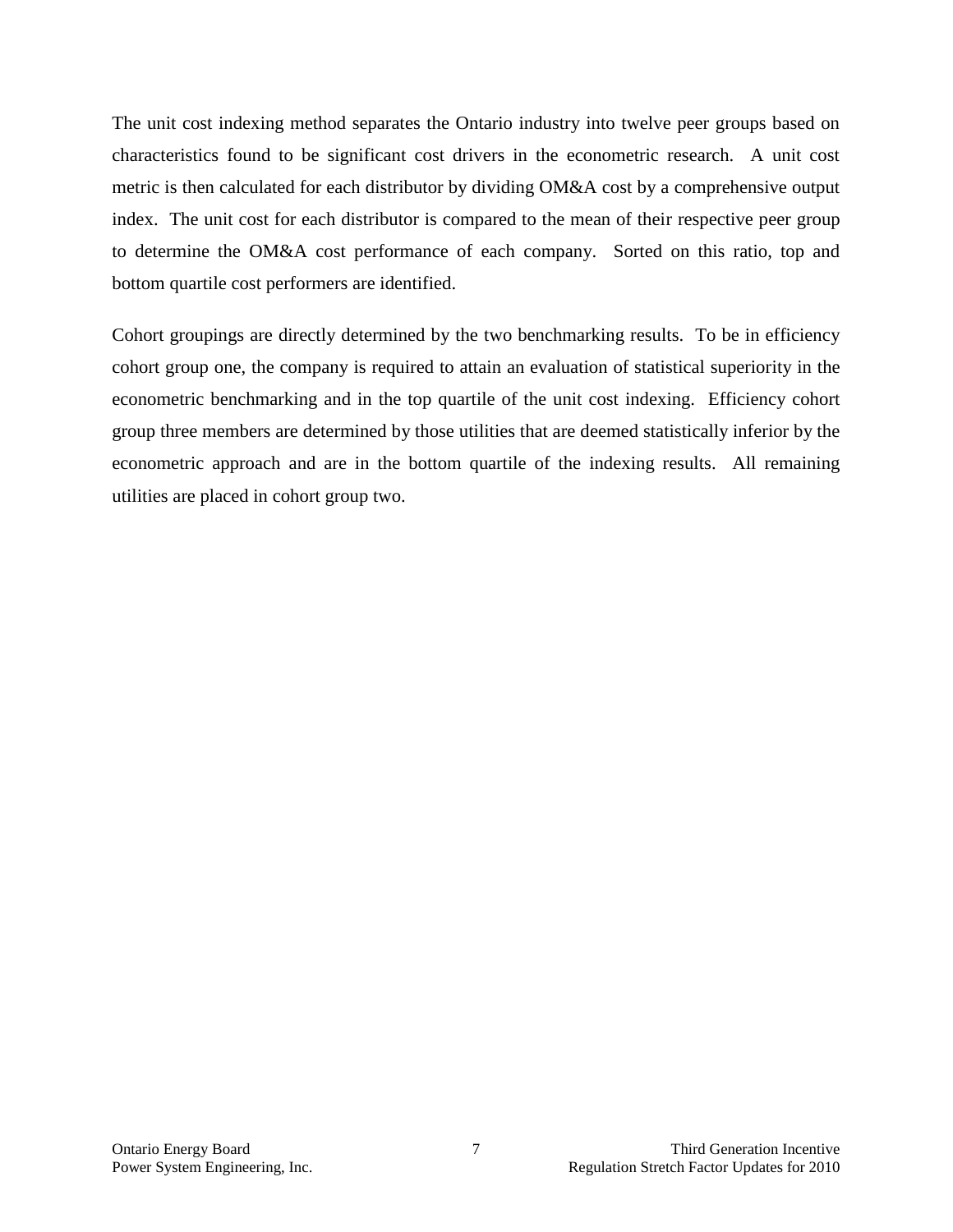The unit cost indexing method separates the Ontario industry into twelve peer groups based on characteristics found to be significant cost drivers in the econometric research. A unit cost metric is then calculated for each distributor by dividing OM&A cost by a comprehensive output index. The unit cost for each distributor is compared to the mean of their respective peer group to determine the OM&A cost performance of each company. Sorted on this ratio, top and bottom quartile cost performers are identified.

Cohort groupings are directly determined by the two benchmarking results. To be in efficiency cohort group one, the company is required to attain an evaluation of statistical superiority in the econometric benchmarking and in the top quartile of the unit cost indexing. Efficiency cohort group three members are determined by those utilities that are deemed statistically inferior by the econometric approach and are in the bottom quartile of the indexing results. All remaining utilities are placed in cohort group two.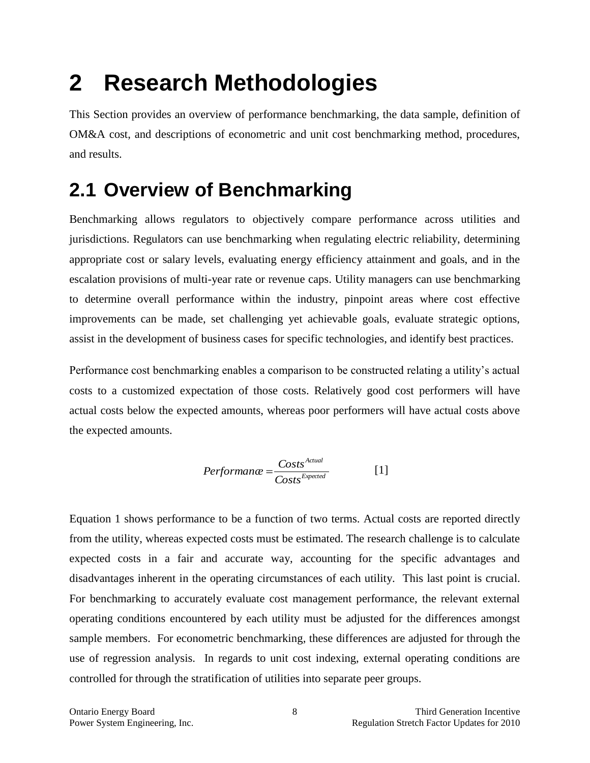# 2 Research Methodologies

This Section provides an overview of performance benchmarking, the data sample, definition of OM&A cost, and descriptions of econometric and unit cost benchmarking method, procedures, and results.

## 2.1 Overview of Benchmarking

Benchmarking allows regulators to objectively compare performance across utilities and jurisdictions. Regulators can use benchmarking when regulating electric reliability, determining appropriate cost or salary levels, evaluating energy efficiency attainment and goals, and in the escalation provisions of multi-year rate or revenue caps. Utility managers can use benchmarking to determine overall performance within the industry, pinpoint areas where cost effective improvements can be made, set challenging yet achievable goals, evaluate strategic options, assist in the development of business cases for specific technologies, and identify best practices.

Performance cost benchmarking enables a comparison to be constructed relating a utility's actual costs to a customized expectation of those costs. Relatively good cost performers will have actual costs below the expected amounts, whereas poor performers will have actual costs above the expected amounts.

$$Performance = \frac{Costs^{Actual}}{Costs^{Expected}} \qquad [1]$$

Equation 1 shows performance to be a function of two terms. Actual costs are reported directly from the utility, whereas expected costs must be estimated. The research challenge is to calculate expected costs in a fair and accurate way, accounting for the specific advantages and disadvantages inherent in the operating circumstances of each utility. This last point is crucial. For benchmarking to accurately evaluate cost management performance, the relevant external operating conditions encountered by each utility must be adjusted for the differences amongst sample members. For econometric benchmarking, these differences are adjusted for through the use of regression analysis. In regards to unit cost indexing, external operating conditions are controlled for through the stratification of utilities into separate peer groups.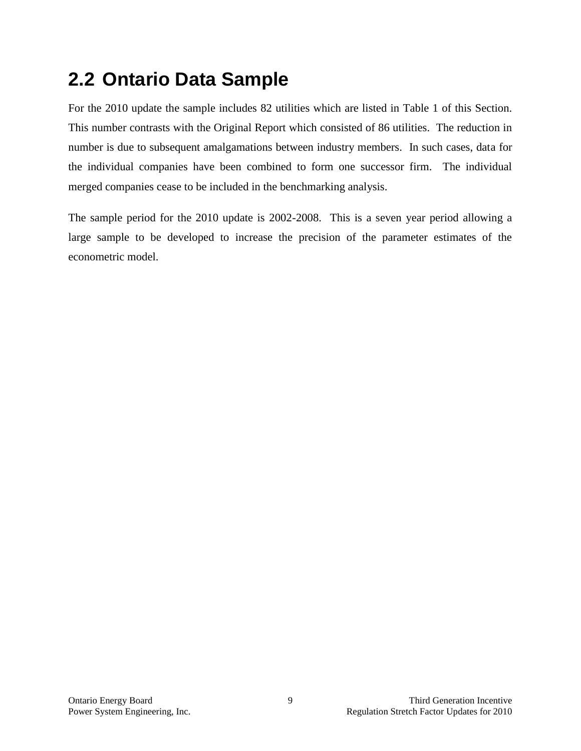## 2.2 Ontario Data Sample

For the 2010 update the sample includes 82 utilities which are listed in Table 1 of this Section. This number contrasts with the Original Report which consisted of 86 utilities. The reduction in number is due to subsequent amalgamations between industry members. In such cases, data for the individual companies have been combined to form one successor firm. The individual merged companies cease to be included in the benchmarking analysis.

The sample period for the 2010 update is 2002-2008. This is a seven year period allowing a large sample to be developed to increase the precision of the parameter estimates of the econometric model.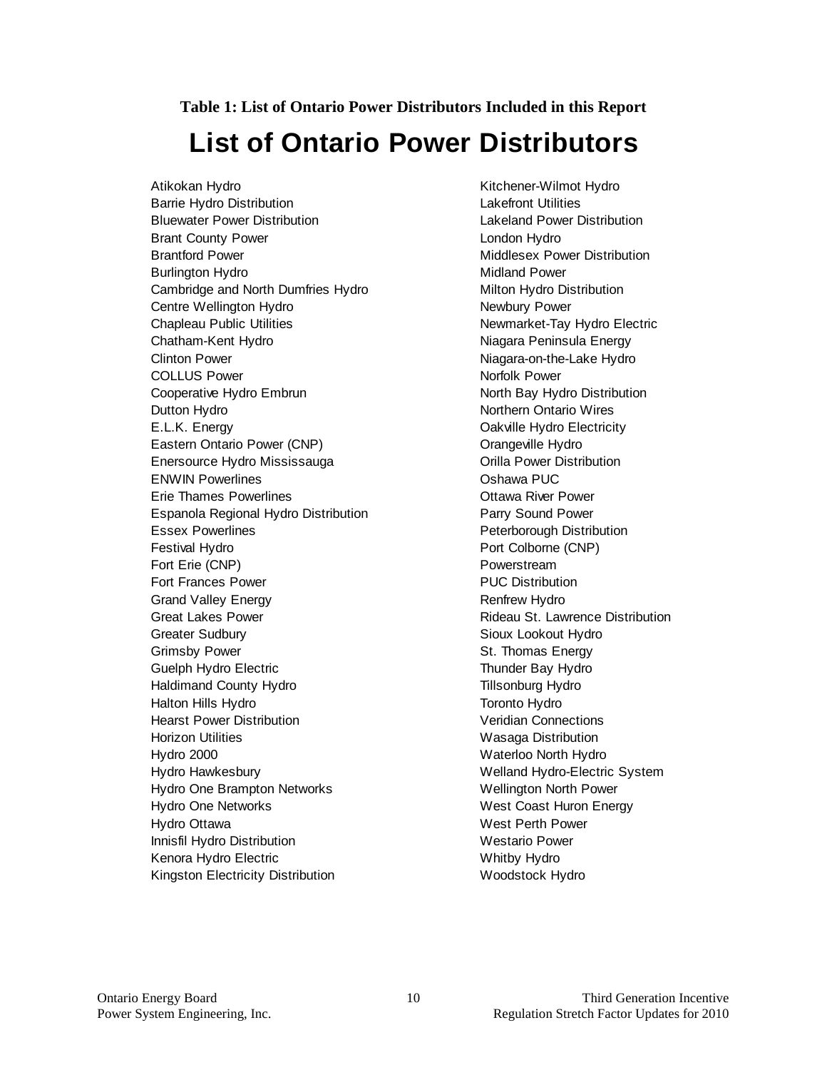**Table 1: List of Ontario Power Distributors Included in this Report**

# List of Ontario Power Distributors

Atikokan Hydro
Barrie Hydro Distribution
Bluewater Power Distribution
Brant County Power
Brantford Power
Burlington Hydro
Cambridge and North Dumfries Hydro
Centre Wellington Hydro
Chapleau Public Utilities
Chatham-Kent Hydro
Clinton Power
COLLUS Power
Cooperative Hydro Embrun
Dutton Hydro
E.L.K. Energy
Eastern Ontario Power (CNP)
Enersource Hydro Mississauga
ENWIN Powerlines
Erie Thames Powerlines
Espanola Regional Hydro Distribution
Essex Powerlines
Festival Hydro
Fort Erie (CNP)
Fort Frances Power
Grand Valley Energy
Great Lakes Power
Greater Sudbury
Grimsby Power
Guelph Hydro Electric
Haldimand County Hydro
Halton Hills Hydro
Hearst Power Distribution
Horizon Utilities
Hydro 2000
Hydro Hawkesbury
Hydro One Brampton Networks
Hydro One Networks
Hydro Ottawa
Innisfil Hydro Distribution
Kenora Hydro Electric
Kingston Electricity Distribution
Kitchener-Wilmot Hydro
Lakefront Utilities
Lakeland Power Distribution
London Hydro
Middlesex Power Distribution
Midland Power
Milton Hydro Distribution
Newbury Power
Newmarket-Tay Hydro Electric
Niagara Peninsula Energy
Niagara-on-the-Lake Hydro
Norfolk Power
North Bay Hydro Distribution
Northern Ontario Wires
Oakville Hydro Electricity
Orangeville Hydro
Orilla Power Distribution
Oshawa PUC
Ottawa River Power
Parry Sound Power
Peterborough Distribution
Port Colborne (CNP)
Powerstream
PUC Distribution
Renfrew Hydro
Rideau St. Lawrence Distribution
Sioux Lookout Hydro
St. Thomas Energy
Thunder Bay Hydro
Tillsonburg Hydro
Toronto Hydro
Veridian Connections
Wasaga Distribution
Waterloo North Hydro
Welland Hydro-Electric System
Wellington North Power
West Coast Huron Energy
West Perth Power
Westario Power
Whitby Hydro
Woodstock Hydro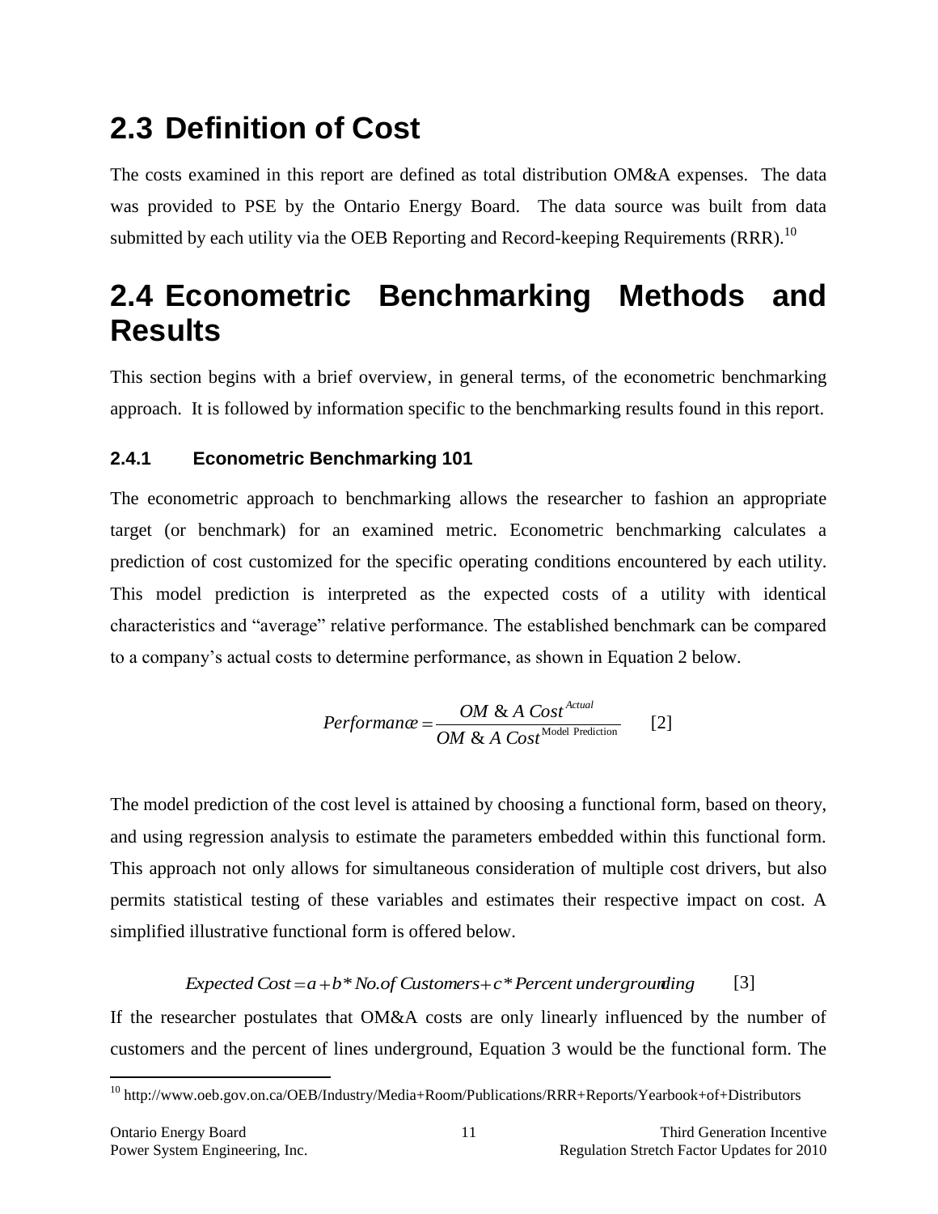## 2.3 Definition of Cost

The costs examined in this report are defined as total distribution OM&A expenses. The data was provided to PSE by the Ontario Energy Board. The data source was built from data submitted by each utility via the OEB Reporting and Record-keeping Requirements (RRR).[10]

## 2.4 Econometric Benchmarking Methods and Results

This section begins with a brief overview, in general terms, of the econometric benchmarking approach. It is followed by information specific to the benchmarking results found in this report.

### 2.4.1 Econometric Benchmarking 101

The econometric approach to benchmarking allows the researcher to fashion an appropriate target (or benchmark) for an examined metric. Econometric benchmarking calculates a prediction of cost customized for the specific operating conditions encountered by each utility. This model prediction is interpreted as the expected costs of a utility with identical characteristics and "average" relative performance. The established benchmark can be compared to a company's actual costs to determine performance, as shown in Equation 2 below.

$$Performance = \frac{OM \ \& \ A \ Cost^{Actual}}{OM \ \& \ A \ Cost^{\text{Model Prediction}}} \qquad [2]$$

The model prediction of the cost level is attained by choosing a functional form, based on theory, and using regression analysis to estimate the parameters embedded within this functional form. This approach not only allows for simultaneous consideration of multiple cost drivers, but also permits statistical testing of these variables and estimates their respective impact on cost. A simplified illustrative functional form is offered below.

$$Expected\ Cost = a + b * No.of\ Customers + c * Percent\ undergrounding \qquad [3]$$

If the researcher postulates that OM&A costs are only linearly influenced by the number of customers and the percent of lines underground, Equation 3 would be the functional form. The

[10] http://www.oeb.gov.on.ca/OEB/Industry/Media+Room/Publications/RRR+Reports/Yearbook+of+Distributors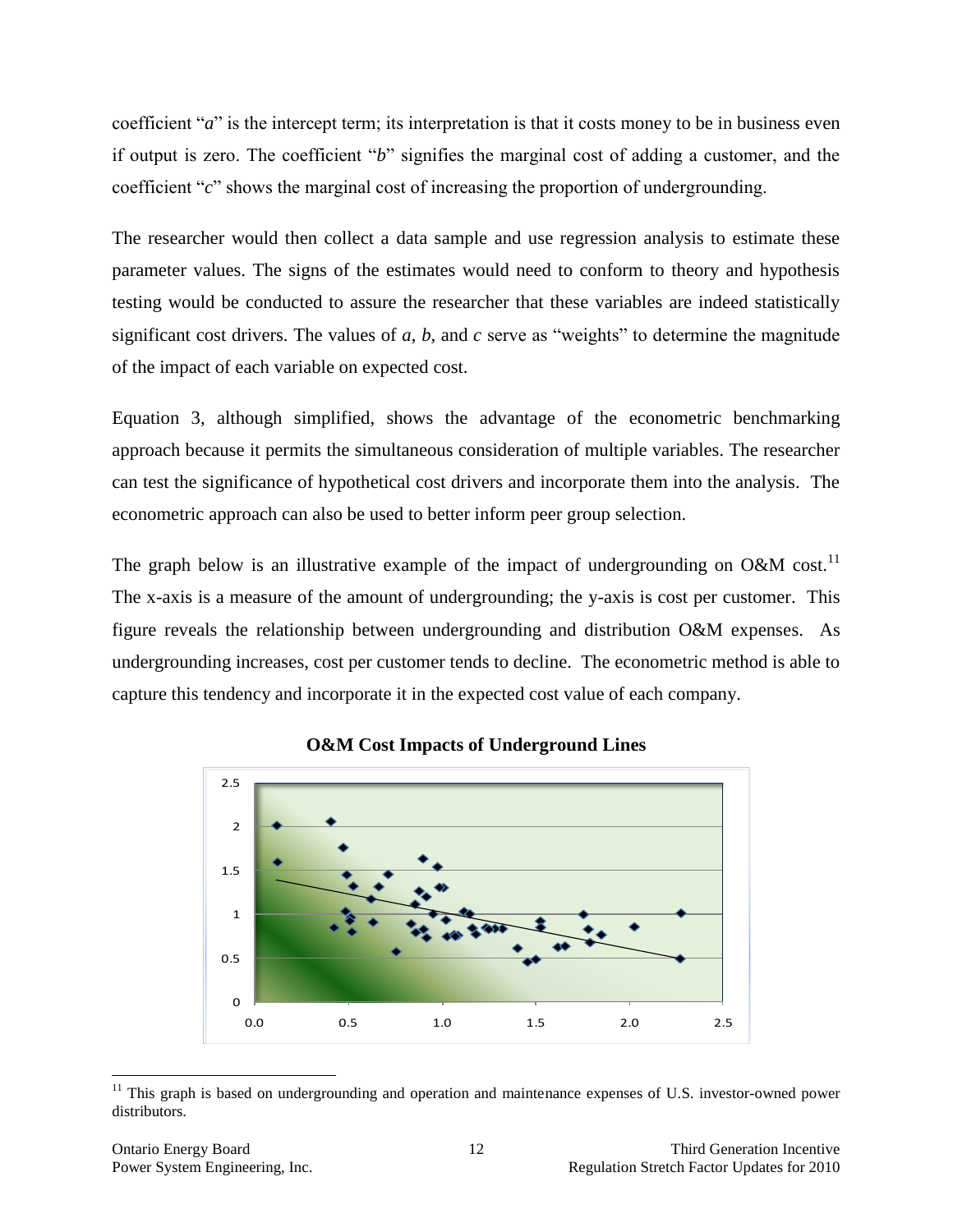coefficient "$a$" is the intercept term; its interpretation is that it costs money to be in business even if output is zero. The coefficient "$b$" signifies the marginal cost of adding a customer, and the coefficient "$c$" shows the marginal cost of increasing the proportion of undergrounding.

The researcher would then collect a data sample and use regression analysis to estimate these parameter values. The signs of the estimates would need to conform to theory and hypothesis testing would be conducted to assure the researcher that these variables are indeed statistically significant cost drivers. The values of $a$, $b$, and $c$ serve as "weights" to determine the magnitude of the impact of each variable on expected cost.

Equation 3, although simplified, shows the advantage of the econometric benchmarking approach because it permits the simultaneous consideration of multiple variables. The researcher can test the significance of hypothetical cost drivers and incorporate them into the analysis. The econometric approach can also be used to better inform peer group selection.

The graph below is an illustrative example of the impact of undergrounding on O&M cost.[11] The x-axis is a measure of the amount of undergrounding; the y-axis is cost per customer. This figure reveals the relationship between undergrounding and distribution O&M expenses. As undergrounding increases, cost per customer tends to decline. The econometric method is able to capture this tendency and incorporate it in the expected cost value of each company.

**O&M Cost Impacts of Underground Lines**

[11] This graph is based on undergrounding and operation and maintenance expenses of U.S. investor-owned power distributors.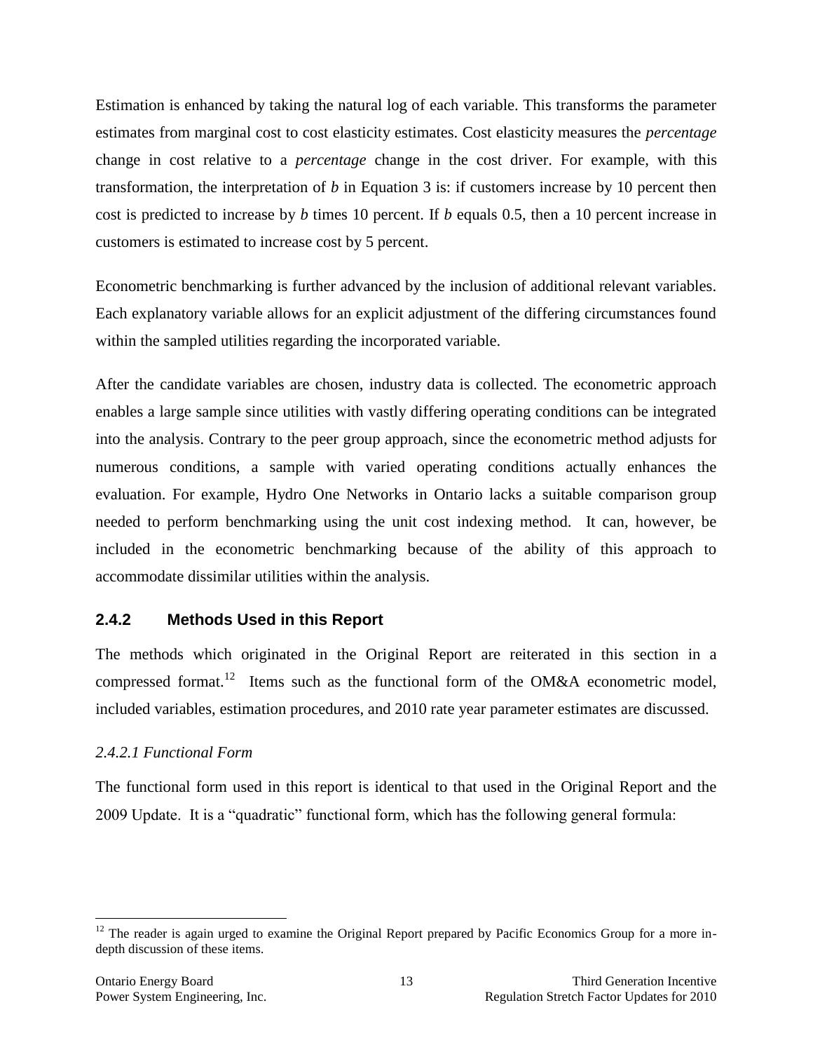Estimation is enhanced by taking the natural log of each variable. This transforms the parameter estimates from marginal cost to cost elasticity estimates. Cost elasticity measures the *percentage* change in cost relative to a *percentage* change in the cost driver. For example, with this transformation, the interpretation of *b* in Equation 3 is: if customers increase by 10 percent then cost is predicted to increase by *b* times 10 percent. If *b* equals 0.5, then a 10 percent increase in customers is estimated to increase cost by 5 percent.

Econometric benchmarking is further advanced by the inclusion of additional relevant variables. Each explanatory variable allows for an explicit adjustment of the differing circumstances found within the sampled utilities regarding the incorporated variable.

After the candidate variables are chosen, industry data is collected. The econometric approach enables a large sample since utilities with vastly differing operating conditions can be integrated into the analysis. Contrary to the peer group approach, since the econometric method adjusts for numerous conditions, a sample with varied operating conditions actually enhances the evaluation. For example, Hydro One Networks in Ontario lacks a suitable comparison group needed to perform benchmarking using the unit cost indexing method. It can, however, be included in the econometric benchmarking because of the ability of this approach to accommodate dissimilar utilities within the analysis.

### 2.4.2 Methods Used in this Report

The methods which originated in the Original Report are reiterated in this section in a compressed format.[12] Items such as the functional form of the OM&A econometric model, included variables, estimation procedures, and 2010 rate year parameter estimates are discussed.

#### *2.4.2.1 Functional Form*

The functional form used in this report is identical to that used in the Original Report and the 2009 Update. It is a "quadratic" functional form, which has the following general formula:

---

[12] The reader is again urged to examine the Original Report prepared by Pacific Economics Group for a more in-depth discussion of these items.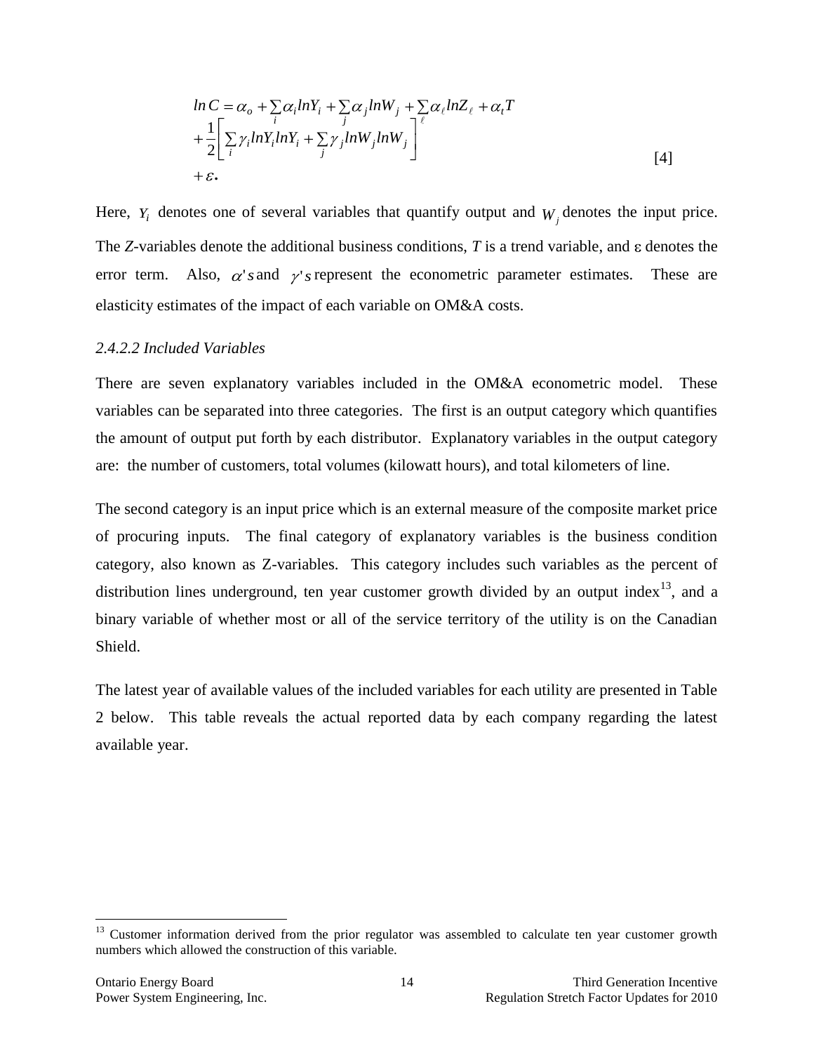$$
\begin{aligned}
ln\,C &= \alpha_o + \sum_i \alpha_i lnY_i + \sum_j \alpha_j lnW_j + \sum_\ell \alpha_\ell lnZ_\ell + \alpha_t T \\
&+ \frac{1}{2}\left[ \sum_i \gamma_i lnY_i lnY_i + \sum_j \gamma_j lnW_j lnW_j \right] \\
&+ \varepsilon.
\end{aligned} \qquad [4]
$$

Here, $Y_i$ denotes one of several variables that quantify output and $W_j$ denotes the input price. The *Z*-variables denote the additional business conditions, *T* is a trend variable, and $\varepsilon$ denotes the error term. Also, $\alpha' s$ and $\gamma' s$ represent the econometric parameter estimates. These are elasticity estimates of the impact of each variable on OM&A costs.

*2.4.2.2 Included Variables*

There are seven explanatory variables included in the OM&A econometric model. These variables can be separated into three categories. The first is an output category which quantifies the amount of output put forth by each distributor. Explanatory variables in the output category are: the number of customers, total volumes (kilowatt hours), and total kilometers of line.

The second category is an input price which is an external measure of the composite market price of procuring inputs. The final category of explanatory variables is the business condition category, also known as Z-variables. This category includes such variables as the percent of distribution lines underground, ten year customer growth divided by an output index[13], and a binary variable of whether most or all of the service territory of the utility is on the Canadian Shield.

The latest year of available values of the included variables for each utility are presented in Table 2 below. This table reveals the actual reported data by each company regarding the latest available year.

[13] Customer information derived from the prior regulator was assembled to calculate ten year customer growth numbers which allowed the construction of this variable.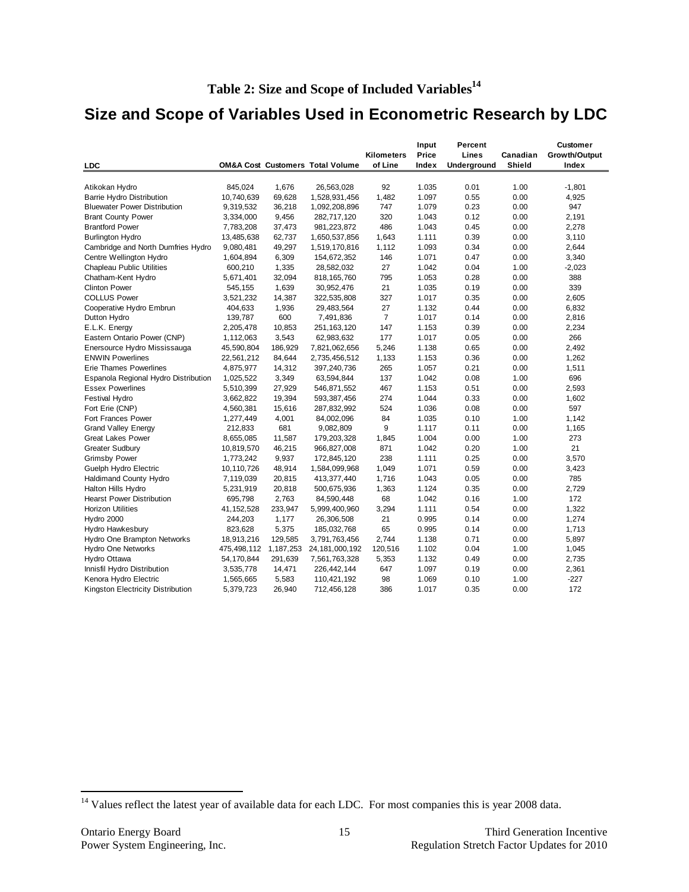**Table 2: Size and Scope of Included Variables[14]**

## Size and Scope of Variables Used in Econometric Research by LDC

| LDC | OM&A Cost | Customers | Total Volume | Kilometers of Line | Input Price Index | Percent Lines Underground | Canadian Shield | Customer Growth/Output Index |
|---|---|---|---|---|---|---|---|---|
| Atikokan Hydro | 845,024 | 1,676 | 26,563,028 | 92 | 1.035 | 0.01 | 1.00 | -1,801 |
| Barrie Hydro Distribution | 10,740,639 | 69,628 | 1,528,931,456 | 1,482 | 1.097 | 0.55 | 0.00 | 4,925 |
| Bluewater Power Distribution | 9,319,532 | 36,218 | 1,092,208,896 | 747 | 1.079 | 0.23 | 0.00 | 947 |
| Brant County Power | 3,334,000 | 9,456 | 282,717,120 | 320 | 1.043 | 0.12 | 0.00 | 2,191 |
| Brantford Power | 7,783,208 | 37,473 | 981,223,872 | 486 | 1.043 | 0.45 | 0.00 | 2,278 |
| Burlington Hydro | 13,485,638 | 62,737 | 1,650,537,856 | 1,643 | 1.111 | 0.39 | 0.00 | 3,110 |
| Cambridge and North Dumfries Hydro | 9,080,481 | 49,297 | 1,519,170,816 | 1,112 | 1.093 | 0.34 | 0.00 | 2,644 |
| Centre Wellington Hydro | 1,604,894 | 6,309 | 154,672,352 | 146 | 1.071 | 0.47 | 0.00 | 3,340 |
| Chapleau Public Utilities | 600,210 | 1,335 | 28,582,032 | 27 | 1.042 | 0.04 | 1.00 | -2,023 |
| Chatham-Kent Hydro | 5,671,401 | 32,094 | 818,165,760 | 795 | 1.053 | 0.28 | 0.00 | 388 |
| Clinton Power | 545,155 | 1,639 | 30,952,476 | 21 | 1.035 | 0.19 | 0.00 | 339 |
| COLLUS Power | 3,521,232 | 14,387 | 322,535,808 | 327 | 1.017 | 0.35 | 0.00 | 2,605 |
| Cooperative Hydro Embrun | 404,633 | 1,936 | 29,483,564 | 27 | 1.132 | 0.44 | 0.00 | 6,832 |
| Dutton Hydro | 139,787 | 600 | 7,491,836 | 7 | 1.017 | 0.14 | 0.00 | 2,816 |
| E.L.K. Energy | 2,205,478 | 10,853 | 251,163,120 | 147 | 1.153 | 0.39 | 0.00 | 2,234 |
| Eastern Ontario Power (CNP) | 1,112,063 | 3,543 | 62,983,632 | 177 | 1.017 | 0.05 | 0.00 | 266 |
| Enersource Hydro Mississauga | 45,590,804 | 186,929 | 7,821,062,656 | 5,246 | 1.138 | 0.65 | 0.00 | 2,492 |
| ENWIN Powerlines | 22,561,212 | 84,644 | 2,735,456,512 | 1,133 | 1.153 | 0.36 | 0.00 | 1,262 |
| Erie Thames Powerlines | 4,875,977 | 14,312 | 397,240,736 | 265 | 1.057 | 0.21 | 0.00 | 1,511 |
| Espanola Regional Hydro Distribution | 1,025,522 | 3,349 | 63,594,844 | 137 | 1.042 | 0.08 | 1.00 | 696 |
| Essex Powerlines | 5,510,399 | 27,929 | 546,871,552 | 467 | 1.153 | 0.51 | 0.00 | 2,593 |
| Festival Hydro | 3,662,822 | 19,394 | 593,387,456 | 274 | 1.044 | 0.33 | 0.00 | 1,602 |
| Fort Erie (CNP) | 4,560,381 | 15,616 | 287,832,992 | 524 | 1.036 | 0.08 | 0.00 | 597 |
| Fort Frances Power | 1,277,449 | 4,001 | 84,002,096 | 84 | 1.035 | 0.10 | 1.00 | 1,142 |
| Grand Valley Energy | 212,833 | 681 | 9,082,809 | 9 | 1.117 | 0.11 | 0.00 | 1,165 |
| Great Lakes Power | 8,655,085 | 11,587 | 179,203,328 | 1,845 | 1.004 | 0.00 | 1.00 | 273 |
| Greater Sudbury | 10,819,570 | 46,215 | 966,827,008 | 871 | 1.042 | 0.20 | 1.00 | 21 |
| Grimsby Power | 1,773,242 | 9,937 | 172,845,120 | 238 | 1.111 | 0.25 | 0.00 | 3,570 |
| Guelph Hydro Electric | 10,110,726 | 48,914 | 1,584,099,968 | 1,049 | 1.071 | 0.59 | 0.00 | 3,423 |
| Haldimand County Hydro | 7,119,039 | 20,815 | 413,377,440 | 1,716 | 1.043 | 0.05 | 0.00 | 785 |
| Halton Hills Hydro | 5,231,919 | 20,818 | 500,675,936 | 1,363 | 1.124 | 0.35 | 0.00 | 2,729 |
| Hearst Power Distribution | 695,798 | 2,763 | 84,590,448 | 68 | 1.042 | 0.16 | 1.00 | 172 |
| Horizon Utilities | 41,152,528 | 233,947 | 5,999,400,960 | 3,294 | 1.111 | 0.54 | 0.00 | 1,322 |
| Hydro 2000 | 244,203 | 1,177 | 26,306,508 | 21 | 0.995 | 0.14 | 0.00 | 1,274 |
| Hydro Hawkesbury | 823,628 | 5,375 | 185,032,768 | 65 | 0.995 | 0.14 | 0.00 | 1,713 |
| Hydro One Brampton Networks | 18,913,216 | 129,585 | 3,791,763,456 | 2,744 | 1.138 | 0.71 | 0.00 | 5,897 |
| Hydro One Networks | 475,498,112 | 1,187,253 | 24,181,000,192 | 120,516 | 1.102 | 0.04 | 1.00 | 1,045 |
| Hydro Ottawa | 54,170,844 | 291,639 | 7,561,763,328 | 5,353 | 1.132 | 0.49 | 0.00 | 2,735 |
| Innisfil Hydro Distribution | 3,535,778 | 14,471 | 226,442,144 | 647 | 1.097 | 0.19 | 0.00 | 2,361 |
| Kenora Hydro Electric | 1,565,665 | 5,583 | 110,421,192 | 98 | 1.069 | 0.10 | 1.00 | -227 |
| Kingston Electricity Distribution | 5,379,723 | 26,940 | 712,456,128 | 386 | 1.017 | 0.35 | 0.00 | 172 |

[14] Values reflect the latest year of available data for each LDC. For most companies this is year 2008 data.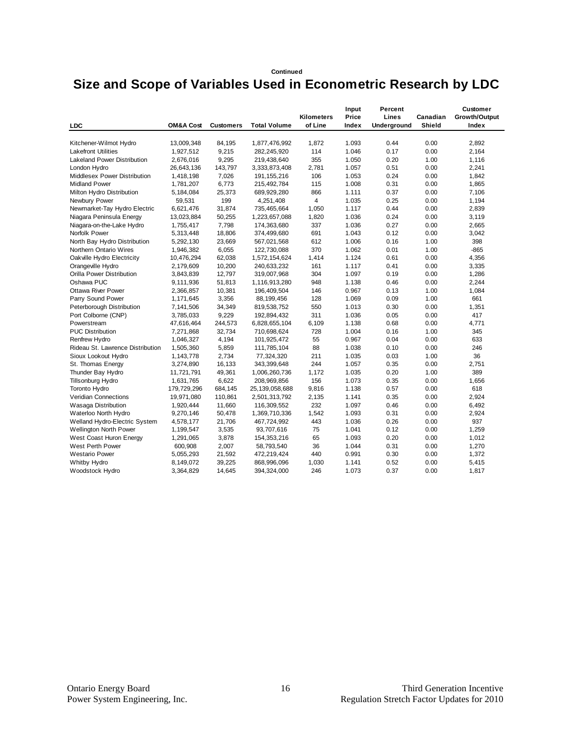**Continued**

# Size and Scope of Variables Used in Econometric Research by LDC

| LDC | OM&A Cost | Customers | Total Volume | Kilometers of Line | Input Price Index | Percent Lines Underground | Canadian Shield | Customer Growth/Output Index |
|---|---|---|---|---|---|---|---|---|
| Kitchener-Wilmot Hydro | 13,009,348 | 84,195 | 1,877,476,992 | 1,872 | 1.093 | 0.44 | 0.00 | 2,892 |
| Lakefront Utilities | 1,927,512 | 9,215 | 282,245,920 | 114 | 1.046 | 0.17 | 0.00 | 2,164 |
| Lakeland Power Distribution | 2,676,016 | 9,295 | 219,438,640 | 355 | 1.050 | 0.20 | 1.00 | 1,116 |
| London Hydro | 26,643,136 | 143,797 | 3,333,873,408 | 2,781 | 1.057 | 0.51 | 0.00 | 2,241 |
| Middlesex Power Distribution | 1,418,198 | 7,026 | 191,155,216 | 106 | 1.053 | 0.24 | 0.00 | 1,842 |
| Midland Power | 1,781,207 | 6,773 | 215,492,784 | 115 | 1.008 | 0.31 | 0.00 | 1,865 |
| Milton Hydro Distribution | 5,184,084 | 25,373 | 689,929,280 | 866 | 1.111 | 0.37 | 0.00 | 7,106 |
| Newbury Power | 59,531 | 199 | 4,251,408 | 4 | 1.035 | 0.25 | 0.00 | 1,194 |
| Newmarket-Tay Hydro Electric | 6,621,476 | 31,874 | 735,465,664 | 1,050 | 1.117 | 0.44 | 0.00 | 2,839 |
| Niagara Peninsula Energy | 13,023,884 | 50,255 | 1,223,657,088 | 1,820 | 1.036 | 0.24 | 0.00 | 3,119 |
| Niagara-on-the-Lake Hydro | 1,755,417 | 7,798 | 174,363,680 | 337 | 1.036 | 0.27 | 0.00 | 2,665 |
| Norfolk Power | 5,313,448 | 18,806 | 374,499,680 | 691 | 1.043 | 0.12 | 0.00 | 3,042 |
| North Bay Hydro Distribution | 5,292,130 | 23,669 | 567,021,568 | 612 | 1.006 | 0.16 | 1.00 | 398 |
| Northern Ontario Wires | 1,946,382 | 6,055 | 122,730,088 | 370 | 1.062 | 0.01 | 1.00 | -865 |
| Oakville Hydro Electricity | 10,476,294 | 62,038 | 1,572,154,624 | 1,414 | 1.124 | 0.61 | 0.00 | 4,356 |
| Orangeville Hydro | 2,179,609 | 10,200 | 240,633,232 | 161 | 1.117 | 0.41 | 0.00 | 3,335 |
| Orilla Power Distribution | 3,843,839 | 12,797 | 319,007,968 | 304 | 1.097 | 0.19 | 0.00 | 1,286 |
| Oshawa PUC | 9,111,936 | 51,813 | 1,116,913,280 | 948 | 1.138 | 0.46 | 0.00 | 2,244 |
| Ottawa River Power | 2,366,857 | 10,381 | 196,409,504 | 146 | 0.967 | 0.13 | 1.00 | 1,084 |
| Parry Sound Power | 1,171,645 | 3,356 | 88,199,456 | 128 | 1.069 | 0.09 | 1.00 | 661 |
| Peterborough Distribution | 7,141,506 | 34,349 | 819,538,752 | 550 | 1.013 | 0.30 | 0.00 | 1,351 |
| Port Colborne (CNP) | 3,785,033 | 9,229 | 192,894,432 | 311 | 1.036 | 0.05 | 0.00 | 417 |
| Powerstream | 47,616,464 | 244,573 | 6,828,655,104 | 6,109 | 1.138 | 0.68 | 0.00 | 4,771 |
| PUC Distribution | 7,271,868 | 32,734 | 710,698,624 | 728 | 1.004 | 0.16 | 1.00 | 345 |
| Renfrew Hydro | 1,046,327 | 4,194 | 101,925,472 | 55 | 0.967 | 0.04 | 0.00 | 633 |
| Rideau St. Lawrence Distribution | 1,505,360 | 5,859 | 111,785,104 | 88 | 1.038 | 0.10 | 0.00 | 246 |
| Sioux Lookout Hydro | 1,143,778 | 2,734 | 77,324,320 | 211 | 1.035 | 0.03 | 1.00 | 36 |
| St. Thomas Energy | 3,274,890 | 16,133 | 343,399,648 | 244 | 1.057 | 0.35 | 0.00 | 2,751 |
| Thunder Bay Hydro | 11,721,791 | 49,361 | 1,006,260,736 | 1,172 | 1.035 | 0.20 | 1.00 | 389 |
| Tillsonburg Hydro | 1,631,765 | 6,622 | 208,969,856 | 156 | 1.073 | 0.35 | 0.00 | 1,656 |
| Toronto Hydro | 179,729,296 | 684,145 | 25,139,058,688 | 9,816 | 1.138 | 0.57 | 0.00 | 618 |
| Veridian Connections | 19,971,080 | 110,861 | 2,501,313,792 | 2,135 | 1.141 | 0.35 | 0.00 | 2,924 |
| Wasaga Distribution | 1,920,444 | 11,660 | 116,309,552 | 232 | 1.097 | 0.46 | 0.00 | 6,492 |
| Waterloo North Hydro | 9,270,146 | 50,478 | 1,369,710,336 | 1,542 | 1.093 | 0.31 | 0.00 | 2,924 |
| Welland Hydro-Electric System | 4,578,177 | 21,706 | 467,724,992 | 443 | 1.036 | 0.26 | 0.00 | 937 |
| Wellington North Power | 1,199,547 | 3,535 | 93,707,616 | 75 | 1.041 | 0.12 | 0.00 | 1,259 |
| West Coast Huron Energy | 1,291,065 | 3,878 | 154,353,216 | 65 | 1.093 | 0.20 | 0.00 | 1,012 |
| West Perth Power | 600,908 | 2,007 | 58,793,540 | 36 | 1.044 | 0.31 | 0.00 | 1,270 |
| Westario Power | 5,055,293 | 21,592 | 472,219,424 | 440 | 0.991 | 0.30 | 0.00 | 1,372 |
| Whitby Hydro | 8,149,072 | 39,225 | 868,996,096 | 1,030 | 1.141 | 0.52 | 0.00 | 5,415 |
| Woodstock Hydro | 3,364,829 | 14,645 | 394,324,000 | 246 | 1.073 | 0.37 | 0.00 | 1,817 |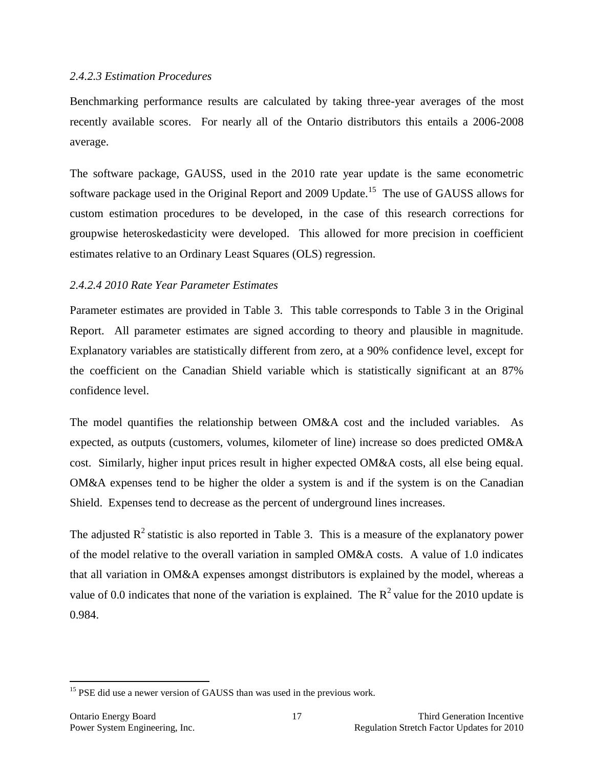*2.4.2.3 Estimation Procedures*

Benchmarking performance results are calculated by taking three-year averages of the most recently available scores. For nearly all of the Ontario distributors this entails a 2006-2008 average.

The software package, GAUSS, used in the 2010 rate year update is the same econometric software package used in the Original Report and 2009 Update.[15] The use of GAUSS allows for custom estimation procedures to be developed, in the case of this research corrections for groupwise heteroskedasticity were developed. This allowed for more precision in coefficient estimates relative to an Ordinary Least Squares (OLS) regression.

*2.4.2.4 2010 Rate Year Parameter Estimates*

Parameter estimates are provided in Table 3. This table corresponds to Table 3 in the Original Report. All parameter estimates are signed according to theory and plausible in magnitude. Explanatory variables are statistically different from zero, at a 90% confidence level, except for the coefficient on the Canadian Shield variable which is statistically significant at an 87% confidence level.

The model quantifies the relationship between OM&A cost and the included variables. As expected, as outputs (customers, volumes, kilometer of line) increase so does predicted OM&A cost. Similarly, higher input prices result in higher expected OM&A costs, all else being equal. OM&A expenses tend to be higher the older a system is and if the system is on the Canadian Shield. Expenses tend to decrease as the percent of underground lines increases.

The adjusted $R^2$ statistic is also reported in Table 3. This is a measure of the explanatory power of the model relative to the overall variation in sampled OM&A costs. A value of 1.0 indicates that all variation in OM&A expenses amongst distributors is explained by the model, whereas a value of 0.0 indicates that none of the variation is explained. The $R^2$ value for the 2010 update is 0.984.

---

[15] PSE did use a newer version of GAUSS than was used in the previous work.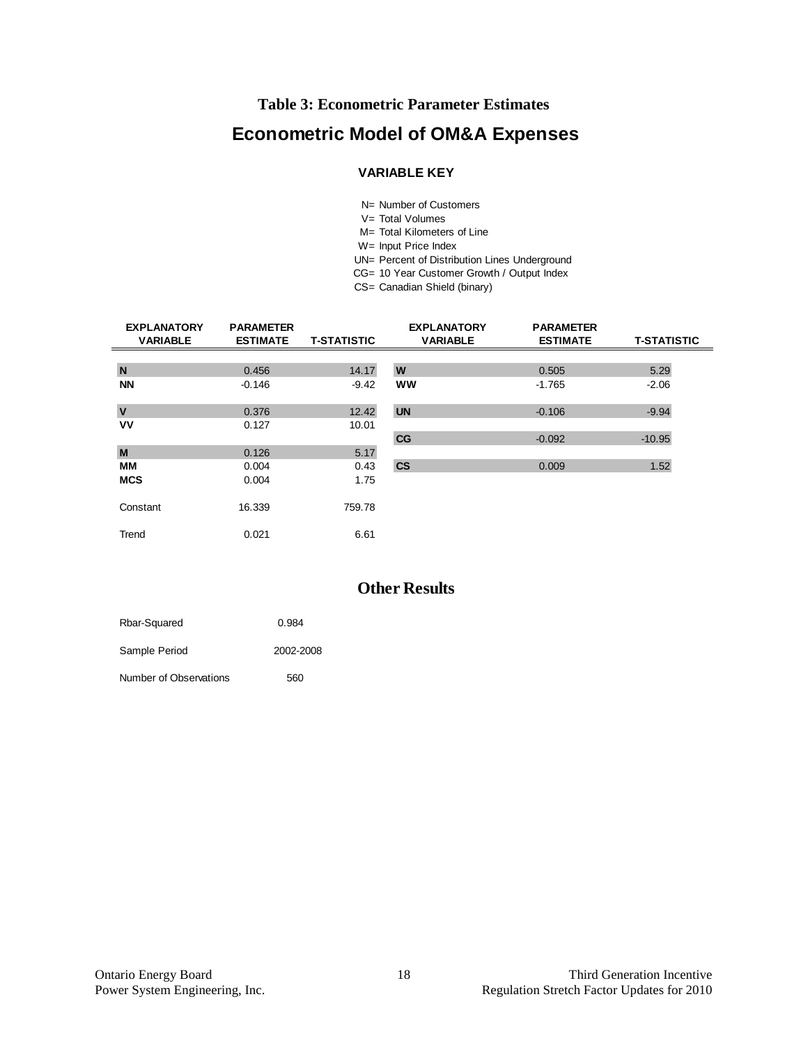**Table 3: Econometric Parameter Estimates**

# Econometric Model of OM&A Expenses

### VARIABLE KEY

N= Number of Customers
V= Total Volumes
M= Total Kilometers of Line
W= Input Price Index
UN= Percent of Distribution Lines Underground
CG= 10 Year Customer Growth / Output Index
CS= Canadian Shield (binary)

| EXPLANATORY VARIABLE | PARAMETER ESTIMATE | T-STATISTIC | EXPLANATORY VARIABLE | PARAMETER ESTIMATE | T-STATISTIC |
|---|---|---|---|---|---|
| **N** | 0.456 | 14.17 | **W** | 0.505 | 5.29 |
| **NN** | -0.146 | -9.42 | **WW** | -1.765 | -2.06 |
| **V** | 0.376 | 12.42 | **UN** | -0.106 | -9.94 |
| **VV** | 0.127 | 10.01 | | | |
| | | | **CG** | -0.092 | -10.95 |
| **M** | 0.126 | 5.17 | | | |
| **MM** | 0.004 | 0.43 | **CS** | 0.009 | 1.52 |
| **MCS** | 0.004 | 1.75 | | | |
| Constant | 16.339 | 759.78 | | | |
| Trend | 0.021 | 6.61 | | | |

## Other Results

| | |
|---|---|
| Rbar-Squared | 0.984 |
| Sample Period | 2002-2008 |
| Number of Observations | 560 |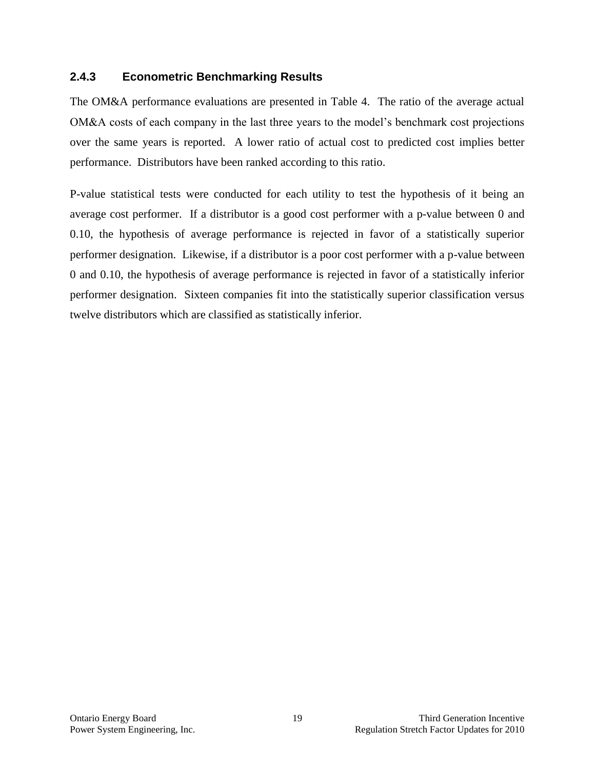### 2.4.3 Econometric Benchmarking Results

The OM&A performance evaluations are presented in Table 4. The ratio of the average actual OM&A costs of each company in the last three years to the model's benchmark cost projections over the same years is reported. A lower ratio of actual cost to predicted cost implies better performance. Distributors have been ranked according to this ratio.

P-value statistical tests were conducted for each utility to test the hypothesis of it being an average cost performer. If a distributor is a good cost performer with a p-value between 0 and 0.10, the hypothesis of average performance is rejected in favor of a statistically superior performer designation. Likewise, if a distributor is a poor cost performer with a p-value between 0 and 0.10, the hypothesis of average performance is rejected in favor of a statistically inferior performer designation. Sixteen companies fit into the statistically superior classification versus twelve distributors which are classified as statistically inferior.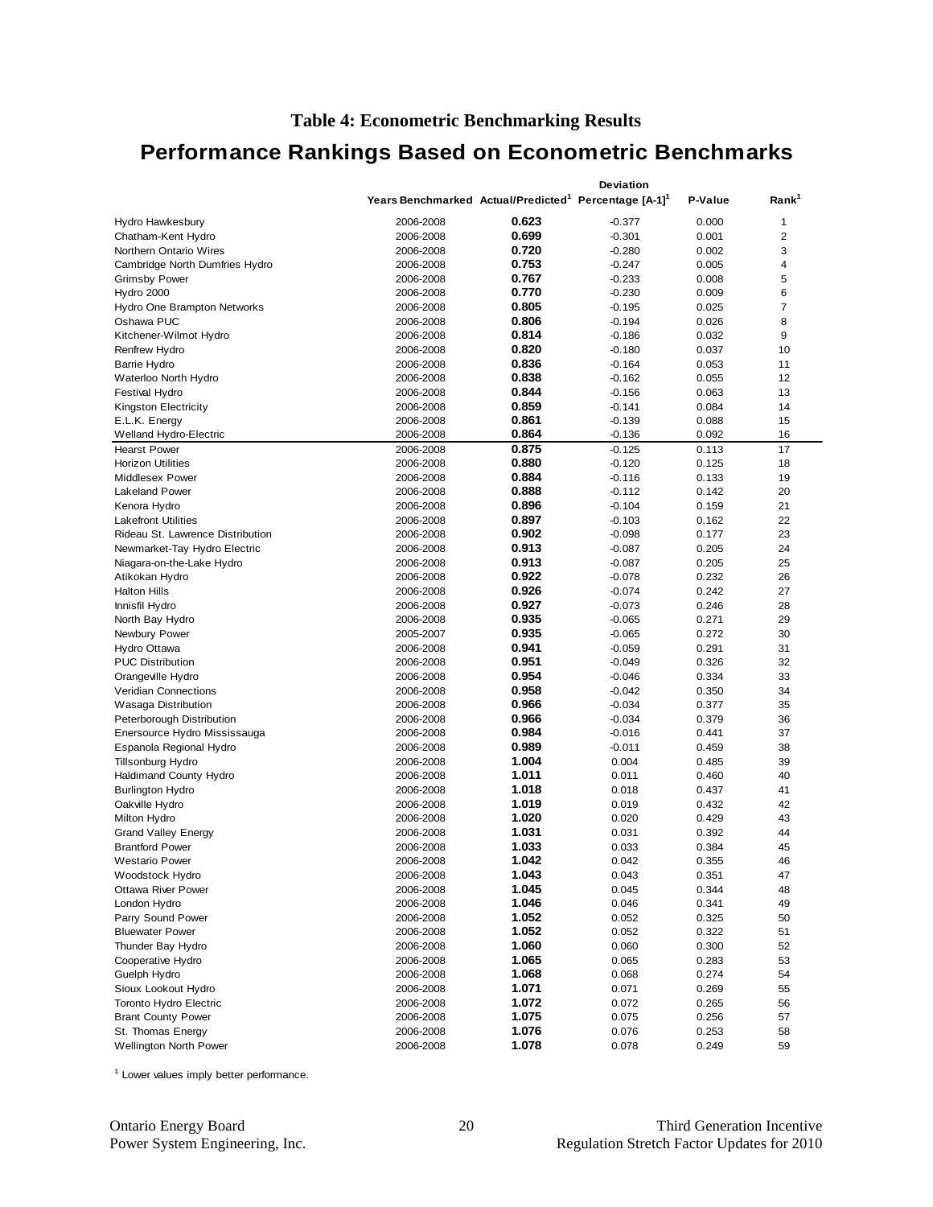**Table 4: Econometric Benchmarking Results**

# Performance Rankings Based on Econometric Benchmarks

| | Years Benchmarked | Actual/Predicted[1] | Deviation Percentage [A-1][1] | P-Value | Rank[1] |
|---|---|---|---|---|---|
| Hydro Hawkesbury | 2006-2008 | **0.623** | -0.377 | 0.000 | 1 |
| Chatham-Kent Hydro | 2006-2008 | **0.699** | -0.301 | 0.001 | 2 |
| Northern Ontario Wires | 2006-2008 | **0.720** | -0.280 | 0.002 | 3 |
| Cambridge North Dumfries Hydro | 2006-2008 | **0.753** | -0.247 | 0.005 | 4 |
| Grimsby Power | 2006-2008 | **0.767** | -0.233 | 0.008 | 5 |
| Hydro 2000 | 2006-2008 | **0.770** | -0.230 | 0.009 | 6 |
| Hydro One Brampton Networks | 2006-2008 | **0.805** | -0.195 | 0.025 | 7 |
| Oshawa PUC | 2006-2008 | **0.806** | -0.194 | 0.026 | 8 |
| Kitchener-Wilmot Hydro | 2006-2008 | **0.814** | -0.186 | 0.032 | 9 |
| Renfrew Hydro | 2006-2008 | **0.820** | -0.180 | 0.037 | 10 |
| Barrie Hydro | 2006-2008 | **0.836** | -0.164 | 0.053 | 11 |
| Waterloo North Hydro | 2006-2008 | **0.838** | -0.162 | 0.055 | 12 |
| Festival Hydro | 2006-2008 | **0.844** | -0.156 | 0.063 | 13 |
| Kingston Electricity | 2006-2008 | **0.859** | -0.141 | 0.084 | 14 |
| E.L.K. Energy | 2006-2008 | **0.861** | -0.139 | 0.088 | 15 |
| Welland Hydro-Electric | 2006-2008 | **0.864** | -0.136 | 0.092 | 16 |
| Hearst Power | 2006-2008 | **0.875** | -0.125 | 0.113 | 17 |
| Horizon Utilities | 2006-2008 | **0.880** | -0.120 | 0.125 | 18 |
| Middlesex Power | 2006-2008 | **0.884** | -0.116 | 0.133 | 19 |
| Lakeland Power | 2006-2008 | **0.888** | -0.112 | 0.142 | 20 |
| Kenora Hydro | 2006-2008 | **0.896** | -0.104 | 0.159 | 21 |
| Lakefront Utilities | 2006-2008 | **0.897** | -0.103 | 0.162 | 22 |
| Rideau St. Lawrence Distribution | 2006-2008 | **0.902** | -0.098 | 0.177 | 23 |
| Newmarket-Tay Hydro Electric | 2006-2008 | **0.913** | -0.087 | 0.205 | 24 |
| Niagara-on-the-Lake Hydro | 2006-2008 | **0.913** | -0.087 | 0.205 | 25 |
| Atikokan Hydro | 2006-2008 | **0.922** | -0.078 | 0.232 | 26 |
| Halton Hills | 2006-2008 | **0.926** | -0.074 | 0.242 | 27 |
| Innisfil Hydro | 2006-2008 | **0.927** | -0.073 | 0.246 | 28 |
| North Bay Hydro | 2006-2008 | **0.935** | -0.065 | 0.271 | 29 |
| Newbury Power | 2005-2007 | **0.935** | -0.065 | 0.272 | 30 |
| Hydro Ottawa | 2006-2008 | **0.941** | -0.059 | 0.291 | 31 |
| PUC Distribution | 2006-2008 | **0.951** | -0.049 | 0.326 | 32 |
| Orangeville Hydro | 2006-2008 | **0.954** | -0.046 | 0.334 | 33 |
| Veridian Connections | 2006-2008 | **0.958** | -0.042 | 0.350 | 34 |
| Wasaga Distribution | 2006-2008 | **0.966** | -0.034 | 0.377 | 35 |
| Peterborough Distribution | 2006-2008 | **0.966** | -0.034 | 0.379 | 36 |
| Enersource Hydro Mississauga | 2006-2008 | **0.984** | -0.016 | 0.441 | 37 |
| Espanola Regional Hydro | 2006-2008 | **0.989** | -0.011 | 0.459 | 38 |
| Tillsonburg Hydro | 2006-2008 | **1.004** | 0.004 | 0.485 | 39 |
| Haldimand County Hydro | 2006-2008 | **1.011** | 0.011 | 0.460 | 40 |
| Burlington Hydro | 2006-2008 | **1.018** | 0.018 | 0.437 | 41 |
| Oakville Hydro | 2006-2008 | **1.019** | 0.019 | 0.432 | 42 |
| Milton Hydro | 2006-2008 | **1.020** | 0.020 | 0.429 | 43 |
| Grand Valley Energy | 2006-2008 | **1.031** | 0.031 | 0.392 | 44 |
| Brantford Power | 2006-2008 | **1.033** | 0.033 | 0.384 | 45 |
| Westario Power | 2006-2008 | **1.042** | 0.042 | 0.355 | 46 |
| Woodstock Hydro | 2006-2008 | **1.043** | 0.043 | 0.351 | 47 |
| Ottawa River Power | 2006-2008 | **1.045** | 0.045 | 0.344 | 48 |
| London Hydro | 2006-2008 | **1.046** | 0.046 | 0.341 | 49 |
| Parry Sound Power | 2006-2008 | **1.052** | 0.052 | 0.325 | 50 |
| Bluewater Power | 2006-2008 | **1.052** | 0.052 | 0.322 | 51 |
| Thunder Bay Hydro | 2006-2008 | **1.060** | 0.060 | 0.300 | 52 |
| Cooperative Hydro | 2006-2008 | **1.065** | 0.065 | 0.283 | 53 |
| Guelph Hydro | 2006-2008 | **1.068** | 0.068 | 0.274 | 54 |
| Sioux Lookout Hydro | 2006-2008 | **1.071** | 0.071 | 0.269 | 55 |
| Toronto Hydro Electric | 2006-2008 | **1.072** | 0.072 | 0.265 | 56 |
| Brant County Power | 2006-2008 | **1.075** | 0.075 | 0.256 | 57 |
| St. Thomas Energy | 2006-2008 | **1.076** | 0.076 | 0.253 | 58 |
| Wellington North Power | 2006-2008 | **1.078** | 0.078 | 0.249 | 59 |

[1] Lower values imply better performance.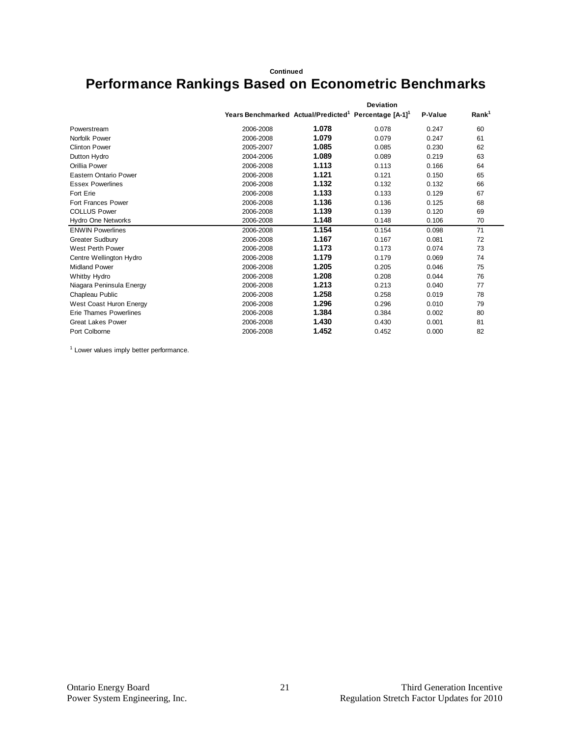Continued

# Performance Rankings Based on Econometric Benchmarks

| | Years Benchmarked | Actual/Predicted[1] | Deviation Percentage [A-1][1] | P-Value | Rank[1] |
|---|---|---|---|---|---|
| Powerstream | 2006-2008 | **1.078** | 0.078 | 0.247 | 60 |
| Norfolk Power | 2006-2008 | **1.079** | 0.079 | 0.247 | 61 |
| Clinton Power | 2005-2007 | **1.085** | 0.085 | 0.230 | 62 |
| Dutton Hydro | 2004-2006 | **1.089** | 0.089 | 0.219 | 63 |
| Orillia Power | 2006-2008 | **1.113** | 0.113 | 0.166 | 64 |
| Eastern Ontario Power | 2006-2008 | **1.121** | 0.121 | 0.150 | 65 |
| Essex Powerlines | 2006-2008 | **1.132** | 0.132 | 0.132 | 66 |
| Fort Erie | 2006-2008 | **1.133** | 0.133 | 0.129 | 67 |
| Fort Frances Power | 2006-2008 | **1.136** | 0.136 | 0.125 | 68 |
| COLLUS Power | 2006-2008 | **1.139** | 0.139 | 0.120 | 69 |
| Hydro One Networks | 2006-2008 | **1.148** | 0.148 | 0.106 | 70 |
| ENWIN Powerlines | 2006-2008 | **1.154** | 0.154 | 0.098 | 71 |
| Greater Sudbury | 2006-2008 | **1.167** | 0.167 | 0.081 | 72 |
| West Perth Power | 2006-2008 | **1.173** | 0.173 | 0.074 | 73 |
| Centre Wellington Hydro | 2006-2008 | **1.179** | 0.179 | 0.069 | 74 |
| Midland Power | 2006-2008 | **1.205** | 0.205 | 0.046 | 75 |
| Whitby Hydro | 2006-2008 | **1.208** | 0.208 | 0.044 | 76 |
| Niagara Peninsula Energy | 2006-2008 | **1.213** | 0.213 | 0.040 | 77 |
| Chapleau Public | 2006-2008 | **1.258** | 0.258 | 0.019 | 78 |
| West Coast Huron Energy | 2006-2008 | **1.296** | 0.296 | 0.010 | 79 |
| Erie Thames Powerlines | 2006-2008 | **1.384** | 0.384 | 0.002 | 80 |
| Great Lakes Power | 2006-2008 | **1.430** | 0.430 | 0.001 | 81 |
| Port Colborne | 2006-2008 | **1.452** | 0.452 | 0.000 | 82 |

[1] Lower values imply better performance.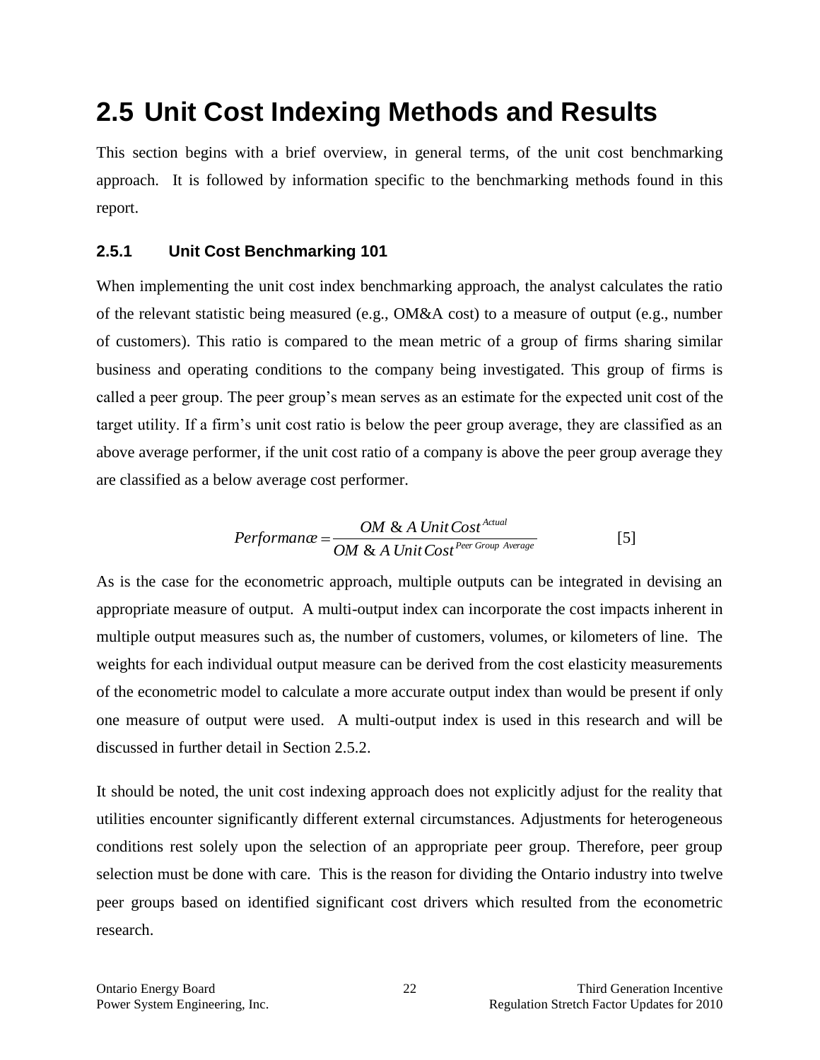## 2.5 Unit Cost Indexing Methods and Results

This section begins with a brief overview, in general terms, of the unit cost benchmarking approach. It is followed by information specific to the benchmarking methods found in this report.

### 2.5.1 Unit Cost Benchmarking 101

When implementing the unit cost index benchmarking approach, the analyst calculates the ratio of the relevant statistic being measured (e.g., OM&A cost) to a measure of output (e.g., number of customers). This ratio is compared to the mean metric of a group of firms sharing similar business and operating conditions to the company being investigated. This group of firms is called a peer group. The peer group's mean serves as an estimate for the expected unit cost of the target utility. If a firm's unit cost ratio is below the peer group average, they are classified as an above average performer, if the unit cost ratio of a company is above the peer group average they are classified as a below average cost performer.

$$Performance = \frac{OM\ \&\ A\ Unit\,Cost^{Actual}}{OM\ \&\ A\ Unit\,Cost^{Peer\ Group\ Average}} \qquad [5]$$

As is the case for the econometric approach, multiple outputs can be integrated in devising an appropriate measure of output. A multi-output index can incorporate the cost impacts inherent in multiple output measures such as, the number of customers, volumes, or kilometers of line. The weights for each individual output measure can be derived from the cost elasticity measurements of the econometric model to calculate a more accurate output index than would be present if only one measure of output were used. A multi-output index is used in this research and will be discussed in further detail in Section 2.5.2.

It should be noted, the unit cost indexing approach does not explicitly adjust for the reality that utilities encounter significantly different external circumstances. Adjustments for heterogeneous conditions rest solely upon the selection of an appropriate peer group. Therefore, peer group selection must be done with care. This is the reason for dividing the Ontario industry into twelve peer groups based on identified significant cost drivers which resulted from the econometric research.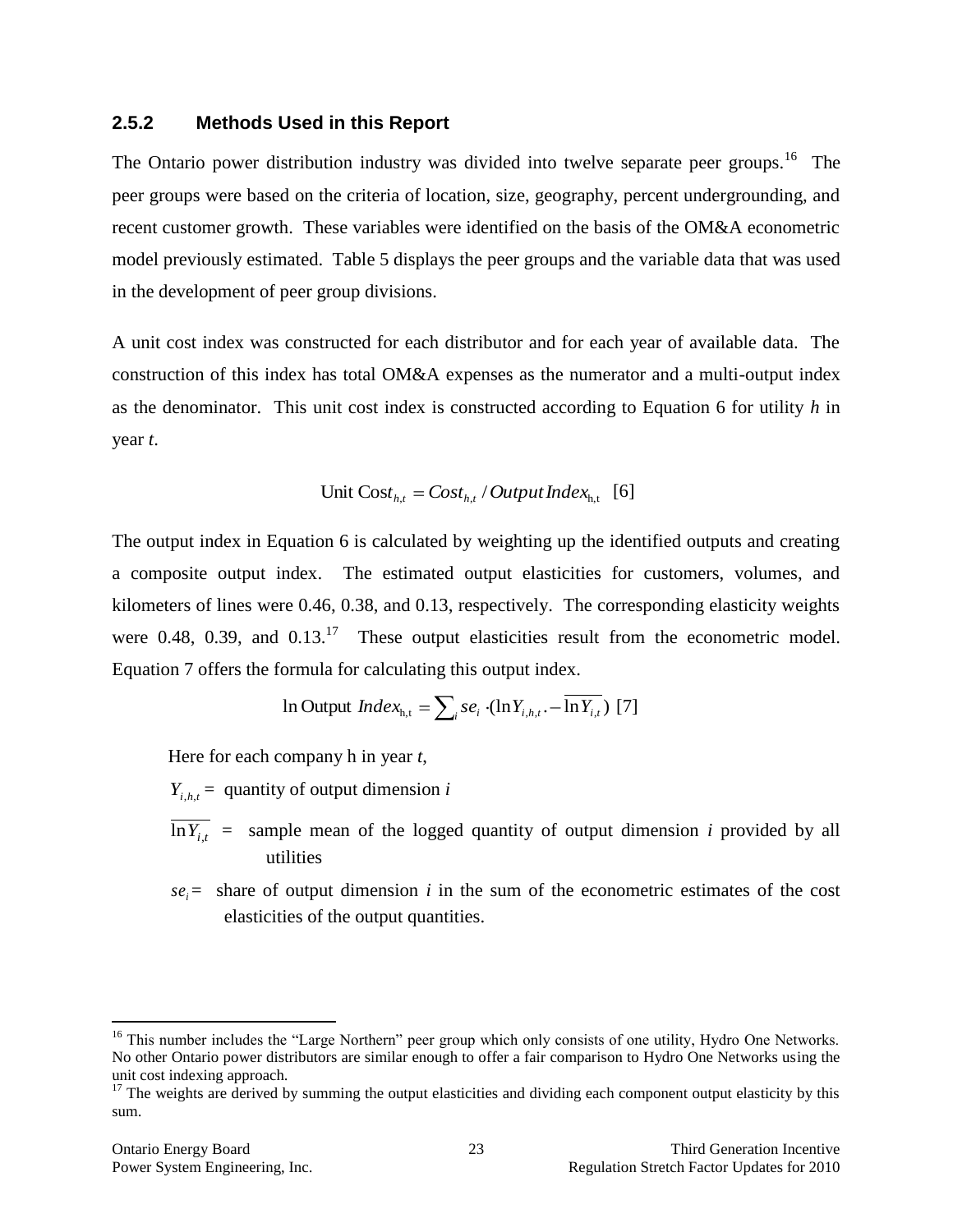### 2.5.2 Methods Used in this Report

The Ontario power distribution industry was divided into twelve separate peer groups.[16] The peer groups were based on the criteria of location, size, geography, percent undergrounding, and recent customer growth. These variables were identified on the basis of the OM&A econometric model previously estimated. Table 5 displays the peer groups and the variable data that was used in the development of peer group divisions.

A unit cost index was constructed for each distributor and for each year of available data. The construction of this index has total OM&A expenses as the numerator and a multi-output index as the denominator. This unit cost index is constructed according to Equation 6 for utility *h* in year *t*.

$$\text{Unit Cost}_{h,t} = Cost_{h,t} / Output\,Index_{\text{h,t}} \quad [6]$$

The output index in Equation 6 is calculated by weighting up the identified outputs and creating a composite output index. The estimated output elasticities for customers, volumes, and kilometers of lines were 0.46, 0.38, and 0.13, respectively. The corresponding elasticity weights were 0.48, 0.39, and 0.13.[17] These output elasticities result from the econometric model. Equation 7 offers the formula for calculating this output index.

$$\ln \text{Output } Index_{\text{h,t}} = \sum_i se_i \cdot (\ln Y_{i,h,t}. - \overline{\ln Y_{i,t}}) \quad [7]$$

Here for each company h in year *t*,

$Y_{i,h,t}$ = quantity of output dimension *i*

$\overline{\ln Y_{i,t}}$ = sample mean of the logged quantity of output dimension *i* provided by all utilities

$se_i$ = share of output dimension *i* in the sum of the econometric estimates of the cost elasticities of the output quantities.

---

[16] This number includes the "Large Northern" peer group which only consists of one utility, Hydro One Networks. No other Ontario power distributors are similar enough to offer a fair comparison to Hydro One Networks using the unit cost indexing approach.

[17] The weights are derived by summing the output elasticities and dividing each component output elasticity by this sum.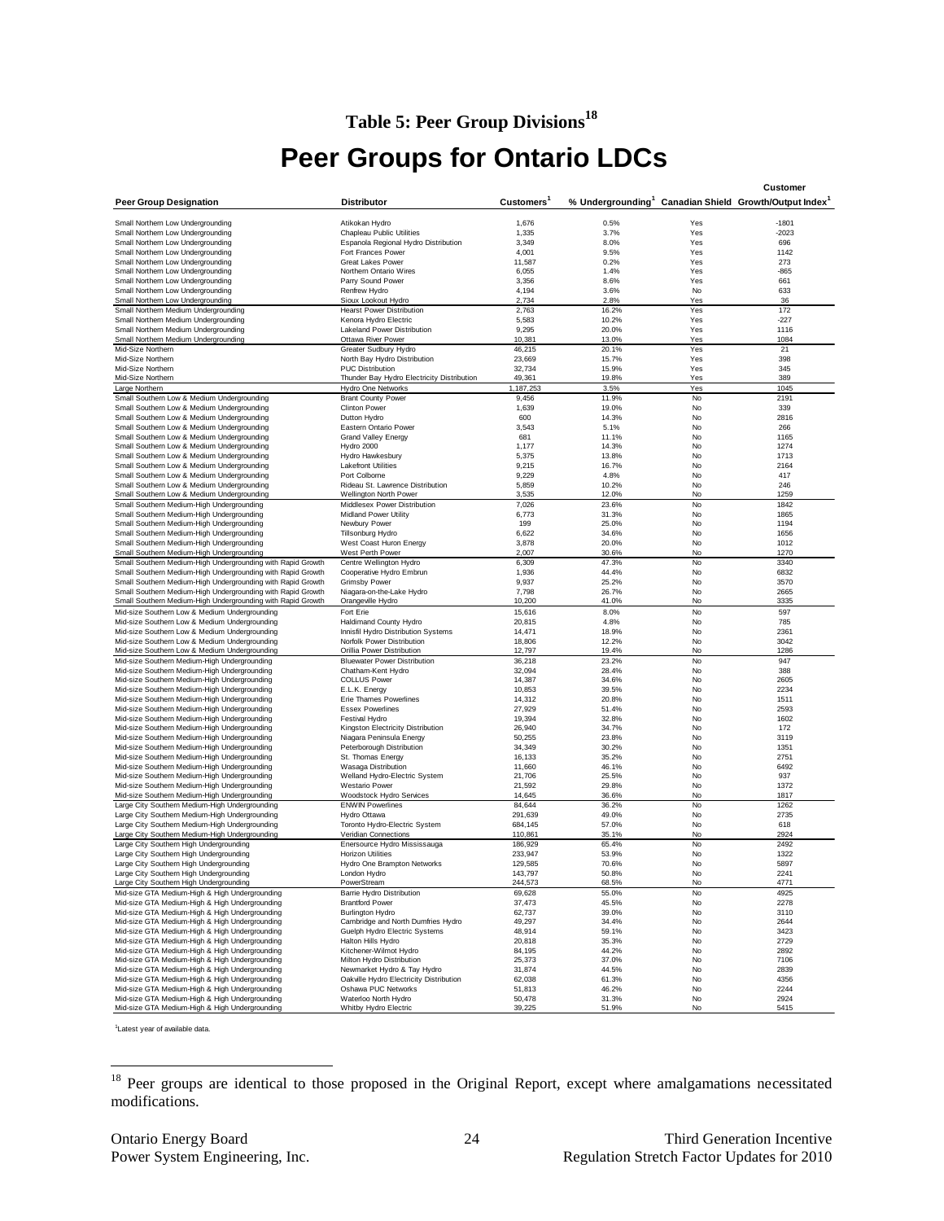## Table 5: Peer Group Divisions[18]

# Peer Groups for Ontario LDCs

| Peer Group Designation | Distributor | Customers[1] | % Undergrounding[1] | Canadian Shield | Customer Growth/Output Index[1] |
|---|---|---|---|---|---|
| Small Northern Low Undergrounding | Atikokan Hydro | 1,676 | 0.5% | Yes | -1801 |
| Small Northern Low Undergrounding | Chapleau Public Utilities | 1,335 | 3.7% | Yes | -2023 |
| Small Northern Low Undergrounding | Espanola Regional Hydro Distribution | 3,349 | 8.0% | Yes | 696 |
| Small Northern Low Undergrounding | Fort Frances Power | 4,001 | 9.5% | Yes | 1142 |
| Small Northern Low Undergrounding | Great Lakes Power | 11,587 | 0.2% | Yes | 273 |
| Small Northern Low Undergrounding | Northern Ontario Wires | 6,055 | 1.4% | Yes | -865 |
| Small Northern Low Undergrounding | Parry Sound Power | 3,356 | 8.6% | Yes | 661 |
| Small Northern Low Undergrounding | Renfrew Hydro | 4,194 | 3.6% | No | 633 |
| Small Northern Low Undergrounding | Sioux Lookout Hydro | 2,734 | 2.8% | Yes | 36 |
| Small Northern Medium Undergrounding | Hearst Power Distribution | 2,763 | 16.2% | Yes | 172 |
| Small Northern Medium Undergrounding | Kenora Hydro Electric | 5,583 | 10.2% | Yes | -227 |
| Small Northern Medium Undergrounding | Lakeland Power Distribution | 9,295 | 20.0% | Yes | 1116 |
| Small Northern Medium Undergrounding | Ottawa River Power | 10,381 | 13.0% | Yes | 1084 |
| Mid-Size Northern | Greater Sudbury Hydro | 46,215 | 20.1% | Yes | 21 |
| Mid-Size Northern | North Bay Hydro Distribution | 23,669 | 15.7% | Yes | 398 |
| Mid-Size Northern | PUC Distribution | 32,734 | 15.9% | Yes | 345 |
| Mid-Size Northern | Thunder Bay Hydro Electricity Distribution | 49,361 | 19.8% | Yes | 389 |
| Large Northern | Hydro One Networks | 1,187,253 | 3.5% | Yes | 1045 |
| Small Southern Low & Medium Undergrounding | Brant County Power | 9,456 | 11.9% | No | 2191 |
| Small Southern Low & Medium Undergrounding | Clinton Power | 1,639 | 19.0% | No | 339 |
| Small Southern Low & Medium Undergrounding | Dutton Hydro | 600 | 14.3% | No | 2816 |
| Small Southern Low & Medium Undergrounding | Eastern Ontario Power | 3,543 | 5.1% | No | 266 |
| Small Southern Low & Medium Undergrounding | Grand Valley Energy | 681 | 11.1% | No | 1165 |
| Small Southern Low & Medium Undergrounding | Hydro 2000 | 1,177 | 14.3% | No | 1274 |
| Small Southern Low & Medium Undergrounding | Hydro Hawkesbury | 5,375 | 13.8% | No | 1713 |
| Small Southern Low & Medium Undergrounding | Lakefront Utilities | 9,215 | 16.7% | No | 2164 |
| Small Southern Low & Medium Undergrounding | Port Colborne | 9,229 | 4.8% | No | 417 |
| Small Southern Low & Medium Undergrounding | Rideau St. Lawrence Distribution | 5,859 | 10.2% | No | 246 |
| Small Southern Low & Medium Undergrounding | Wellington North Power | 3,535 | 12.0% | No | 1259 |
| Small Southern Medium-High Undergrounding | Middlesex Power Distribution | 7,026 | 23.6% | No | 1842 |
| Small Southern Medium-High Undergrounding | Midland Power Utility | 6,773 | 31.3% | No | 1865 |
| Small Southern Medium-High Undergrounding | Newbury Power | 199 | 25.0% | No | 1194 |
| Small Southern Medium-High Undergrounding | Tillsonburg Hydro | 6,622 | 34.6% | No | 1656 |
| Small Southern Medium-High Undergrounding | West Coast Huron Energy | 3,878 | 20.0% | No | 1012 |
| Small Southern Medium-High Undergrounding | West Perth Power | 2,007 | 30.6% | No | 1270 |
| Small Southern Medium-High Undergrounding with Rapid Growth | Centre Wellington Hydro | 6,309 | 47.3% | No | 3340 |
| Small Southern Medium-High Undergrounding with Rapid Growth | Cooperative Hydro Embrun | 1,936 | 44.4% | No | 6832 |
| Small Southern Medium-High Undergrounding with Rapid Growth | Grimsby Power | 9,937 | 25.2% | No | 3570 |
| Small Southern Medium-High Undergrounding with Rapid Growth | Niagara-on-the-Lake Hydro | 7,798 | 26.7% | No | 2665 |
| Small Southern Medium-High Undergrounding with Rapid Growth | Orangeville Hydro | 10,200 | 41.0% | No | 3335 |
| Mid-size Southern Low & Medium Undergrounding | Fort Erie | 15,616 | 8.0% | No | 597 |
| Mid-size Southern Low & Medium Undergrounding | Haldimand County Hydro | 20,815 | 4.8% | No | 785 |
| Mid-size Southern Low & Medium Undergrounding | Innisfil Hydro Distribution Systems | 14,471 | 18.9% | No | 2361 |
| Mid-size Southern Low & Medium Undergrounding | Norfolk Power Distribution | 18,806 | 12.2% | No | 3042 |
| Mid-size Southern Low & Medium Undergrounding | Orillia Power Distribution | 12,797 | 19.4% | No | 1286 |
| Mid-size Southern Medium-High Undergrounding | Bluewater Power Distribution | 36,218 | 23.2% | No | 947 |
| Mid-size Southern Medium-High Undergrounding | Chatham-Kent Hydro | 32,094 | 28.4% | No | 388 |
| Mid-size Southern Medium-High Undergrounding | COLLUS Power | 14,387 | 34.6% | No | 2605 |
| Mid-size Southern Medium-High Undergrounding | E.L.K. Energy | 10,853 | 39.5% | No | 2234 |
| Mid-size Southern Medium-High Undergrounding | Erie Thames Powerlines | 14,312 | 20.8% | No | 1511 |
| Mid-size Southern Medium-High Undergrounding | Essex Powerlines | 27,929 | 51.4% | No | 2593 |
| Mid-size Southern Medium-High Undergrounding | Festival Hydro | 19,394 | 32.8% | No | 1602 |
| Mid-size Southern Medium-High Undergrounding | Kingston Electricity Distribution | 26,940 | 34.7% | No | 172 |
| Mid-size Southern Medium-High Undergrounding | Niagara Peninsula Energy | 50,255 | 23.8% | No | 3119 |
| Mid-size Southern Medium-High Undergrounding | Peterborough Distribution | 34,349 | 30.2% | No | 1351 |
| Mid-size Southern Medium-High Undergrounding | St. Thomas Energy | 16,133 | 35.2% | No | 2751 |
| Mid-size Southern Medium-High Undergrounding | Wasaga Distribution | 11,660 | 46.1% | No | 6492 |
| Mid-size Southern Medium-High Undergrounding | Welland Hydro-Electric System | 21,706 | 25.5% | No | 937 |
| Mid-size Southern Medium-High Undergrounding | Westario Power | 21,592 | 29.8% | No | 1372 |
| Mid-size Southern Medium-High Undergrounding | Woodstock Hydro Services | 14,645 | 36.6% | No | 1817 |
| Large City Southern Medium-High Undergrounding | ENWIN Powerlines | 84,644 | 36.2% | No | 1262 |
| Large City Southern Medium-High Undergrounding | Hydro Ottawa | 291,639 | 49.0% | No | 2735 |
| Large City Southern Medium-High Undergrounding | Toronto Hydro-Electric System | 684,145 | 57.0% | No | 618 |
| Large City Southern Medium-High Undergrounding | Veridian Connections | 110,861 | 35.1% | No | 2924 |
| Large City Southern High Undergrounding | Enersource Hydro Mississauga | 186,929 | 65.4% | No | 2492 |
| Large City Southern High Undergrounding | Horizon Utilities | 233,947 | 53.9% | No | 1322 |
| Large City Southern High Undergrounding | Hydro One Brampton Networks | 129,585 | 70.6% | No | 5897 |
| Large City Southern High Undergrounding | London Hydro | 143,797 | 50.8% | No | 2241 |
| Large City Southern High Undergrounding | PowerStream | 244,573 | 68.5% | No | 4771 |
| Mid-size GTA Medium-High & High Undergrounding | Barrie Hydro Distribution | 69,628 | 55.0% | No | 4925 |
| Mid-size GTA Medium-High & High Undergrounding | Brantford Power | 37,473 | 45.5% | No | 2278 |
| Mid-size GTA Medium-High & High Undergrounding | Burlington Hydro | 62,737 | 39.0% | No | 3110 |
| Mid-size GTA Medium-High & High Undergrounding | Cambridge and North Dumfries Hydro | 49,297 | 34.4% | No | 2644 |
| Mid-size GTA Medium-High & High Undergrounding | Guelph Hydro Electric Systems | 48,914 | 59.1% | No | 3423 |
| Mid-size GTA Medium-High & High Undergrounding | Halton Hills Hydro | 20,818 | 35.3% | No | 2729 |
| Mid-size GTA Medium-High & High Undergrounding | Kitchener-Wilmot Hydro | 84,195 | 44.2% | No | 2892 |
| Mid-size GTA Medium-High & High Undergrounding | Milton Hydro Distribution | 25,373 | 37.0% | No | 7106 |
| Mid-size GTA Medium-High & High Undergrounding | Newmarket Hydro & Tay Hydro | 31,874 | 44.5% | No | 2839 |
| Mid-size GTA Medium-High & High Undergrounding | Oakville Hydro Electricity Distribution | 62,038 | 61.3% | No | 4356 |
| Mid-size GTA Medium-High & High Undergrounding | Oshawa PUC Networks | 51,813 | 46.2% | No | 2244 |
| Mid-size GTA Medium-High & High Undergrounding | Waterloo North Hydro | 50,478 | 31.3% | No | 2924 |
| Mid-size GTA Medium-High & High Undergrounding | Whitby Hydro Electric | 39,225 | 51.9% | No | 5415 |

[1] Latest year of available data.

[18] Peer groups are identical to those proposed in the Original Report, except where amalgamations necessitated modifications.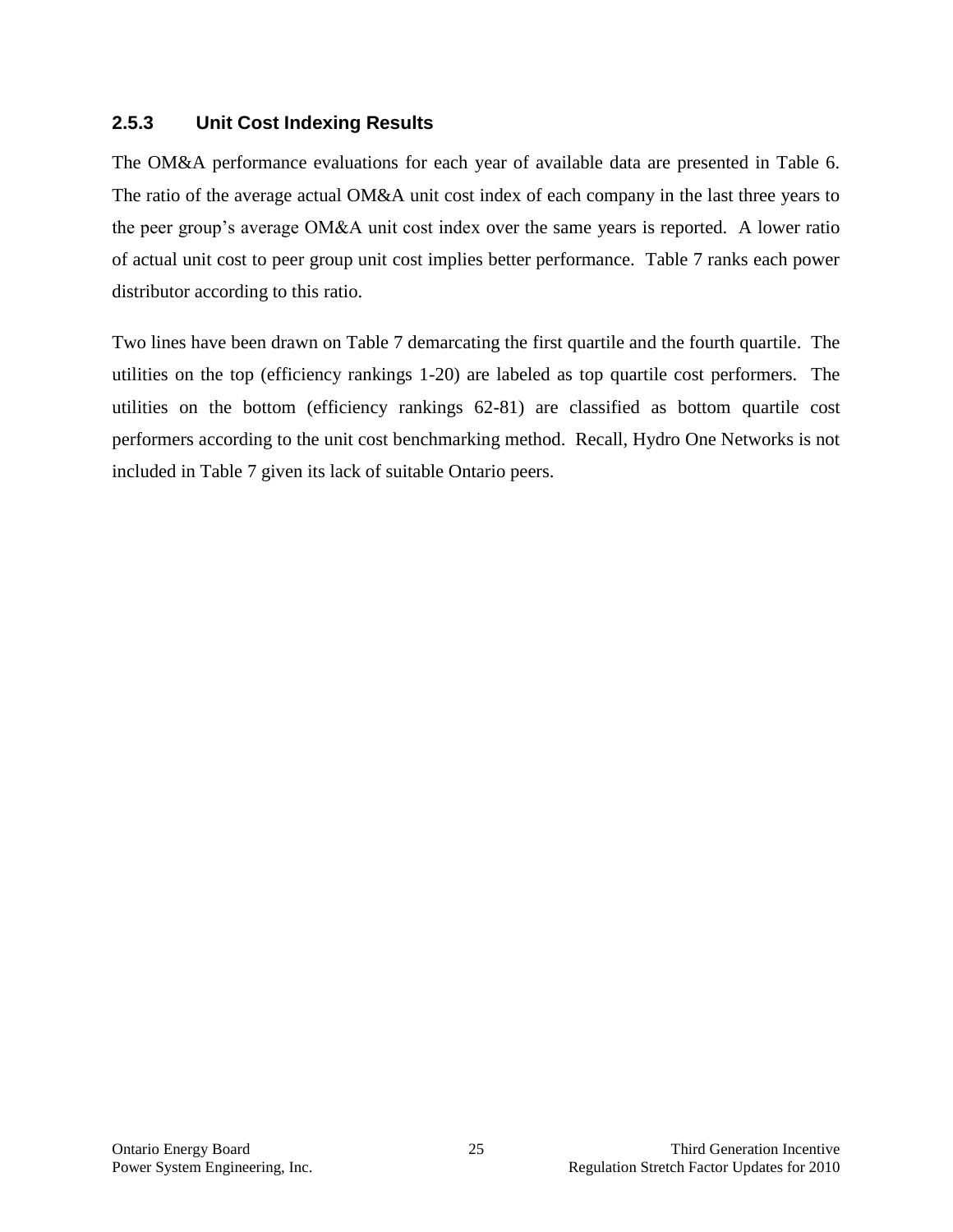### 2.5.3 Unit Cost Indexing Results

The OM&A performance evaluations for each year of available data are presented in Table 6. The ratio of the average actual OM&A unit cost index of each company in the last three years to the peer group's average OM&A unit cost index over the same years is reported. A lower ratio of actual unit cost to peer group unit cost implies better performance. Table 7 ranks each power distributor according to this ratio.

Two lines have been drawn on Table 7 demarcating the first quartile and the fourth quartile. The utilities on the top (efficiency rankings 1-20) are labeled as top quartile cost performers. The utilities on the bottom (efficiency rankings 62-81) are classified as bottom quartile cost performers according to the unit cost benchmarking method. Recall, Hydro One Networks is not included in Table 7 given its lack of suitable Ontario peers.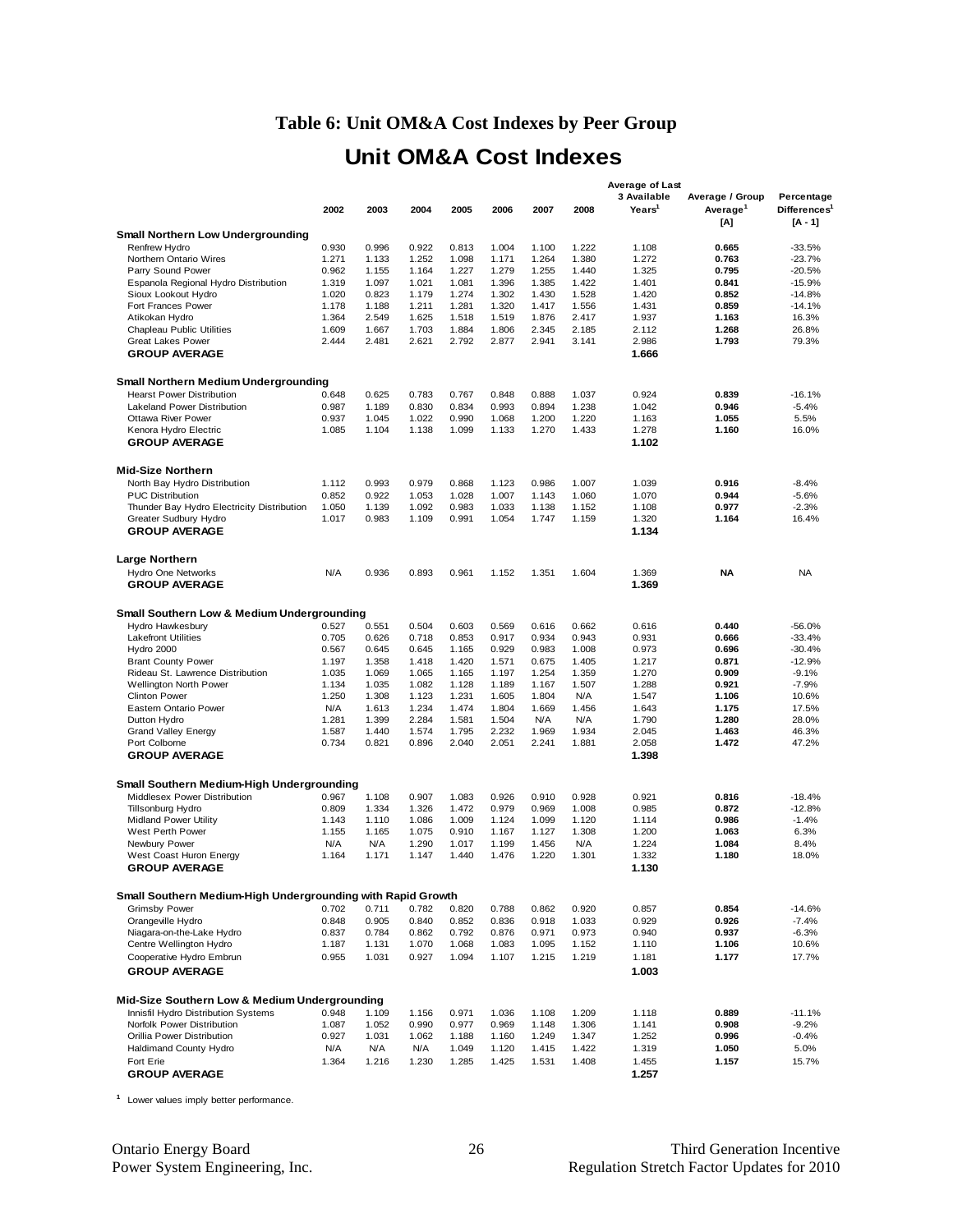## Table 6: Unit OM&A Cost Indexes by Peer Group

# Unit OM&A Cost Indexes

| | 2002 | 2003 | 2004 | 2005 | 2006 | 2007 | 2008 | Average of Last 3 Available Years[1] | Average / Group Average[1] [A] | Percentage Differences[1] [A - 1] |
|---|---|---|---|---|---|---|---|---|---|---|
| **Small Northern Low Undergrounding** | | | | | | | | | | |
| Renfrew Hydro | 0.930 | 0.996 | 0.922 | 0.813 | 1.004 | 1.100 | 1.222 | 1.108 | **0.665** | -33.5% |
| Northern Ontario Wires | 1.271 | 1.133 | 1.252 | 1.098 | 1.171 | 1.264 | 1.380 | 1.272 | **0.763** | -23.7% |
| Parry Sound Power | 0.962 | 1.155 | 1.164 | 1.227 | 1.279 | 1.255 | 1.440 | 1.325 | **0.795** | -20.5% |
| Espanola Regional Hydro Distribution | 1.319 | 1.097 | 1.021 | 1.081 | 1.396 | 1.385 | 1.422 | 1.401 | **0.841** | -15.9% |
| Sioux Lookout Hydro | 1.020 | 0.823 | 1.179 | 1.274 | 1.302 | 1.430 | 1.528 | 1.420 | **0.852** | -14.8% |
| Fort Frances Power | 1.178 | 1.188 | 1.211 | 1.281 | 1.320 | 1.417 | 1.556 | 1.431 | **0.859** | -14.1% |
| Atikokan Hydro | 1.364 | 2.549 | 1.625 | 1.518 | 1.519 | 1.876 | 2.417 | 1.937 | **1.163** | 16.3% |
| Chapleau Public Utilities | 1.609 | 1.667 | 1.703 | 1.884 | 1.806 | 2.345 | 2.185 | 2.112 | **1.268** | 26.8% |
| Great Lakes Power | 2.444 | 2.481 | 2.621 | 2.792 | 2.877 | 2.941 | 3.141 | 2.986 | **1.793** | 79.3% |
| **GROUP AVERAGE** | | | | | | | | **1.666** | | |
| **Small Northern Medium Undergrounding** | | | | | | | | | | |
| Hearst Power Distribution | 0.648 | 0.625 | 0.783 | 0.767 | 0.848 | 0.888 | 1.037 | 0.924 | **0.839** | -16.1% |
| Lakeland Power Distribution | 0.987 | 1.189 | 0.830 | 0.834 | 0.993 | 0.894 | 1.238 | 1.042 | **0.946** | -5.4% |
| Ottawa River Power | 0.937 | 1.045 | 1.022 | 0.990 | 1.068 | 1.200 | 1.220 | 1.163 | **1.055** | 5.5% |
| Kenora Hydro Electric | 1.085 | 1.104 | 1.138 | 1.099 | 1.133 | 1.270 | 1.433 | 1.278 | **1.160** | 16.0% |
| **GROUP AVERAGE** | | | | | | | | **1.102** | | |
| **Mid-Size Northern** | | | | | | | | | | |
| North Bay Hydro Distribution | 1.112 | 0.993 | 0.979 | 0.868 | 1.123 | 0.986 | 1.007 | 1.039 | **0.916** | -8.4% |
| PUC Distribution | 0.852 | 0.922 | 1.053 | 1.028 | 1.007 | 1.143 | 1.060 | 1.070 | **0.944** | -5.6% |
| Thunder Bay Hydro Electricity Distribution | 1.050 | 1.139 | 1.092 | 0.983 | 1.033 | 1.138 | 1.152 | 1.108 | **0.977** | -2.3% |
| Greater Sudbury Hydro | 1.017 | 0.983 | 1.109 | 0.991 | 1.054 | 1.747 | 1.159 | 1.320 | **1.164** | 16.4% |
| **GROUP AVERAGE** | | | | | | | | **1.134** | | |
| **Large Northern** | | | | | | | | | | |
| Hydro One Networks | N/A | 0.936 | 0.893 | 0.961 | 1.152 | 1.351 | 1.604 | 1.369 | **NA** | NA |
| **GROUP AVERAGE** | | | | | | | | **1.369** | | |
| **Small Southern Low & Medium Undergrounding** | | | | | | | | | | |
| Hydro Hawkesbury | 0.527 | 0.551 | 0.504 | 0.603 | 0.569 | 0.616 | 0.662 | 0.616 | **0.440** | -56.0% |
| Lakefront Utilities | 0.705 | 0.626 | 0.718 | 0.853 | 0.917 | 0.934 | 0.943 | 0.931 | **0.666** | -33.4% |
| Hydro 2000 | 0.567 | 0.645 | 0.645 | 1.165 | 0.929 | 0.983 | 1.008 | 0.973 | **0.696** | -30.4% |
| Brant County Power | 1.197 | 1.358 | 1.418 | 1.420 | 1.571 | 0.675 | 1.405 | 1.217 | **0.871** | -12.9% |
| Rideau St. Lawrence Distribution | 1.035 | 1.069 | 1.065 | 1.165 | 1.197 | 1.254 | 1.359 | 1.270 | **0.909** | -9.1% |
| Wellington North Power | 1.134 | 1.035 | 1.082 | 1.128 | 1.189 | 1.167 | 1.507 | 1.288 | **0.921** | -7.9% |
| Clinton Power | 1.250 | 1.308 | 1.123 | 1.231 | 1.605 | 1.804 | N/A | 1.547 | **1.106** | 10.6% |
| Eastern Ontario Power | N/A | 1.613 | 1.234 | 1.474 | 1.804 | 1.669 | 1.456 | 1.643 | **1.175** | 17.5% |
| Dutton Hydro | 1.281 | 1.399 | 2.284 | 1.581 | 1.504 | N/A | N/A | 1.790 | **1.280** | 28.0% |
| Grand Valley Energy | 1.587 | 1.440 | 1.574 | 1.795 | 2.232 | 1.969 | 1.934 | 2.045 | **1.463** | 46.3% |
| Port Colborne | 0.734 | 0.821 | 0.896 | 2.040 | 2.051 | 2.241 | 1.881 | 2.058 | **1.472** | 47.2% |
| **GROUP AVERAGE** | | | | | | | | **1.398** | | |
| **Small Southern Medium-High Undergrounding** | | | | | | | | | | |
| Middlesex Power Distribution | 0.967 | 1.108 | 0.907 | 1.083 | 0.926 | 0.910 | 0.928 | 0.921 | **0.816** | -18.4% |
| Tillsonburg Hydro | 0.809 | 1.334 | 1.326 | 1.472 | 0.979 | 0.969 | 1.008 | 0.985 | **0.872** | -12.8% |
| Midland Power Utility | 1.143 | 1.110 | 1.086 | 1.009 | 1.124 | 1.099 | 1.120 | 1.114 | **0.986** | -1.4% |
| West Perth Power | 1.155 | 1.165 | 1.075 | 0.910 | 1.167 | 1.127 | 1.308 | 1.200 | **1.063** | 6.3% |
| Newbury Power | N/A | N/A | 1.290 | 1.017 | 1.199 | 1.456 | N/A | 1.224 | **1.084** | 8.4% |
| West Coast Huron Energy | 1.164 | 1.171 | 1.147 | 1.440 | 1.476 | 1.220 | 1.301 | 1.332 | **1.180** | 18.0% |
| **GROUP AVERAGE** | | | | | | | | **1.130** | | |
| **Small Southern Medium-High Undergrounding with Rapid Growth** | | | | | | | | | | |
| Grimsby Power | 0.702 | 0.711 | 0.782 | 0.820 | 0.788 | 0.862 | 0.920 | 0.857 | **0.854** | -14.6% |
| Orangeville Hydro | 0.848 | 0.905 | 0.840 | 0.852 | 0.836 | 0.918 | 1.033 | 0.929 | **0.926** | -7.4% |
| Niagara-on-the-Lake Hydro | 0.837 | 0.784 | 0.862 | 0.792 | 0.876 | 0.971 | 0.973 | 0.940 | **0.937** | -6.3% |
| Centre Wellington Hydro | 1.187 | 1.131 | 1.070 | 1.068 | 1.083 | 1.095 | 1.152 | 1.110 | **1.106** | 10.6% |
| Cooperative Hydro Embrun | 0.955 | 1.031 | 0.927 | 1.094 | 1.107 | 1.215 | 1.219 | 1.181 | **1.177** | 17.7% |
| **GROUP AVERAGE** | | | | | | | | **1.003** | | |
| **Mid-Size Southern Low & Medium Undergrounding** | | | | | | | | | | |
| Innisfil Hydro Distribution Systems | 0.948 | 1.109 | 1.156 | 0.971 | 1.036 | 1.108 | 1.209 | 1.118 | **0.889** | -11.1% |
| Norfolk Power Distribution | 1.087 | 1.052 | 0.990 | 0.977 | 0.969 | 1.148 | 1.306 | 1.141 | **0.908** | -9.2% |
| Orillia Power Distribution | 0.927 | 1.031 | 1.062 | 1.188 | 1.160 | 1.249 | 1.347 | 1.252 | **0.996** | -0.4% |
| Haldimand County Hydro | N/A | N/A | N/A | 1.049 | 1.120 | 1.415 | 1.422 | 1.319 | **1.050** | 5.0% |
| Fort Erie | 1.364 | 1.216 | 1.230 | 1.285 | 1.425 | 1.531 | 1.408 | 1.455 | **1.157** | 15.7% |
| **GROUP AVERAGE** | | | | | | | | **1.257** | | |

[1] Lower values imply better performance.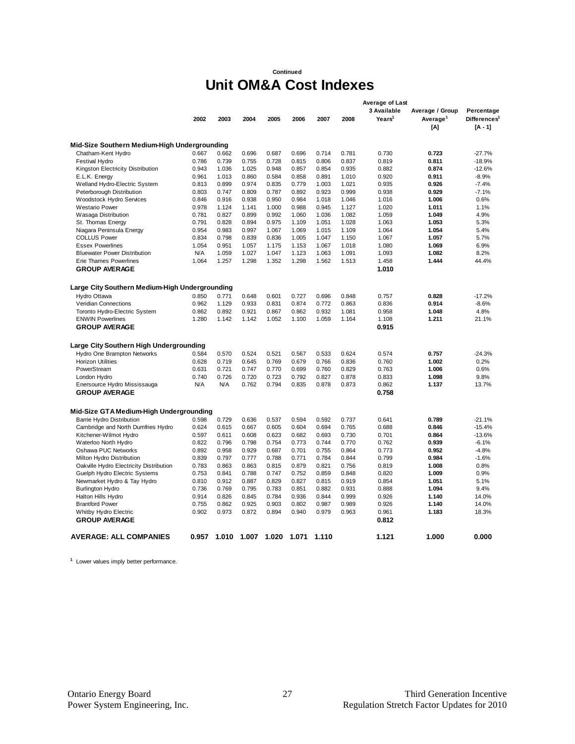**Continued**

# Unit OM&A Cost Indexes

| | 2002 | 2003 | 2004 | 2005 | 2006 | 2007 | 2008 | Average of Last 3 Available Years[1] | Average / Group Average[1] [A] | Percentage Differences[1] [A - 1] |
|---|---|---|---|---|---|---|---|---|---|---|
| **Mid-Size Southern Medium-High Undergrounding** | | | | | | | | | | |
| Chatham-Kent Hydro | 0.667 | 0.662 | 0.696 | 0.687 | 0.696 | 0.714 | 0.781 | 0.730 | **0.723** | -27.7% |
| Festival Hydro | 0.786 | 0.739 | 0.755 | 0.728 | 0.815 | 0.806 | 0.837 | 0.819 | **0.811** | -18.9% |
| Kingston Electricity Distribution | 0.943 | 1.036 | 1.025 | 0.948 | 0.857 | 0.854 | 0.935 | 0.882 | **0.874** | -12.6% |
| E.L.K. Energy | 0.961 | 1.013 | 0.860 | 0.584 | 0.858 | 0.891 | 1.010 | 0.920 | **0.911** | -8.9% |
| Welland Hydro-Electric System | 0.813 | 0.899 | 0.974 | 0.835 | 0.779 | 1.003 | 1.021 | 0.935 | **0.926** | -7.4% |
| Peterborough Distribution | 0.803 | 0.747 | 0.809 | 0.787 | 0.892 | 0.923 | 0.999 | 0.938 | **0.929** | -7.1% |
| Woodstock Hydro Services | 0.846 | 0.916 | 0.938 | 0.950 | 0.984 | 1.018 | 1.046 | 1.016 | **1.006** | 0.6% |
| Westario Power | 0.978 | 1.124 | 1.141 | 1.000 | 0.988 | 0.945 | 1.127 | 1.020 | **1.011** | 1.1% |
| Wasaga Distribution | 0.781 | 0.827 | 0.899 | 0.992 | 1.060 | 1.036 | 1.082 | 1.059 | **1.049** | 4.9% |
| St. Thomas Energy | 0.791 | 0.828 | 0.894 | 0.975 | 1.109 | 1.051 | 1.028 | 1.063 | **1.053** | 5.3% |
| Niagara Peninsula Energy | 0.954 | 0.983 | 0.997 | 1.067 | 1.069 | 1.015 | 1.109 | 1.064 | **1.054** | 5.4% |
| COLLUS Power | 0.834 | 0.798 | 0.839 | 0.836 | 1.005 | 1.047 | 1.150 | 1.067 | **1.057** | 5.7% |
| Essex Powerlines | 1.054 | 0.951 | 1.057 | 1.175 | 1.153 | 1.067 | 1.018 | 1.080 | **1.069** | 6.9% |
| Bluewater Power Distribution | N/A | 1.059 | 1.027 | 1.047 | 1.123 | 1.063 | 1.091 | 1.093 | **1.082** | 8.2% |
| Erie Thames Powerlines | 1.064 | 1.257 | 1.298 | 1.352 | 1.298 | 1.562 | 1.513 | 1.458 | **1.444** | 44.4% |
| **GROUP AVERAGE** | | | | | | | | **1.010** | | |
| **Large City Southern Medium-High Undergrounding** | | | | | | | | | | |
| Hydro Ottawa | 0.850 | 0.771 | 0.648 | 0.601 | 0.727 | 0.696 | 0.848 | 0.757 | **0.828** | -17.2% |
| Veridian Connections | 0.962 | 1.129 | 0.933 | 0.831 | 0.874 | 0.772 | 0.863 | 0.836 | **0.914** | -8.6% |
| Toronto Hydro-Electric System | 0.862 | 0.892 | 0.921 | 0.867 | 0.862 | 0.932 | 1.081 | 0.958 | **1.048** | 4.8% |
| ENWIN Powerlines | 1.280 | 1.142 | 1.142 | 1.052 | 1.100 | 1.059 | 1.164 | 1.108 | **1.211** | 21.1% |
| **GROUP AVERAGE** | | | | | | | | **0.915** | | |
| **Large City Southern High Undergrounding** | | | | | | | | | | |
| Hydro One Brampton Networks | 0.584 | 0.570 | 0.524 | 0.521 | 0.567 | 0.533 | 0.624 | 0.574 | **0.757** | -24.3% |
| Horizon Utilities | 0.628 | 0.719 | 0.645 | 0.769 | 0.679 | 0.766 | 0.836 | 0.760 | **1.002** | 0.2% |
| PowerStream | 0.631 | 0.721 | 0.747 | 0.770 | 0.699 | 0.760 | 0.829 | 0.763 | **1.006** | 0.6% |
| London Hydro | 0.740 | 0.726 | 0.720 | 0.723 | 0.792 | 0.827 | 0.878 | 0.833 | **1.098** | 9.8% |
| Enersource Hydro Mississauga | N/A | N/A | 0.762 | 0.794 | 0.835 | 0.878 | 0.873 | 0.862 | **1.137** | 13.7% |
| **GROUP AVERAGE** | | | | | | | | **0.758** | | |
| **Mid-Size GTA Medium-High Undergrounding** | | | | | | | | | | |
| Barrie Hydro Distribution | 0.598 | 0.729 | 0.636 | 0.537 | 0.594 | 0.592 | 0.737 | 0.641 | **0.789** | -21.1% |
| Cambridge and North Dumfries Hydro | 0.624 | 0.615 | 0.667 | 0.605 | 0.604 | 0.694 | 0.765 | 0.688 | **0.846** | -15.4% |
| Kitchener-Wilmot Hydro | 0.597 | 0.611 | 0.608 | 0.623 | 0.682 | 0.693 | 0.730 | 0.701 | **0.864** | -13.6% |
| Waterloo North Hydro | 0.822 | 0.796 | 0.798 | 0.754 | 0.773 | 0.744 | 0.770 | 0.762 | **0.939** | -6.1% |
| Oshawa PUC Networks | 0.892 | 0.958 | 0.929 | 0.687 | 0.701 | 0.755 | 0.864 | 0.773 | **0.952** | -4.8% |
| Milton Hydro Distribution | 0.839 | 0.797 | 0.777 | 0.788 | 0.771 | 0.784 | 0.844 | 0.799 | **0.984** | -1.6% |
| Oakville Hydro Electricity Distribution | 0.783 | 0.863 | 0.863 | 0.815 | 0.879 | 0.821 | 0.756 | 0.819 | **1.008** | 0.8% |
| Guelph Hydro Electric Systems | 0.753 | 0.841 | 0.788 | 0.747 | 0.752 | 0.859 | 0.848 | 0.820 | **1.009** | 0.9% |
| Newmarket Hydro & Tay Hydro | 0.810 | 0.912 | 0.887 | 0.829 | 0.827 | 0.815 | 0.919 | 0.854 | **1.051** | 5.1% |
| Burlington Hydro | 0.736 | 0.769 | 0.795 | 0.783 | 0.851 | 0.882 | 0.931 | 0.888 | **1.094** | 9.4% |
| Halton Hills Hydro | 0.914 | 0.826 | 0.845 | 0.784 | 0.936 | 0.844 | 0.999 | 0.926 | **1.140** | 14.0% |
| Brantford Power | 0.755 | 0.862 | 0.925 | 0.903 | 0.802 | 0.987 | 0.989 | 0.926 | **1.140** | 14.0% |
| Whitby Hydro Electric | 0.902 | 0.973 | 0.872 | 0.894 | 0.940 | 0.979 | 0.963 | 0.961 | **1.183** | 18.3% |
| **GROUP AVERAGE** | | | | | | | | **0.812** | | |
| **AVERAGE: ALL COMPANIES** | **0.957** | **1.010** | **1.007** | **1.020** | **1.071** | **1.110** | | **1.121** | **1.000** | **0.000** |

[1] Lower values imply better performance.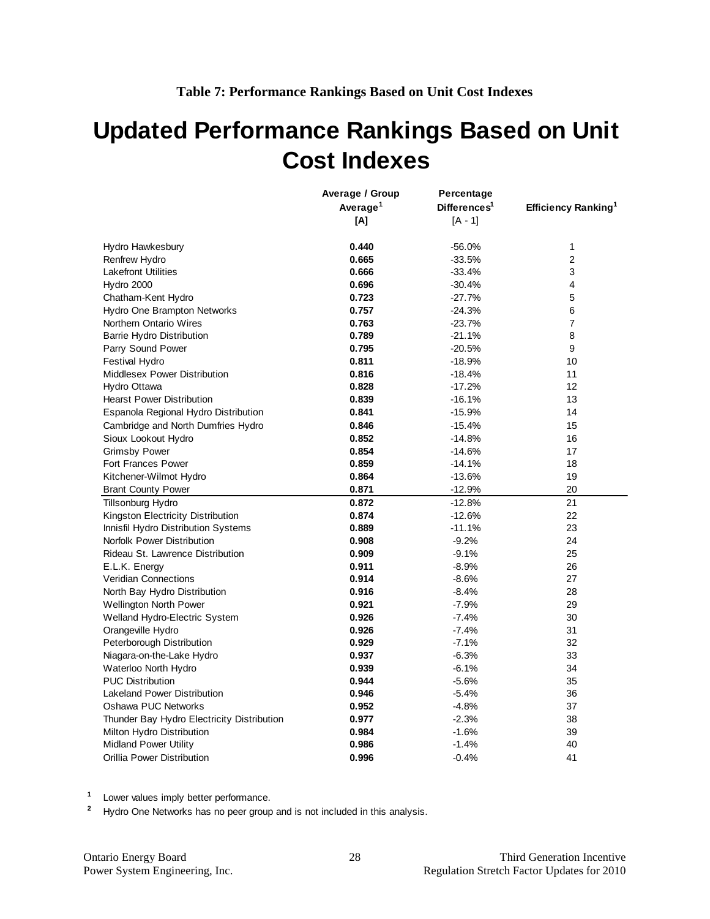**Table 7: Performance Rankings Based on Unit Cost Indexes**

# Updated Performance Rankings Based on Unit Cost Indexes

| | Average / Group Average[1] [A] | Percentage Differences[1] [A - 1] | Efficiency Ranking[1] |
|---|---|---|---|
| Hydro Hawkesbury | **0.440** | -56.0% | 1 |
| Renfrew Hydro | **0.665** | -33.5% | 2 |
| Lakefront Utilities | **0.666** | -33.4% | 3 |
| Hydro 2000 | **0.696** | -30.4% | 4 |
| Chatham-Kent Hydro | **0.723** | -27.7% | 5 |
| Hydro One Brampton Networks | **0.757** | -24.3% | 6 |
| Northern Ontario Wires | **0.763** | -23.7% | 7 |
| Barrie Hydro Distribution | **0.789** | -21.1% | 8 |
| Parry Sound Power | **0.795** | -20.5% | 9 |
| Festival Hydro | **0.811** | -18.9% | 10 |
| Middlesex Power Distribution | **0.816** | -18.4% | 11 |
| Hydro Ottawa | **0.828** | -17.2% | 12 |
| Hearst Power Distribution | **0.839** | -16.1% | 13 |
| Espanola Regional Hydro Distribution | **0.841** | -15.9% | 14 |
| Cambridge and North Dumfries Hydro | **0.846** | -15.4% | 15 |
| Sioux Lookout Hydro | **0.852** | -14.8% | 16 |
| Grimsby Power | **0.854** | -14.6% | 17 |
| Fort Frances Power | **0.859** | -14.1% | 18 |
| Kitchener-Wilmot Hydro | **0.864** | -13.6% | 19 |
| Brant County Power | **0.871** | -12.9% | 20 |
| Tillsonburg Hydro | **0.872** | -12.8% | 21 |
| Kingston Electricity Distribution | **0.874** | -12.6% | 22 |
| Innisfil Hydro Distribution Systems | **0.889** | -11.1% | 23 |
| Norfolk Power Distribution | **0.908** | -9.2% | 24 |
| Rideau St. Lawrence Distribution | **0.909** | -9.1% | 25 |
| E.L.K. Energy | **0.911** | -8.9% | 26 |
| Veridian Connections | **0.914** | -8.6% | 27 |
| North Bay Hydro Distribution | **0.916** | -8.4% | 28 |
| Wellington North Power | **0.921** | -7.9% | 29 |
| Welland Hydro-Electric System | **0.926** | -7.4% | 30 |
| Orangeville Hydro | **0.926** | -7.4% | 31 |
| Peterborough Distribution | **0.929** | -7.1% | 32 |
| Niagara-on-the-Lake Hydro | **0.937** | -6.3% | 33 |
| Waterloo North Hydro | **0.939** | -6.1% | 34 |
| PUC Distribution | **0.944** | -5.6% | 35 |
| Lakeland Power Distribution | **0.946** | -5.4% | 36 |
| Oshawa PUC Networks | **0.952** | -4.8% | 37 |
| Thunder Bay Hydro Electricity Distribution | **0.977** | -2.3% | 38 |
| Milton Hydro Distribution | **0.984** | -1.6% | 39 |
| Midland Power Utility | **0.986** | -1.4% | 40 |
| Orillia Power Distribution | **0.996** | -0.4% | 41 |

[1] Lower values imply better performance.

[2] Hydro One Networks has no peer group and is not included in this analysis.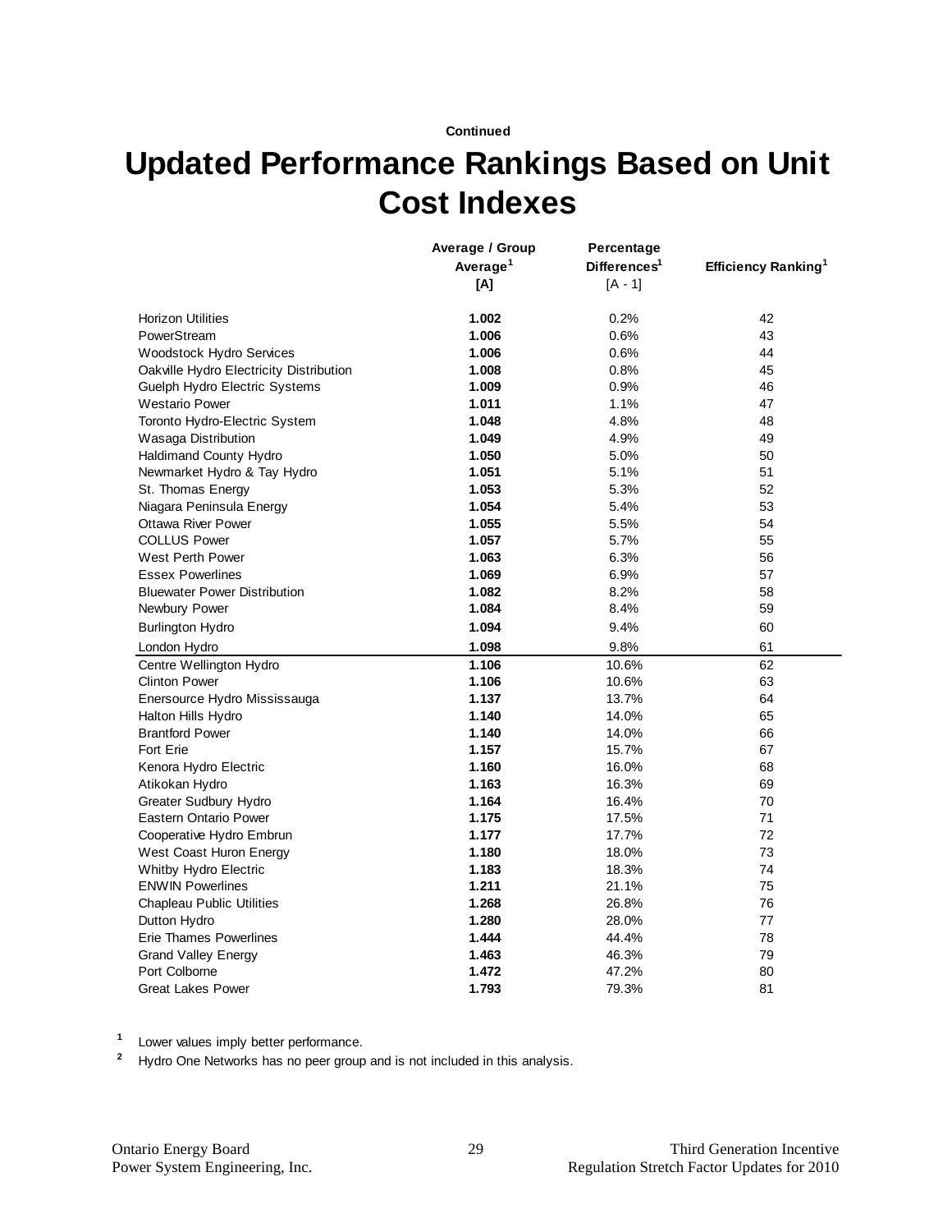Continued

# Updated Performance Rankings Based on Unit Cost Indexes

| | Average / Group Average[1] [A] | Percentage Differences[1] [A - 1] | Efficiency Ranking[1] |
|---|---|---|---|
| Horizon Utilities | **1.002** | 0.2% | 42 |
| PowerStream | **1.006** | 0.6% | 43 |
| Woodstock Hydro Services | **1.006** | 0.6% | 44 |
| Oakville Hydro Electricity Distribution | **1.008** | 0.8% | 45 |
| Guelph Hydro Electric Systems | **1.009** | 0.9% | 46 |
| Westario Power | **1.011** | 1.1% | 47 |
| Toronto Hydro-Electric System | **1.048** | 4.8% | 48 |
| Wasaga Distribution | **1.049** | 4.9% | 49 |
| Haldimand County Hydro | **1.050** | 5.0% | 50 |
| Newmarket Hydro & Tay Hydro | **1.051** | 5.1% | 51 |
| St. Thomas Energy | **1.053** | 5.3% | 52 |
| Niagara Peninsula Energy | **1.054** | 5.4% | 53 |
| Ottawa River Power | **1.055** | 5.5% | 54 |
| COLLUS Power | **1.057** | 5.7% | 55 |
| West Perth Power | **1.063** | 6.3% | 56 |
| Essex Powerlines | **1.069** | 6.9% | 57 |
| Bluewater Power Distribution | **1.082** | 8.2% | 58 |
| Newbury Power | **1.084** | 8.4% | 59 |
| Burlington Hydro | **1.094** | 9.4% | 60 |
| London Hydro | **1.098** | 9.8% | 61 |
| Centre Wellington Hydro | **1.106** | 10.6% | 62 |
| Clinton Power | **1.106** | 10.6% | 63 |
| Enersource Hydro Mississauga | **1.137** | 13.7% | 64 |
| Halton Hills Hydro | **1.140** | 14.0% | 65 |
| Brantford Power | **1.140** | 14.0% | 66 |
| Fort Erie | **1.157** | 15.7% | 67 |
| Kenora Hydro Electric | **1.160** | 16.0% | 68 |
| Atikokan Hydro | **1.163** | 16.3% | 69 |
| Greater Sudbury Hydro | **1.164** | 16.4% | 70 |
| Eastern Ontario Power | **1.175** | 17.5% | 71 |
| Cooperative Hydro Embrun | **1.177** | 17.7% | 72 |
| West Coast Huron Energy | **1.180** | 18.0% | 73 |
| Whitby Hydro Electric | **1.183** | 18.3% | 74 |
| ENWIN Powerlines | **1.211** | 21.1% | 75 |
| Chapleau Public Utilities | **1.268** | 26.8% | 76 |
| Dutton Hydro | **1.280** | 28.0% | 77 |
| Erie Thames Powerlines | **1.444** | 44.4% | 78 |
| Grand Valley Energy | **1.463** | 46.3% | 79 |
| Port Colborne | **1.472** | 47.2% | 80 |
| Great Lakes Power | **1.793** | 79.3% | 81 |

[1] Lower values imply better performance.

[2] Hydro One Networks has no peer group and is not included in this analysis.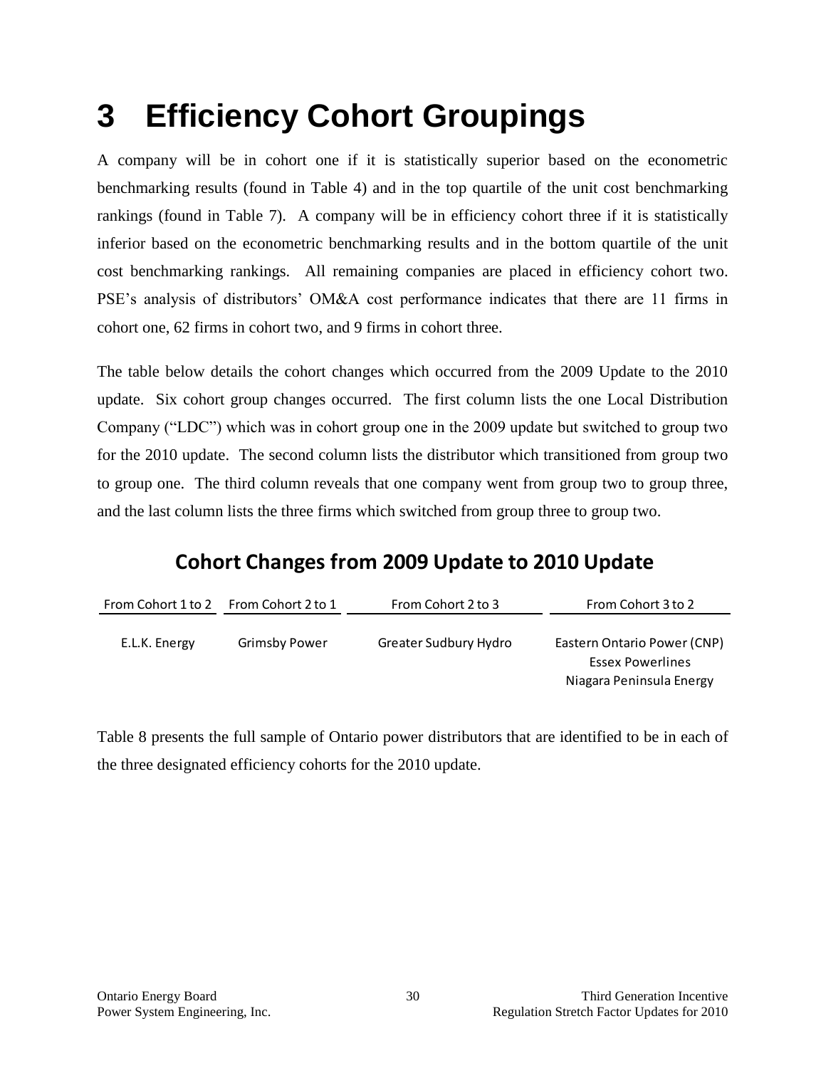# 3 Efficiency Cohort Groupings

A company will be in cohort one if it is statistically superior based on the econometric benchmarking results (found in Table 4) and in the top quartile of the unit cost benchmarking rankings (found in Table 7). A company will be in efficiency cohort three if it is statistically inferior based on the econometric benchmarking results and in the bottom quartile of the unit cost benchmarking rankings. All remaining companies are placed in efficiency cohort two. PSE's analysis of distributors' OM&A cost performance indicates that there are 11 firms in cohort one, 62 firms in cohort two, and 9 firms in cohort three.

The table below details the cohort changes which occurred from the 2009 Update to the 2010 update. Six cohort group changes occurred. The first column lists the one Local Distribution Company ("LDC") which was in cohort group one in the 2009 update but switched to group two for the 2010 update. The second column lists the distributor which transitioned from group two to group one. The third column reveals that one company went from group two to group three, and the last column lists the three firms which switched from group three to group two.

## Cohort Changes from 2009 Update to 2010 Update

| From Cohort 1 to 2 | From Cohort 2 to 1 | From Cohort 2 to 3 | From Cohort 3 to 2 |
|---|---|---|---|
| E.L.K. Energy | Grimsby Power | Greater Sudbury Hydro | Eastern Ontario Power (CNP) |
| | | | Essex Powerlines |
| | | | Niagara Peninsula Energy |

Table 8 presents the full sample of Ontario power distributors that are identified to be in each of the three designated efficiency cohorts for the 2010 update.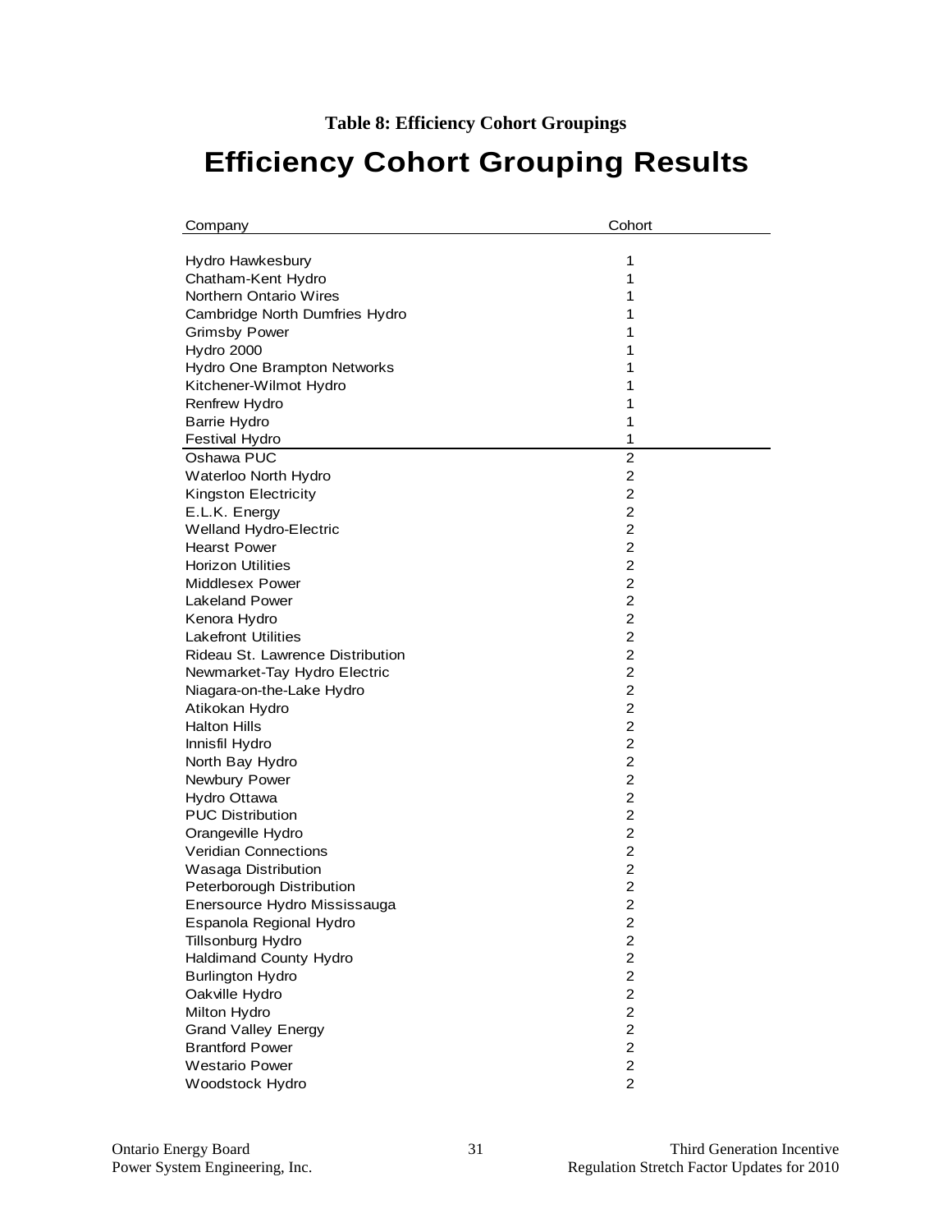**Table 8: Efficiency Cohort Groupings**

# Efficiency Cohort Grouping Results

| Company | Cohort |
|---|---|
| Hydro Hawkesbury | 1 |
| Chatham-Kent Hydro | 1 |
| Northern Ontario Wires | 1 |
| Cambridge North Dumfries Hydro | 1 |
| Grimsby Power | 1 |
| Hydro 2000 | 1 |
| Hydro One Brampton Networks | 1 |
| Kitchener-Wilmot Hydro | 1 |
| Renfrew Hydro | 1 |
| Barrie Hydro | 1 |
| Festival Hydro | 1 |
| Oshawa PUC | 2 |
| Waterloo North Hydro | 2 |
| Kingston Electricity | 2 |
| E.L.K. Energy | 2 |
| Welland Hydro-Electric | 2 |
| Hearst Power | 2 |
| Horizon Utilities | 2 |
| Middlesex Power | 2 |
| Lakeland Power | 2 |
| Kenora Hydro | 2 |
| Lakefront Utilities | 2 |
| Rideau St. Lawrence Distribution | 2 |
| Newmarket-Tay Hydro Electric | 2 |
| Niagara-on-the-Lake Hydro | 2 |
| Atikokan Hydro | 2 |
| Halton Hills | 2 |
| Innisfil Hydro | 2 |
| North Bay Hydro | 2 |
| Newbury Power | 2 |
| Hydro Ottawa | 2 |
| PUC Distribution | 2 |
| Orangeville Hydro | 2 |
| Veridian Connections | 2 |
| Wasaga Distribution | 2 |
| Peterborough Distribution | 2 |
| Enersource Hydro Mississauga | 2 |
| Espanola Regional Hydro | 2 |
| Tillsonburg Hydro | 2 |
| Haldimand County Hydro | 2 |
| Burlington Hydro | 2 |
| Oakville Hydro | 2 |
| Milton Hydro | 2 |
| Grand Valley Energy | 2 |
| Brantford Power | 2 |
| Westario Power | 2 |
| Woodstock Hydro | 2 |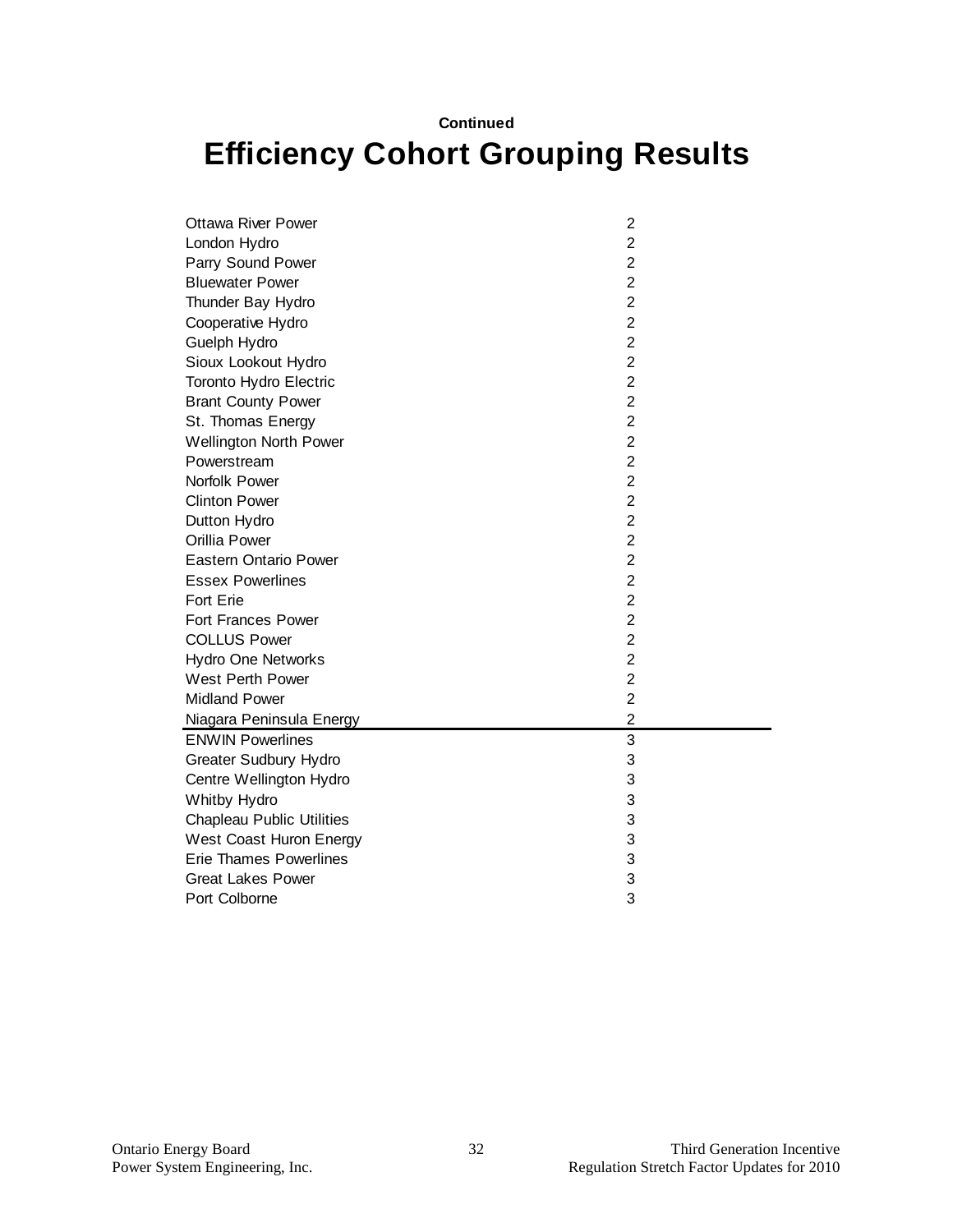**Continued**

# Efficiency Cohort Grouping Results

| | |
|---|---|
| Ottawa River Power | 2 |
| London Hydro | 2 |
| Parry Sound Power | 2 |
| Bluewater Power | 2 |
| Thunder Bay Hydro | 2 |
| Cooperative Hydro | 2 |
| Guelph Hydro | 2 |
| Sioux Lookout Hydro | 2 |
| Toronto Hydro Electric | 2 |
| Brant County Power | 2 |
| St. Thomas Energy | 2 |
| Wellington North Power | 2 |
| Powerstream | 2 |
| Norfolk Power | 2 |
| Clinton Power | 2 |
| Dutton Hydro | 2 |
| Orillia Power | 2 |
| Eastern Ontario Power | 2 |
| Essex Powerlines | 2 |
| Fort Erie | 2 |
| Fort Frances Power | 2 |
| COLLUS Power | 2 |
| Hydro One Networks | 2 |
| West Perth Power | 2 |
| Midland Power | 2 |
| Niagara Peninsula Energy | 2 |
| ENWIN Powerlines | 3 |
| Greater Sudbury Hydro | 3 |
| Centre Wellington Hydro | 3 |
| Whitby Hydro | 3 |
| Chapleau Public Utilities | 3 |
| West Coast Huron Energy | 3 |
| Erie Thames Powerlines | 3 |
| Great Lakes Power | 3 |
| Port Colborne | 3 |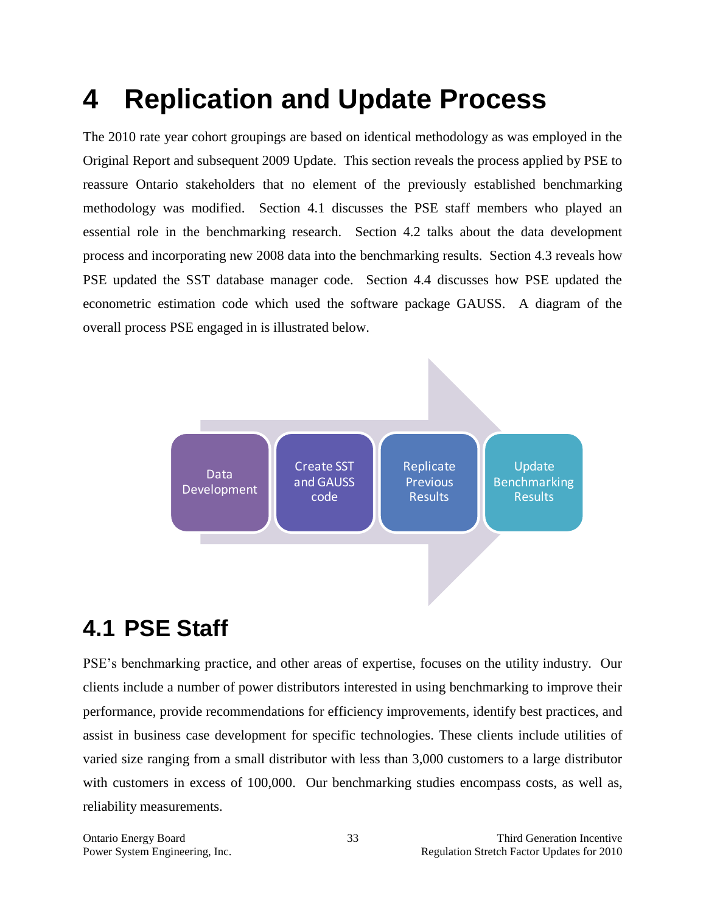# 4 Replication and Update Process

The 2010 rate year cohort groupings are based on identical methodology as was employed in the Original Report and subsequent 2009 Update. This section reveals the process applied by PSE to reassure Ontario stakeholders that no element of the previously established benchmarking methodology was modified. Section 4.1 discusses the PSE staff members who played an essential role in the benchmarking research. Section 4.2 talks about the data development process and incorporating new 2008 data into the benchmarking results. Section 4.3 reveals how PSE updated the SST database manager code. Section 4.4 discusses how PSE updated the econometric estimation code which used the software package GAUSS. A diagram of the overall process PSE engaged in is illustrated below.

Data Development → Create SST and GAUSS code → Replicate Previous Results → Update Benchmarking Results

## 4.1 PSE Staff

PSE's benchmarking practice, and other areas of expertise, focuses on the utility industry. Our clients include a number of power distributors interested in using benchmarking to improve their performance, provide recommendations for efficiency improvements, identify best practices, and assist in business case development for specific technologies. These clients include utilities of varied size ranging from a small distributor with less than 3,000 customers to a large distributor with customers in excess of 100,000. Our benchmarking studies encompass costs, as well as, reliability measurements.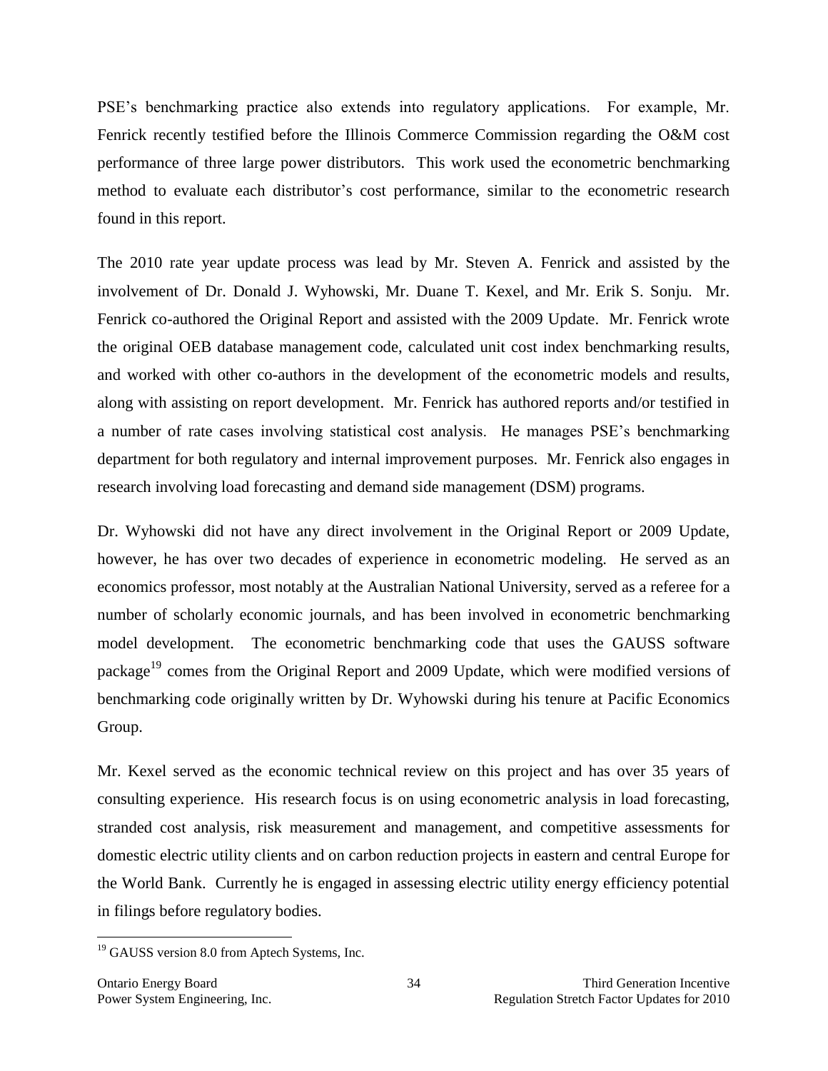PSE's benchmarking practice also extends into regulatory applications. For example, Mr. Fenrick recently testified before the Illinois Commerce Commission regarding the O&M cost performance of three large power distributors. This work used the econometric benchmarking method to evaluate each distributor's cost performance, similar to the econometric research found in this report.

The 2010 rate year update process was lead by Mr. Steven A. Fenrick and assisted by the involvement of Dr. Donald J. Wyhowski, Mr. Duane T. Kexel, and Mr. Erik S. Sonju. Mr. Fenrick co-authored the Original Report and assisted with the 2009 Update. Mr. Fenrick wrote the original OEB database management code, calculated unit cost index benchmarking results, and worked with other co-authors in the development of the econometric models and results, along with assisting on report development. Mr. Fenrick has authored reports and/or testified in a number of rate cases involving statistical cost analysis. He manages PSE's benchmarking department for both regulatory and internal improvement purposes. Mr. Fenrick also engages in research involving load forecasting and demand side management (DSM) programs.

Dr. Wyhowski did not have any direct involvement in the Original Report or 2009 Update, however, he has over two decades of experience in econometric modeling. He served as an economics professor, most notably at the Australian National University, served as a referee for a number of scholarly economic journals, and has been involved in econometric benchmarking model development. The econometric benchmarking code that uses the GAUSS software package[19] comes from the Original Report and 2009 Update, which were modified versions of benchmarking code originally written by Dr. Wyhowski during his tenure at Pacific Economics Group.

Mr. Kexel served as the economic technical review on this project and has over 35 years of consulting experience. His research focus is on using econometric analysis in load forecasting, stranded cost analysis, risk measurement and management, and competitive assessments for domestic electric utility clients and on carbon reduction projects in eastern and central Europe for the World Bank. Currently he is engaged in assessing electric utility energy efficiency potential in filings before regulatory bodies.

[19] GAUSS version 8.0 from Aptech Systems, Inc.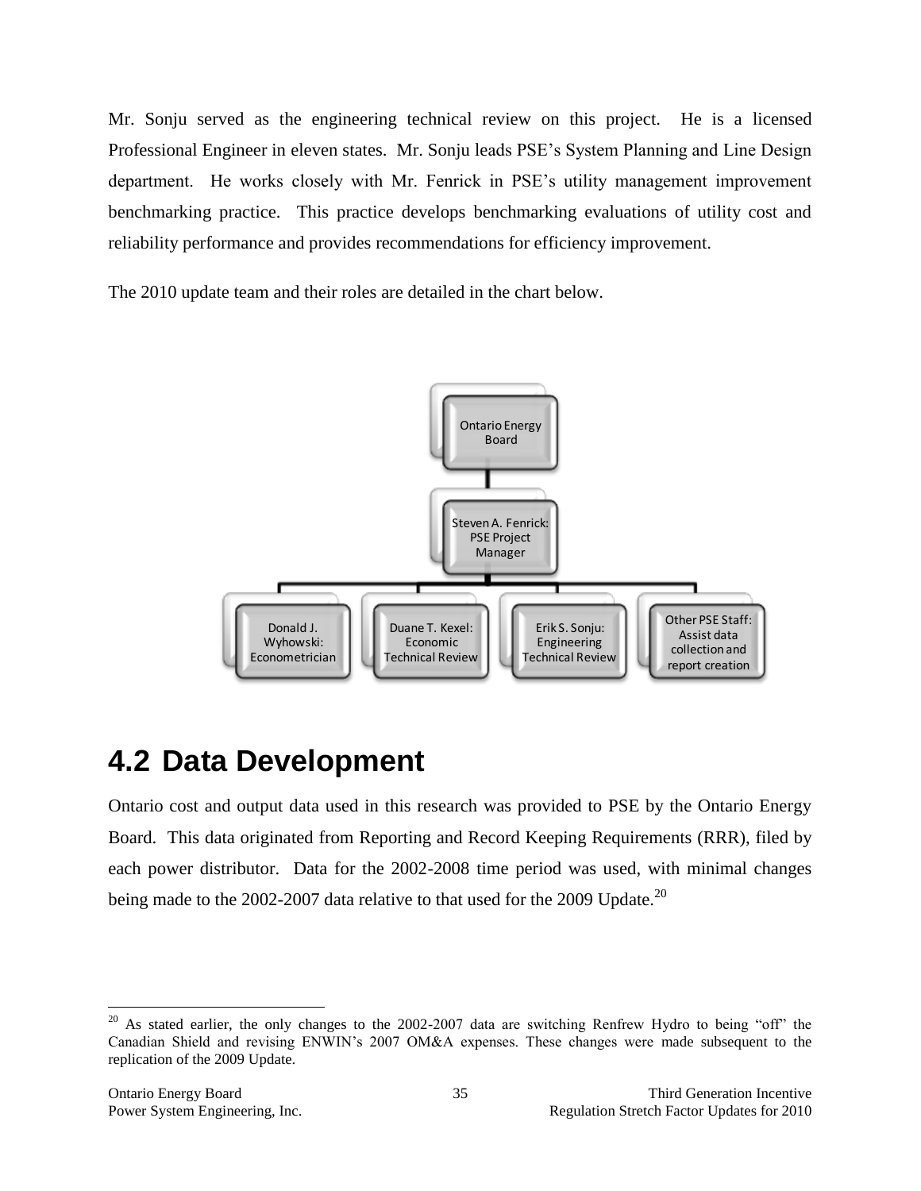Mr. Sonju served as the engineering technical review on this project. He is a licensed Professional Engineer in eleven states. Mr. Sonju leads PSE's System Planning and Line Design department. He works closely with Mr. Fenrick in PSE's utility management improvement benchmarking practice. This practice develops benchmarking evaluations of utility cost and reliability performance and provides recommendations for efficiency improvement.

The 2010 update team and their roles are detailed in the chart below.

- Ontario Energy Board
  - Steven A. Fenrick: PSE Project Manager
    - Donald J. Wyhowski: Econometrician
    - Duane T. Kexel: Economic Technical Review
    - Erik S. Sonju: Engineering Technical Review
    - Other PSE Staff: Assist data collection and report creation

## 4.2 Data Development

Ontario cost and output data used in this research was provided to PSE by the Ontario Energy Board. This data originated from Reporting and Record Keeping Requirements (RRR), filed by each power distributor. Data for the 2002-2008 time period was used, with minimal changes being made to the 2002-2007 data relative to that used for the 2009 Update.[20]

---

[20] As stated earlier, the only changes to the 2002-2007 data are switching Renfrew Hydro to being "off" the Canadian Shield and revising ENWIN's 2007 OM&A expenses. These changes were made subsequent to the replication of the 2009 Update.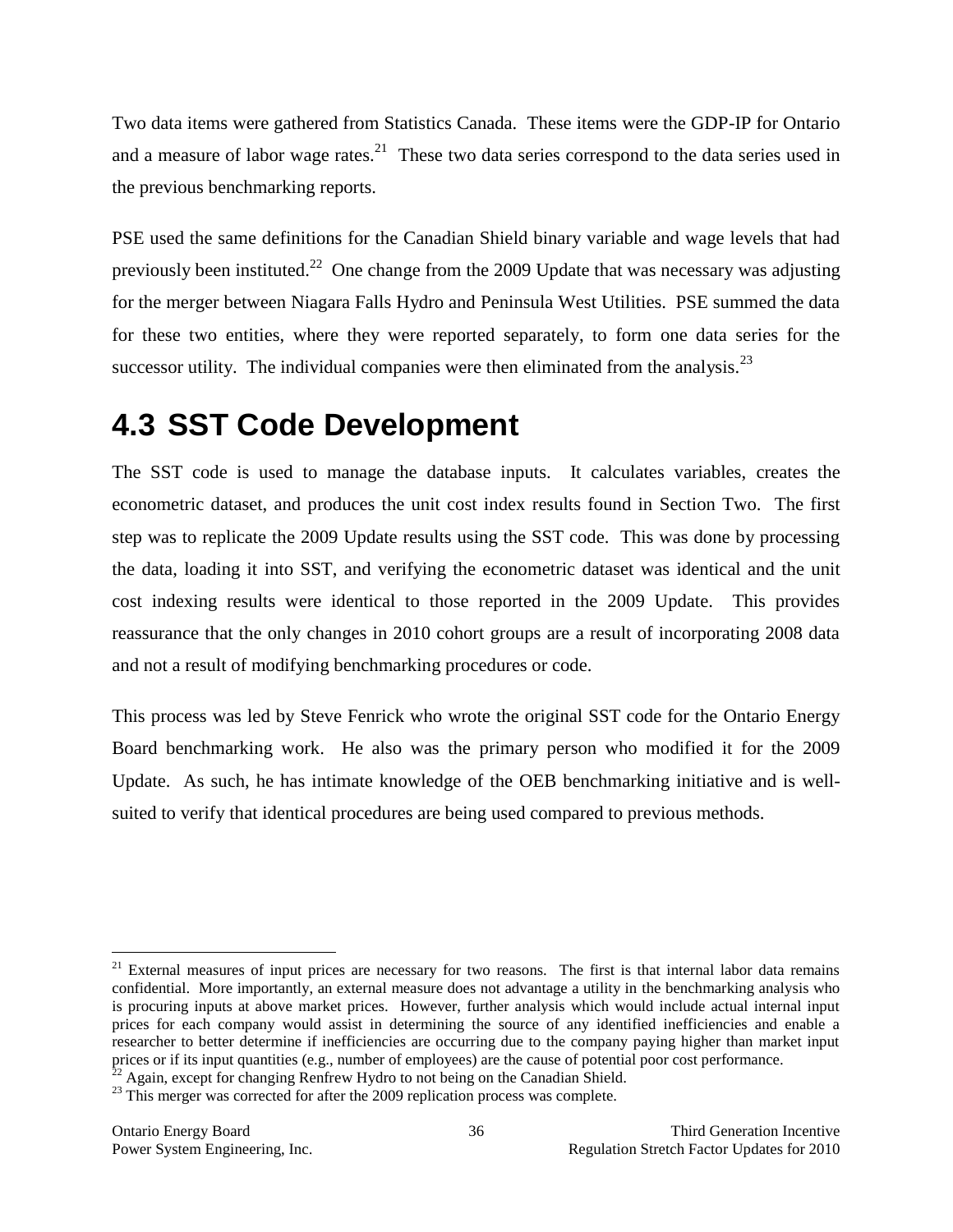Two data items were gathered from Statistics Canada. These items were the GDP-IP for Ontario and a measure of labor wage rates.[21] These two data series correspond to the data series used in the previous benchmarking reports.

PSE used the same definitions for the Canadian Shield binary variable and wage levels that had previously been instituted.[22] One change from the 2009 Update that was necessary was adjusting for the merger between Niagara Falls Hydro and Peninsula West Utilities. PSE summed the data for these two entities, where they were reported separately, to form one data series for the successor utility. The individual companies were then eliminated from the analysis.[23]

## 4.3 SST Code Development

The SST code is used to manage the database inputs. It calculates variables, creates the econometric dataset, and produces the unit cost index results found in Section Two. The first step was to replicate the 2009 Update results using the SST code. This was done by processing the data, loading it into SST, and verifying the econometric dataset was identical and the unit cost indexing results were identical to those reported in the 2009 Update. This provides reassurance that the only changes in 2010 cohort groups are a result of incorporating 2008 data and not a result of modifying benchmarking procedures or code.

This process was led by Steve Fenrick who wrote the original SST code for the Ontario Energy Board benchmarking work. He also was the primary person who modified it for the 2009 Update. As such, he has intimate knowledge of the OEB benchmarking initiative and is well-suited to verify that identical procedures are being used compared to previous methods.

---

[21] External measures of input prices are necessary for two reasons. The first is that internal labor data remains confidential. More importantly, an external measure does not advantage a utility in the benchmarking analysis who is procuring inputs at above market prices. However, further analysis which would include actual internal input prices for each company would assist in determining the source of any identified inefficiencies and enable a researcher to better determine if inefficiencies are occurring due to the company paying higher than market input prices or if its input quantities (e.g., number of employees) are the cause of potential poor cost performance.

[22] Again, except for changing Renfrew Hydro to not being on the Canadian Shield.

[23] This merger was corrected for after the 2009 replication process was complete.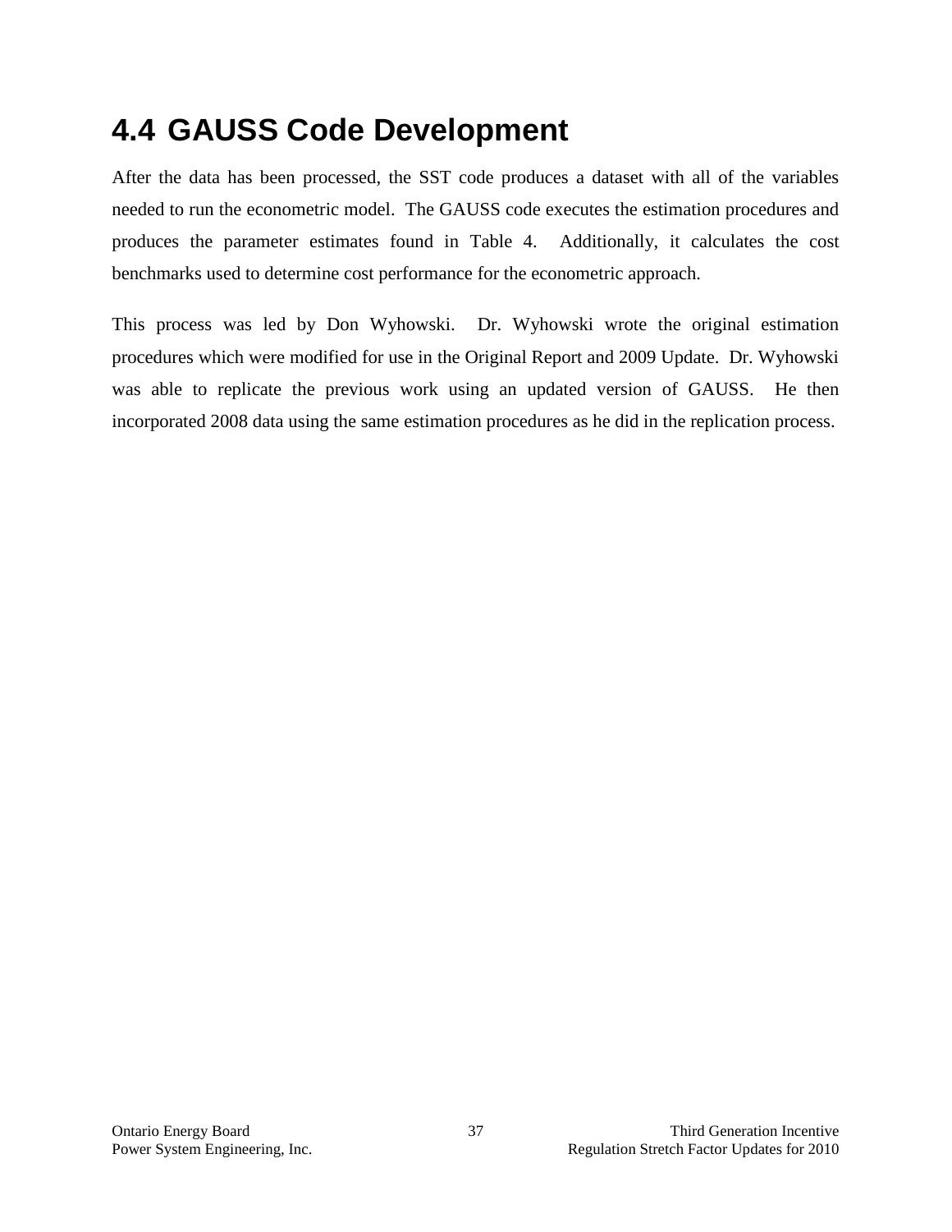## 4.4 GAUSS Code Development

After the data has been processed, the SST code produces a dataset with all of the variables needed to run the econometric model. The GAUSS code executes the estimation procedures and produces the parameter estimates found in Table 4. Additionally, it calculates the cost benchmarks used to determine cost performance for the econometric approach.

This process was led by Don Wyhowski. Dr. Wyhowski wrote the original estimation procedures which were modified for use in the Original Report and 2009 Update. Dr. Wyhowski was able to replicate the previous work using an updated version of GAUSS. He then incorporated 2008 data using the same estimation procedures as he did in the replication process.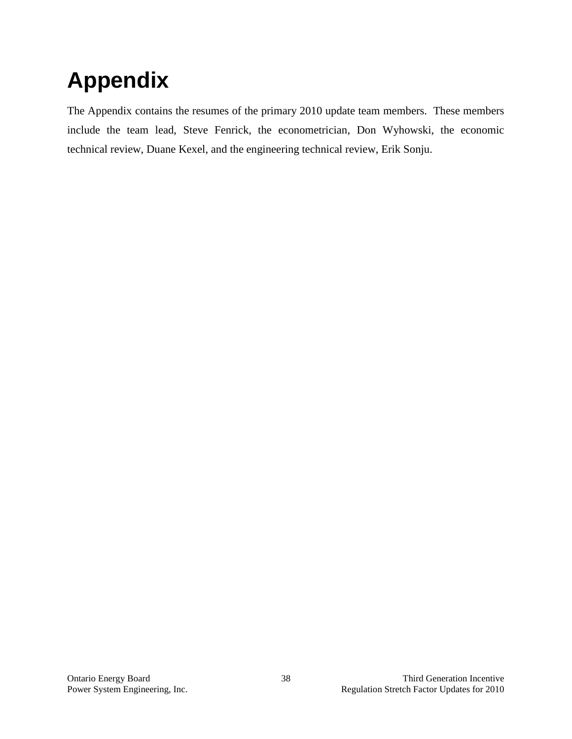# Appendix

The Appendix contains the resumes of the primary 2010 update team members. These members include the team lead, Steve Fenrick, the econometrician, Don Wyhowski, the economic technical review, Duane Kexel, and the engineering technical review, Erik Sonju.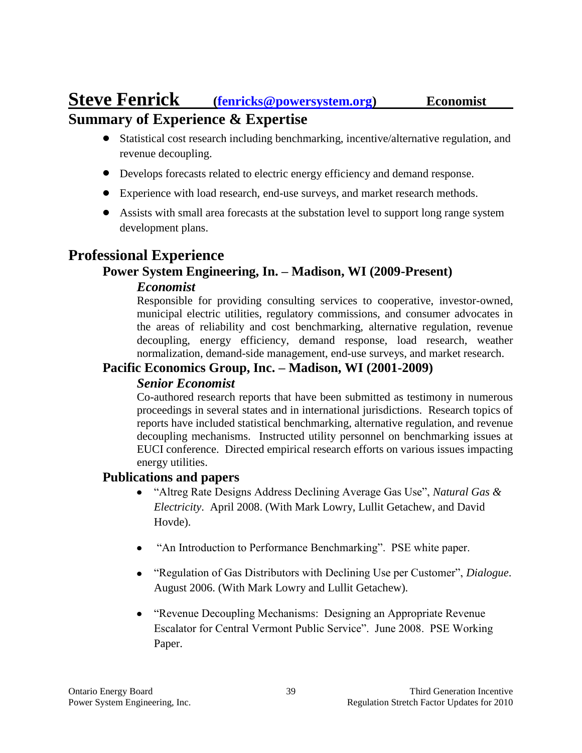# Steve Fenrick (fenricks@powersystem.org) Economist

## Summary of Experience & Expertise

- Statistical cost research including benchmarking, incentive/alternative regulation, and revenue decoupling.
- Develops forecasts related to electric energy efficiency and demand response.
- Experience with load research, end-use surveys, and market research methods.
- Assists with small area forecasts at the substation level to support long range system development plans.

## Professional Experience

### Power System Engineering, In. – Madison, WI (2009-Present)

***Economist***

Responsible for providing consulting services to cooperative, investor-owned, municipal electric utilities, regulatory commissions, and consumer advocates in the areas of reliability and cost benchmarking, alternative regulation, revenue decoupling, energy efficiency, demand response, load research, weather normalization, demand-side management, end-use surveys, and market research.

### Pacific Economics Group, Inc. – Madison, WI (2001-2009)

***Senior Economist***

Co-authored research reports that have been submitted as testimony in numerous proceedings in several states and in international jurisdictions. Research topics of reports have included statistical benchmarking, alternative regulation, and revenue decoupling mechanisms. Instructed utility personnel on benchmarking issues at EUCI conference. Directed empirical research efforts on various issues impacting energy utilities.

### Publications and papers

- "Altreg Rate Designs Address Declining Average Gas Use", *Natural Gas & Electricity*. April 2008. (With Mark Lowry, Lullit Getachew, and David Hovde).
- "An Introduction to Performance Benchmarking". PSE white paper.
- "Regulation of Gas Distributors with Declining Use per Customer", *Dialogue*. August 2006. (With Mark Lowry and Lullit Getachew).
- "Revenue Decoupling Mechanisms: Designing an Appropriate Revenue Escalator for Central Vermont Public Service". June 2008. PSE Working Paper.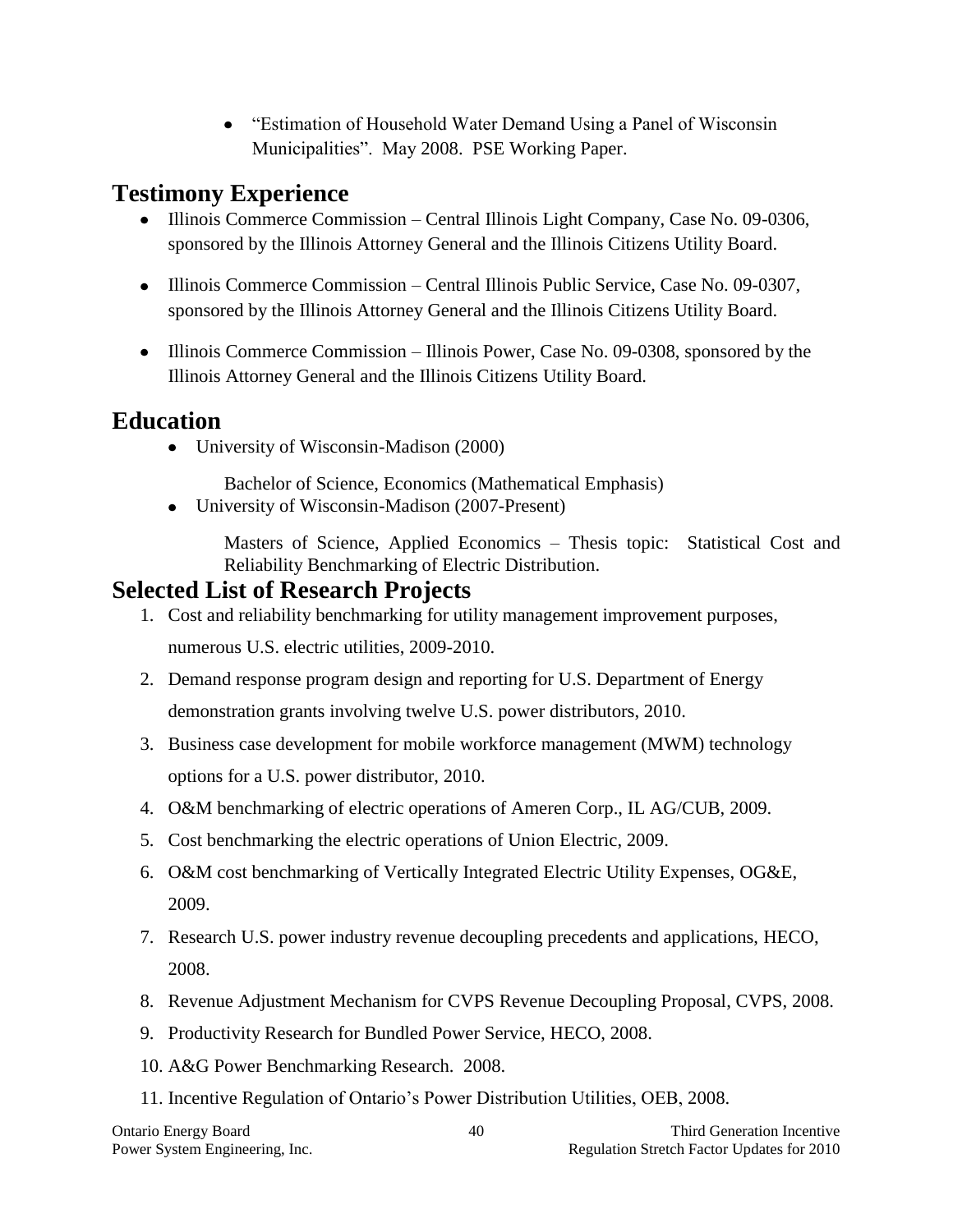- "Estimation of Household Water Demand Using a Panel of Wisconsin Municipalities". May 2008. PSE Working Paper.

## Testimony Experience

- Illinois Commerce Commission – Central Illinois Light Company, Case No. 09-0306, sponsored by the Illinois Attorney General and the Illinois Citizens Utility Board.
- Illinois Commerce Commission – Central Illinois Public Service, Case No. 09-0307, sponsored by the Illinois Attorney General and the Illinois Citizens Utility Board.
- Illinois Commerce Commission – Illinois Power, Case No. 09-0308, sponsored by the Illinois Attorney General and the Illinois Citizens Utility Board.

## Education

- University of Wisconsin-Madison (2000)

  Bachelor of Science, Economics (Mathematical Emphasis)
- University of Wisconsin-Madison (2007-Present)

  Masters of Science, Applied Economics – Thesis topic: Statistical Cost and Reliability Benchmarking of Electric Distribution.

## Selected List of Research Projects

1. Cost and reliability benchmarking for utility management improvement purposes, numerous U.S. electric utilities, 2009-2010.
2. Demand response program design and reporting for U.S. Department of Energy demonstration grants involving twelve U.S. power distributors, 2010.
3. Business case development for mobile workforce management (MWM) technology options for a U.S. power distributor, 2010.
4. O&M benchmarking of electric operations of Ameren Corp., IL AG/CUB, 2009.
5. Cost benchmarking the electric operations of Union Electric, 2009.
6. O&M cost benchmarking of Vertically Integrated Electric Utility Expenses, OG&E, 2009.
7. Research U.S. power industry revenue decoupling precedents and applications, HECO, 2008.
8. Revenue Adjustment Mechanism for CVPS Revenue Decoupling Proposal, CVPS, 2008.
9. Productivity Research for Bundled Power Service, HECO, 2008.
10. A&G Power Benchmarking Research. 2008.
11. Incentive Regulation of Ontario's Power Distribution Utilities, OEB, 2008.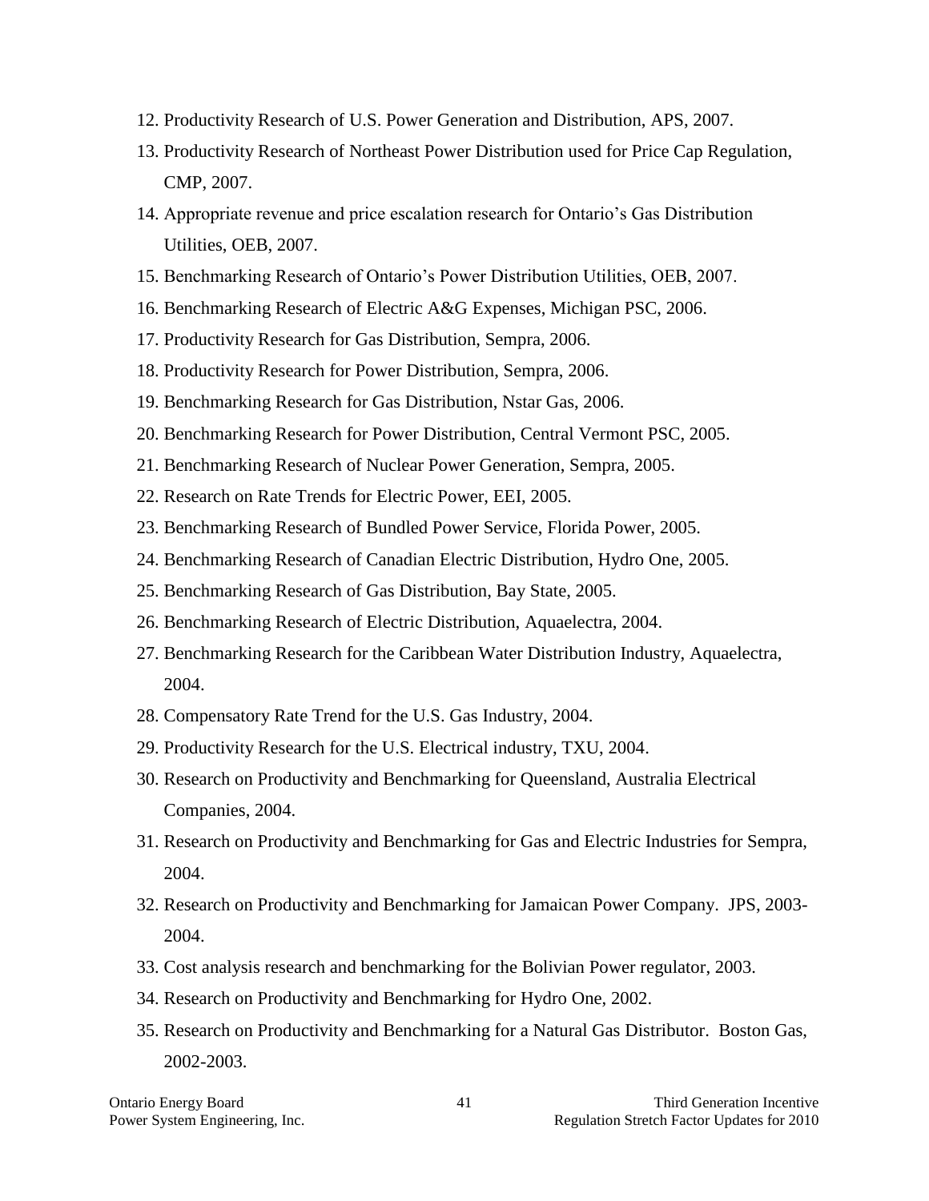12. Productivity Research of U.S. Power Generation and Distribution, APS, 2007.
13. Productivity Research of Northeast Power Distribution used for Price Cap Regulation, CMP, 2007.
14. Appropriate revenue and price escalation research for Ontario's Gas Distribution Utilities, OEB, 2007.
15. Benchmarking Research of Ontario's Power Distribution Utilities, OEB, 2007.
16. Benchmarking Research of Electric A&G Expenses, Michigan PSC, 2006.
17. Productivity Research for Gas Distribution, Sempra, 2006.
18. Productivity Research for Power Distribution, Sempra, 2006.
19. Benchmarking Research for Gas Distribution, Nstar Gas, 2006.
20. Benchmarking Research for Power Distribution, Central Vermont PSC, 2005.
21. Benchmarking Research of Nuclear Power Generation, Sempra, 2005.
22. Research on Rate Trends for Electric Power, EEI, 2005.
23. Benchmarking Research of Bundled Power Service, Florida Power, 2005.
24. Benchmarking Research of Canadian Electric Distribution, Hydro One, 2005.
25. Benchmarking Research of Gas Distribution, Bay State, 2005.
26. Benchmarking Research of Electric Distribution, Aquaelectra, 2004.
27. Benchmarking Research for the Caribbean Water Distribution Industry, Aquaelectra, 2004.
28. Compensatory Rate Trend for the U.S. Gas Industry, 2004.
29. Productivity Research for the U.S. Electrical industry, TXU, 2004.
30. Research on Productivity and Benchmarking for Queensland, Australia Electrical Companies, 2004.
31. Research on Productivity and Benchmarking for Gas and Electric Industries for Sempra, 2004.
32. Research on Productivity and Benchmarking for Jamaican Power Company. JPS, 2003-2004.
33. Cost analysis research and benchmarking for the Bolivian Power regulator, 2003.
34. Research on Productivity and Benchmarking for Hydro One, 2002.
35. Research on Productivity and Benchmarking for a Natural Gas Distributor. Boston Gas, 2002-2003.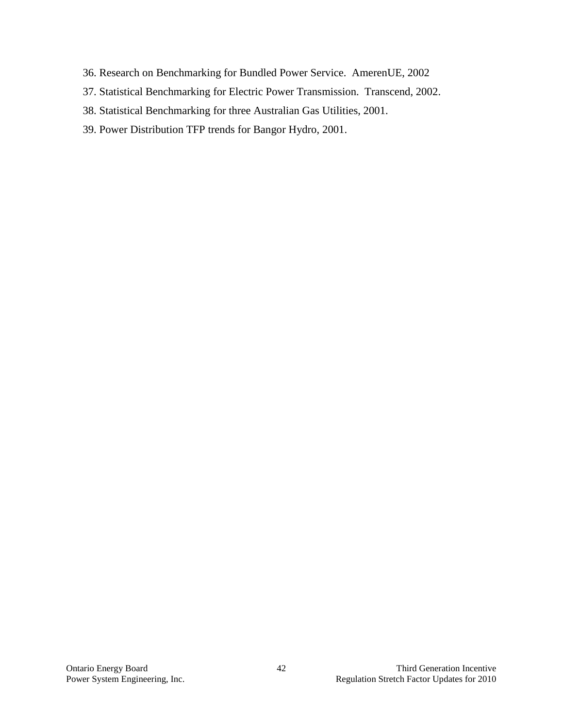36. Research on Benchmarking for Bundled Power Service. AmerenUE, 2002
37. Statistical Benchmarking for Electric Power Transmission. Transcend, 2002.
38. Statistical Benchmarking for three Australian Gas Utilities, 2001.
39. Power Distribution TFP trends for Bangor Hydro, 2001.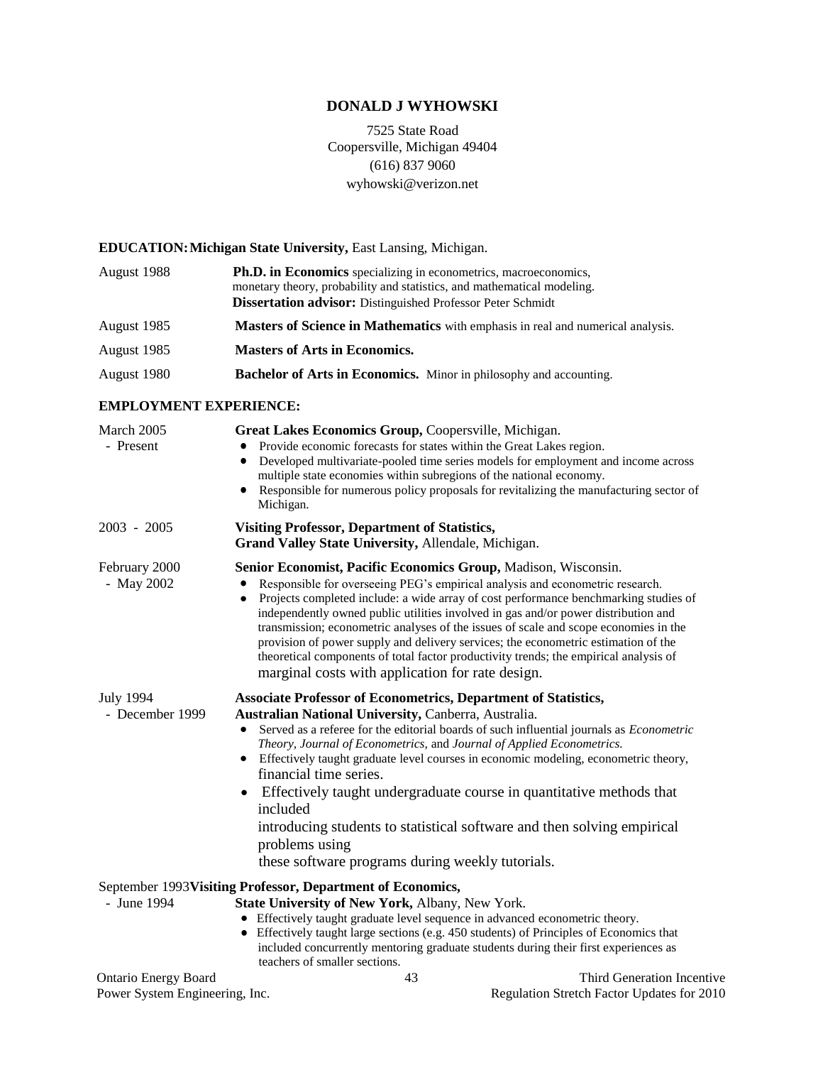# DONALD J WYHOWSKI

7525 State Road
Coopersville, Michigan 49404
(616) 837 9060
wyhowski@verizon.net

**EDUCATION: Michigan State University,** East Lansing, Michigan.

August 1988 — **Ph.D. in Economics** specializing in econometrics, macroeconomics, monetary theory, probability and statistics, and mathematical modeling.
**Dissertation advisor:** Distinguished Professor Peter Schmidt

August 1985 — **Masters of Science in Mathematics** with emphasis in real and numerical analysis.

August 1985 — **Masters of Arts in Economics.**

August 1980 — **Bachelor of Arts in Economics.** Minor in philosophy and accounting.

**EMPLOYMENT EXPERIENCE:**

March 2005 - Present — **Great Lakes Economics Group,** Coopersville, Michigan.

- Provide economic forecasts for states within the Great Lakes region.
- Developed multivariate-pooled time series models for employment and income across multiple state economies within subregions of the national economy.
- Responsible for numerous policy proposals for revitalizing the manufacturing sector of Michigan.

2003 - 2005 — **Visiting Professor, Department of Statistics, Grand Valley State University,** Allendale, Michigan.

February 2000 - May 2002 — **Senior Economist, Pacific Economics Group,** Madison, Wisconsin.

- Responsible for overseeing PEG's empirical analysis and econometric research.
- Projects completed include: a wide array of cost performance benchmarking studies of independently owned public utilities involved in gas and/or power distribution and transmission; econometric analyses of the issues of scale and scope economies in the provision of power supply and delivery services; the econometric estimation of the theoretical components of total factor productivity trends; the empirical analysis of marginal costs with application for rate design.

July 1994 - December 1999 — **Associate Professor of Econometrics, Department of Statistics, Australian National University,** Canberra, Australia.

- Served as a referee for the editorial boards of such influential journals as *Econometric Theory, Journal of Econometrics,* and *Journal of Applied Econometrics.*
- Effectively taught graduate level courses in economic modeling, econometric theory, financial time series.
- Effectively taught undergraduate course in quantitative methods that included introducing students to statistical software and then solving empirical problems using these software programs during weekly tutorials.

September 1993 - June 1994 — **Visiting Professor, Department of Economics, State University of New York,** Albany, New York.

- Effectively taught graduate level sequence in advanced econometric theory.
- Effectively taught large sections (e.g. 450 students) of Principles of Economics that included concurrently mentoring graduate students during their first experiences as teachers of smaller sections.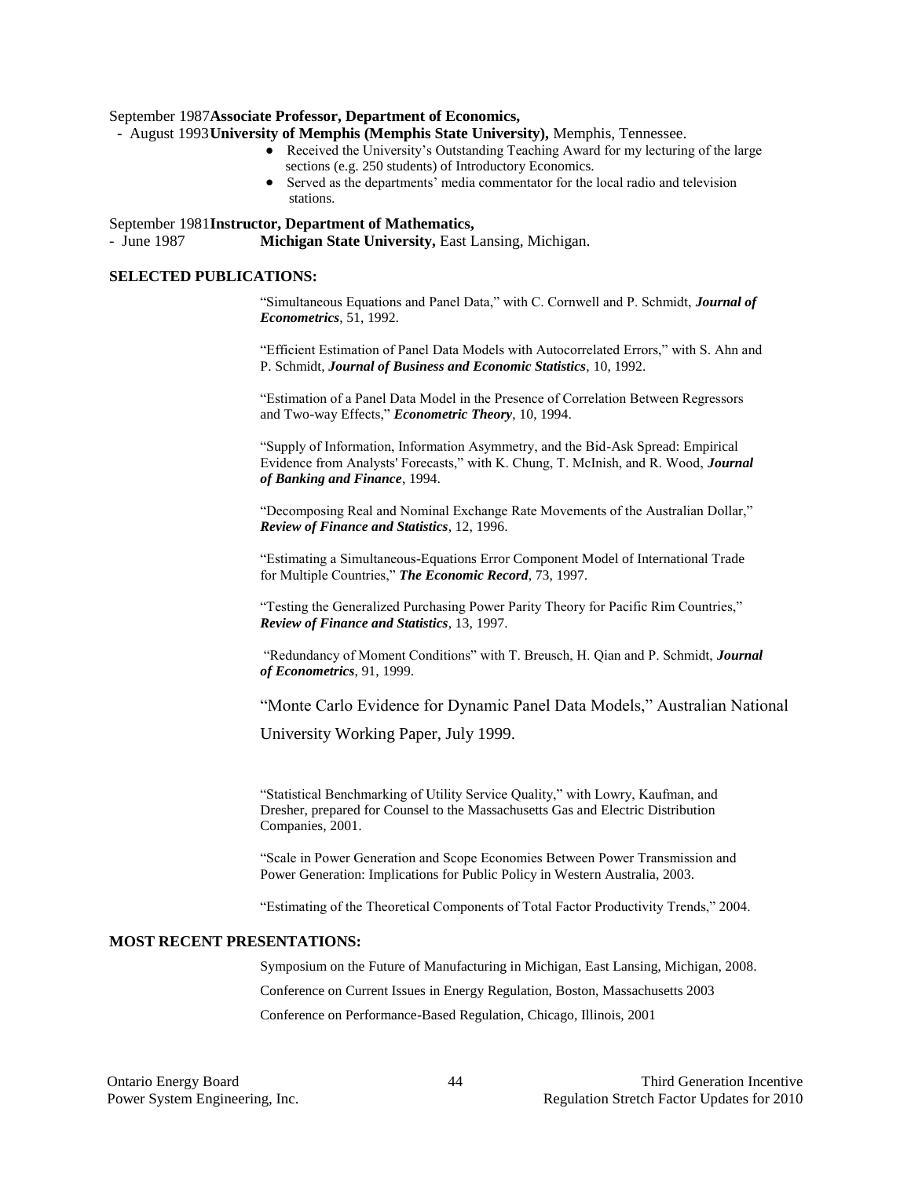September 1987 - August 1993 **Associate Professor, Department of Economics, University of Memphis (Memphis State University),** Memphis, Tennessee.

- Received the University's Outstanding Teaching Award for my lecturing of the large sections (e.g. 250 students) of Introductory Economics.
- Served as the departments' media commentator for the local radio and television stations.

September 1981 - June 1987 **Instructor, Department of Mathematics, Michigan State University,** East Lansing, Michigan.

**SELECTED PUBLICATIONS:**

"Simultaneous Equations and Panel Data," with C. Cornwell and P. Schmidt, ***Journal of Econometrics***, 51, 1992.

"Efficient Estimation of Panel Data Models with Autocorrelated Errors," with S. Ahn and P. Schmidt, ***Journal of Business and Economic Statistics***, 10, 1992.

"Estimation of a Panel Data Model in the Presence of Correlation Between Regressors and Two-way Effects," ***Econometric Theory***, 10, 1994.

"Supply of Information, Information Asymmetry, and the Bid-Ask Spread: Empirical Evidence from Analysts' Forecasts," with K. Chung, T. McInish, and R. Wood, ***Journal of Banking and Finance***, 1994.

"Decomposing Real and Nominal Exchange Rate Movements of the Australian Dollar," ***Review of Finance and Statistics***, 12, 1996.

"Estimating a Simultaneous-Equations Error Component Model of International Trade for Multiple Countries," ***The Economic Record***, 73, 1997.

"Testing the Generalized Purchasing Power Parity Theory for Pacific Rim Countries," ***Review of Finance and Statistics***, 13, 1997.

"Redundancy of Moment Conditions" with T. Breusch, H. Qian and P. Schmidt, ***Journal of Econometrics***, 91, 1999.

"Monte Carlo Evidence for Dynamic Panel Data Models," Australian National University Working Paper, July 1999.

"Statistical Benchmarking of Utility Service Quality," with Lowry, Kaufman, and Dresher, prepared for Counsel to the Massachusetts Gas and Electric Distribution Companies, 2001.

"Scale in Power Generation and Scope Economies Between Power Transmission and Power Generation: Implications for Public Policy in Western Australia, 2003.

"Estimating of the Theoretical Components of Total Factor Productivity Trends," 2004.

**MOST RECENT PRESENTATIONS:**

Symposium on the Future of Manufacturing in Michigan, East Lansing, Michigan, 2008.

Conference on Current Issues in Energy Regulation, Boston, Massachusetts 2003

Conference on Performance-Based Regulation, Chicago, Illinois, 2001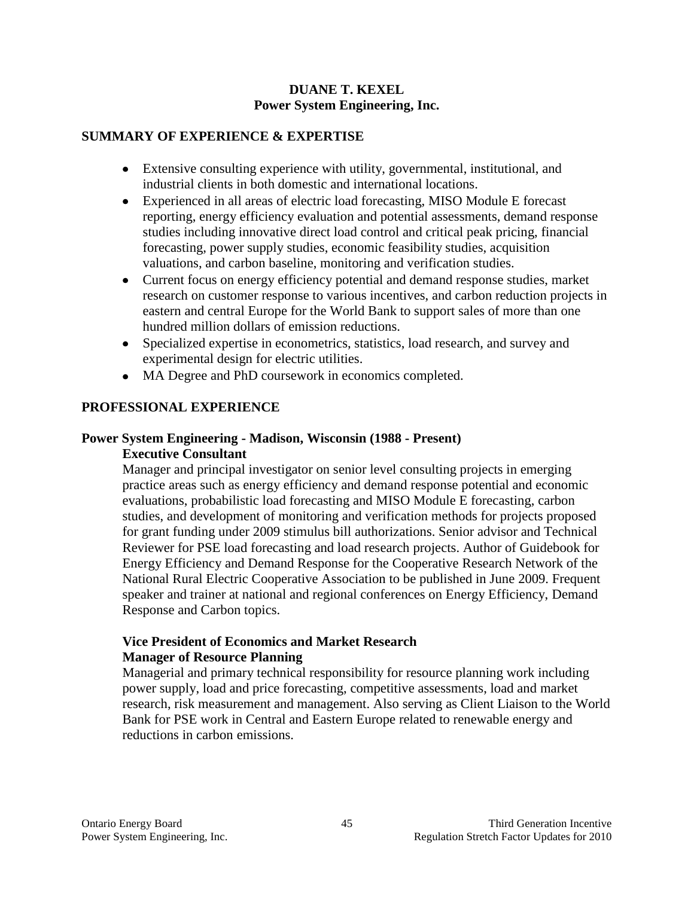**DUANE T. KEXEL**
**Power System Engineering, Inc.**

## SUMMARY OF EXPERIENCE & EXPERTISE

- Extensive consulting experience with utility, governmental, institutional, and industrial clients in both domestic and international locations.
- Experienced in all areas of electric load forecasting, MISO Module E forecast reporting, energy efficiency evaluation and potential assessments, demand response studies including innovative direct load control and critical peak pricing, financial forecasting, power supply studies, economic feasibility studies, acquisition valuations, and carbon baseline, monitoring and verification studies.
- Current focus on energy efficiency potential and demand response studies, market research on customer response to various incentives, and carbon reduction projects in eastern and central Europe for the World Bank to support sales of more than one hundred million dollars of emission reductions.
- Specialized expertise in econometrics, statistics, load research, and survey and experimental design for electric utilities.
- MA Degree and PhD coursework in economics completed.

## PROFESSIONAL EXPERIENCE

### Power System Engineering - Madison, Wisconsin (1988 - Present)

**Executive Consultant**

Manager and principal investigator on senior level consulting projects in emerging practice areas such as energy efficiency and demand response potential and economic evaluations, probabilistic load forecasting and MISO Module E forecasting, carbon studies, and development of monitoring and verification methods for projects proposed for grant funding under 2009 stimulus bill authorizations. Senior advisor and Technical Reviewer for PSE load forecasting and load research projects. Author of Guidebook for Energy Efficiency and Demand Response for the Cooperative Research Network of the National Rural Electric Cooperative Association to be published in June 2009. Frequent speaker and trainer at national and regional conferences on Energy Efficiency, Demand Response and Carbon topics.

**Vice President of Economics and Market Research**
**Manager of Resource Planning**

Managerial and primary technical responsibility for resource planning work including power supply, load and price forecasting, competitive assessments, load and market research, risk measurement and management. Also serving as Client Liaison to the World Bank for PSE work in Central and Eastern Europe related to renewable energy and reductions in carbon emissions.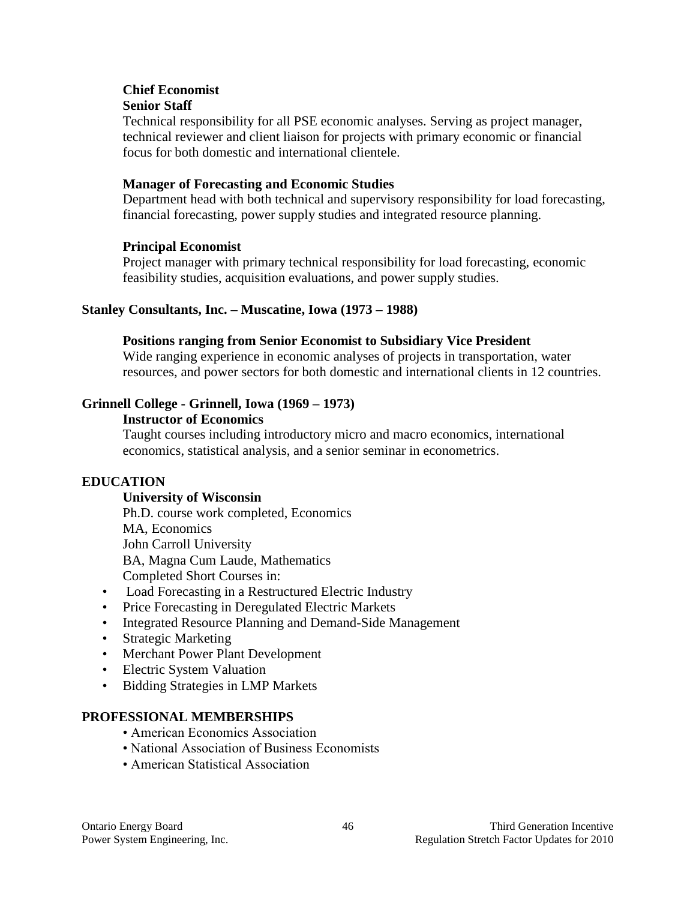**Chief Economist**
**Senior Staff**
Technical responsibility for all PSE economic analyses. Serving as project manager, technical reviewer and client liaison for projects with primary economic or financial focus for both domestic and international clientele.

**Manager of Forecasting and Economic Studies**
Department head with both technical and supervisory responsibility for load forecasting, financial forecasting, power supply studies and integrated resource planning.

**Principal Economist**
Project manager with primary technical responsibility for load forecasting, economic feasibility studies, acquisition evaluations, and power supply studies.

**Stanley Consultants, Inc. – Muscatine, Iowa (1973 – 1988)**

**Positions ranging from Senior Economist to Subsidiary Vice President**
Wide ranging experience in economic analyses of projects in transportation, water resources, and power sectors for both domestic and international clients in 12 countries.

**Grinnell College - Grinnell, Iowa (1969 – 1973)**
**Instructor of Economics**
Taught courses including introductory micro and macro economics, international economics, statistical analysis, and a senior seminar in econometrics.

**EDUCATION**

**University of Wisconsin**
Ph.D. course work completed, Economics
MA, Economics
John Carroll University
BA, Magna Cum Laude, Mathematics
Completed Short Courses in:

- Load Forecasting in a Restructured Electric Industry
- Price Forecasting in Deregulated Electric Markets
- Integrated Resource Planning and Demand-Side Management
- Strategic Marketing
- Merchant Power Plant Development
- Electric System Valuation
- Bidding Strategies in LMP Markets

**PROFESSIONAL MEMBERSHIPS**

- American Economics Association
- National Association of Business Economists
- American Statistical Association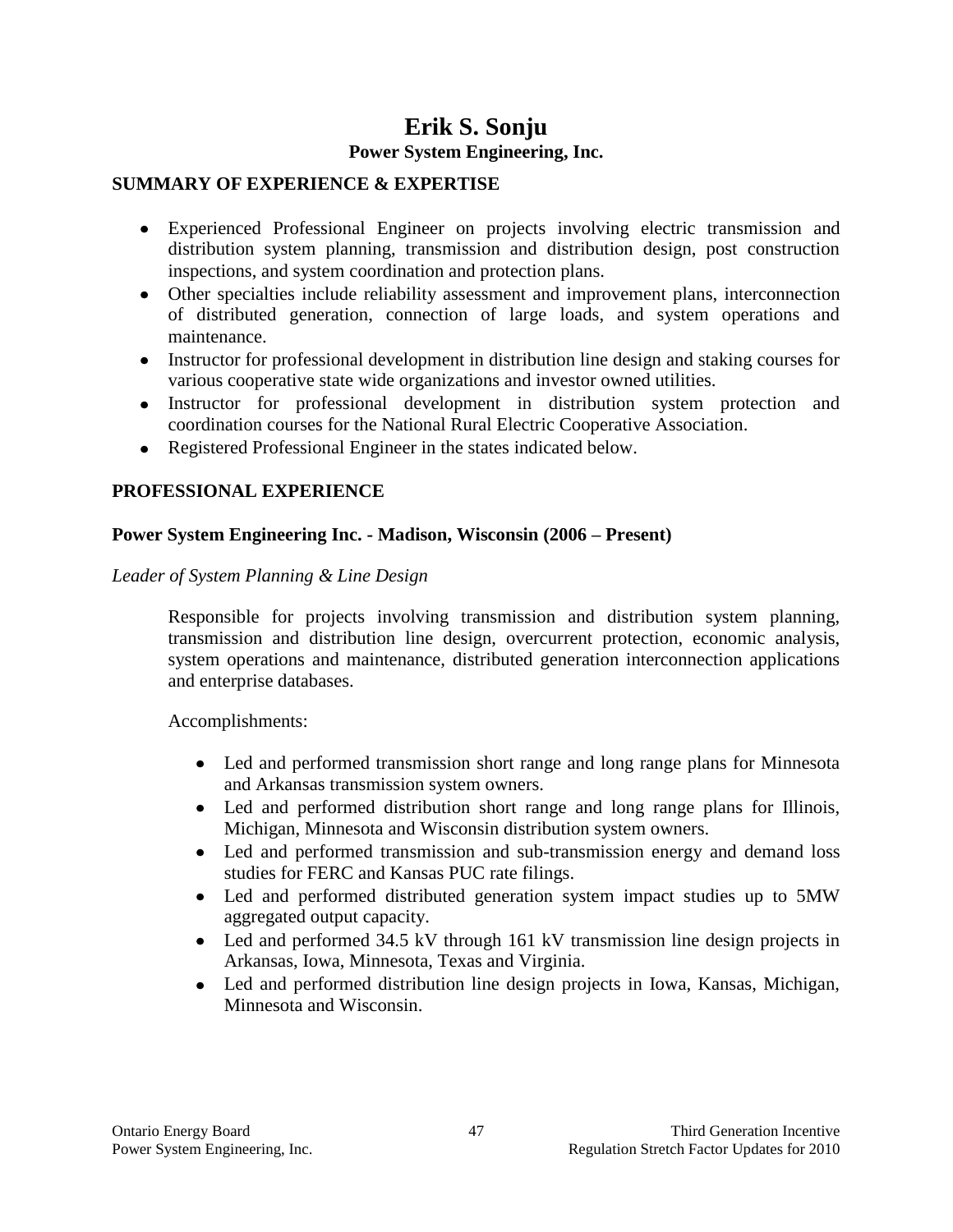# Erik S. Sonju

**Power System Engineering, Inc.**

## SUMMARY OF EXPERIENCE & EXPERTISE

- Experienced Professional Engineer on projects involving electric transmission and distribution system planning, transmission and distribution design, post construction inspections, and system coordination and protection plans.
- Other specialties include reliability assessment and improvement plans, interconnection of distributed generation, connection of large loads, and system operations and maintenance.
- Instructor for professional development in distribution line design and staking courses for various cooperative state wide organizations and investor owned utilities.
- Instructor for professional development in distribution system protection and coordination courses for the National Rural Electric Cooperative Association.
- Registered Professional Engineer in the states indicated below.

## PROFESSIONAL EXPERIENCE

### Power System Engineering Inc. - Madison, Wisconsin (2006 – Present)

*Leader of System Planning & Line Design*

Responsible for projects involving transmission and distribution system planning, transmission and distribution line design, overcurrent protection, economic analysis, system operations and maintenance, distributed generation interconnection applications and enterprise databases.

Accomplishments:

- Led and performed transmission short range and long range plans for Minnesota and Arkansas transmission system owners.
- Led and performed distribution short range and long range plans for Illinois, Michigan, Minnesota and Wisconsin distribution system owners.
- Led and performed transmission and sub-transmission energy and demand loss studies for FERC and Kansas PUC rate filings.
- Led and performed distributed generation system impact studies up to 5MW aggregated output capacity.
- Led and performed 34.5 kV through 161 kV transmission line design projects in Arkansas, Iowa, Minnesota, Texas and Virginia.
- Led and performed distribution line design projects in Iowa, Kansas, Michigan, Minnesota and Wisconsin.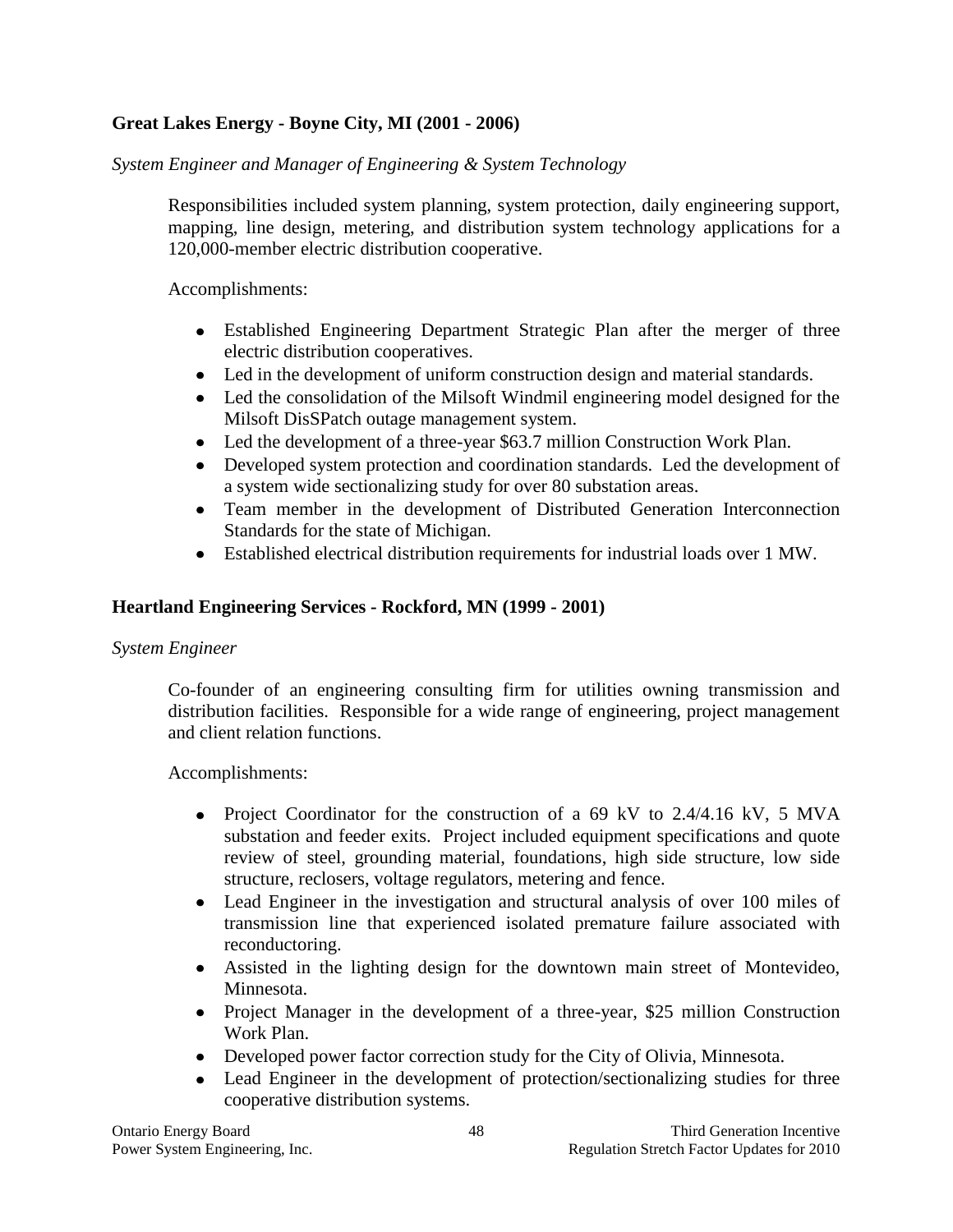**Great Lakes Energy - Boyne City, MI (2001 - 2006)**

*System Engineer and Manager of Engineering & System Technology*

Responsibilities included system planning, system protection, daily engineering support, mapping, line design, metering, and distribution system technology applications for a 120,000-member electric distribution cooperative.

Accomplishments:

- Established Engineering Department Strategic Plan after the merger of three electric distribution cooperatives.
- Led in the development of uniform construction design and material standards.
- Led the consolidation of the Milsoft Windmil engineering model designed for the Milsoft DisSPatch outage management system.
- Led the development of a three-year $63.7 million Construction Work Plan.
- Developed system protection and coordination standards. Led the development of a system wide sectionalizing study for over 80 substation areas.
- Team member in the development of Distributed Generation Interconnection Standards for the state of Michigan.
- Established electrical distribution requirements for industrial loads over 1 MW.

**Heartland Engineering Services - Rockford, MN (1999 - 2001)**

*System Engineer*

Co-founder of an engineering consulting firm for utilities owning transmission and distribution facilities. Responsible for a wide range of engineering, project management and client relation functions.

Accomplishments:

- Project Coordinator for the construction of a 69 kV to 2.4/4.16 kV, 5 MVA substation and feeder exits. Project included equipment specifications and quote review of steel, grounding material, foundations, high side structure, low side structure, reclosers, voltage regulators, metering and fence.
- Lead Engineer in the investigation and structural analysis of over 100 miles of transmission line that experienced isolated premature failure associated with reconductoring.
- Assisted in the lighting design for the downtown main street of Montevideo, Minnesota.
- Project Manager in the development of a three-year, $25 million Construction Work Plan.
- Developed power factor correction study for the City of Olivia, Minnesota.
- Lead Engineer in the development of protection/sectionalizing studies for three cooperative distribution systems.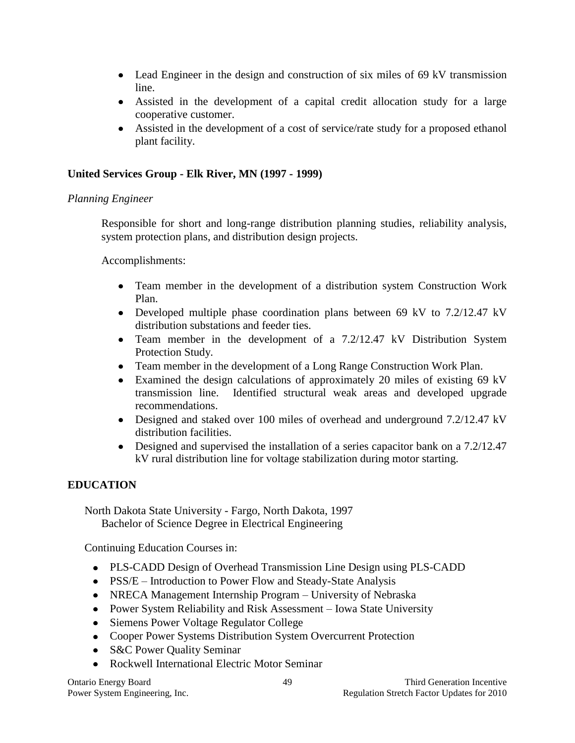- Lead Engineer in the design and construction of six miles of 69 kV transmission line.
- Assisted in the development of a capital credit allocation study for a large cooperative customer.
- Assisted in the development of a cost of service/rate study for a proposed ethanol plant facility.

**United Services Group - Elk River, MN (1997 - 1999)**

*Planning Engineer*

Responsible for short and long-range distribution planning studies, reliability analysis, system protection plans, and distribution design projects.

Accomplishments:

- Team member in the development of a distribution system Construction Work Plan.
- Developed multiple phase coordination plans between 69 kV to 7.2/12.47 kV distribution substations and feeder ties.
- Team member in the development of a 7.2/12.47 kV Distribution System Protection Study.
- Team member in the development of a Long Range Construction Work Plan.
- Examined the design calculations of approximately 20 miles of existing 69 kV transmission line. Identified structural weak areas and developed upgrade recommendations.
- Designed and staked over 100 miles of overhead and underground 7.2/12.47 kV distribution facilities.
- Designed and supervised the installation of a series capacitor bank on a 7.2/12.47 kV rural distribution line for voltage stabilization during motor starting.

**EDUCATION**

North Dakota State University - Fargo, North Dakota, 1997
Bachelor of Science Degree in Electrical Engineering

Continuing Education Courses in:

- PLS-CADD Design of Overhead Transmission Line Design using PLS-CADD
- PSS/E – Introduction to Power Flow and Steady-State Analysis
- NRECA Management Internship Program – University of Nebraska
- Power System Reliability and Risk Assessment – Iowa State University
- Siemens Power Voltage Regulator College
- Cooper Power Systems Distribution System Overcurrent Protection
- S&C Power Quality Seminar
- Rockwell International Electric Motor Seminar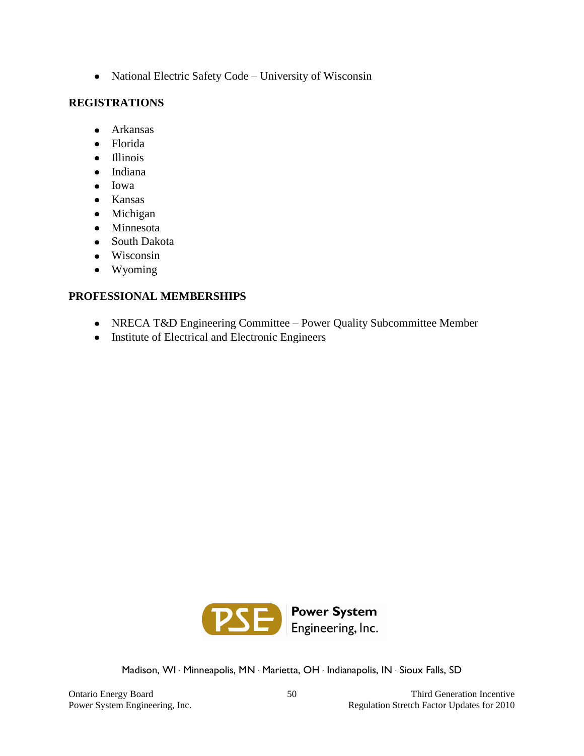- National Electric Safety Code – University of Wisconsin

**REGISTRATIONS**

- Arkansas
- Florida
- Illinois
- Indiana
- Iowa
- Kansas
- Michigan
- Minnesota
- South Dakota
- Wisconsin
- Wyoming

**PROFESSIONAL MEMBERSHIPS**

- NRECA T&D Engineering Committee – Power Quality Subcommittee Member
- Institute of Electrical and Electronic Engineers

PSE Power System Engineering, Inc.

Madison, WI · Minneapolis, MN · Marietta, OH · Indianapolis, IN · Sioux Falls, SD